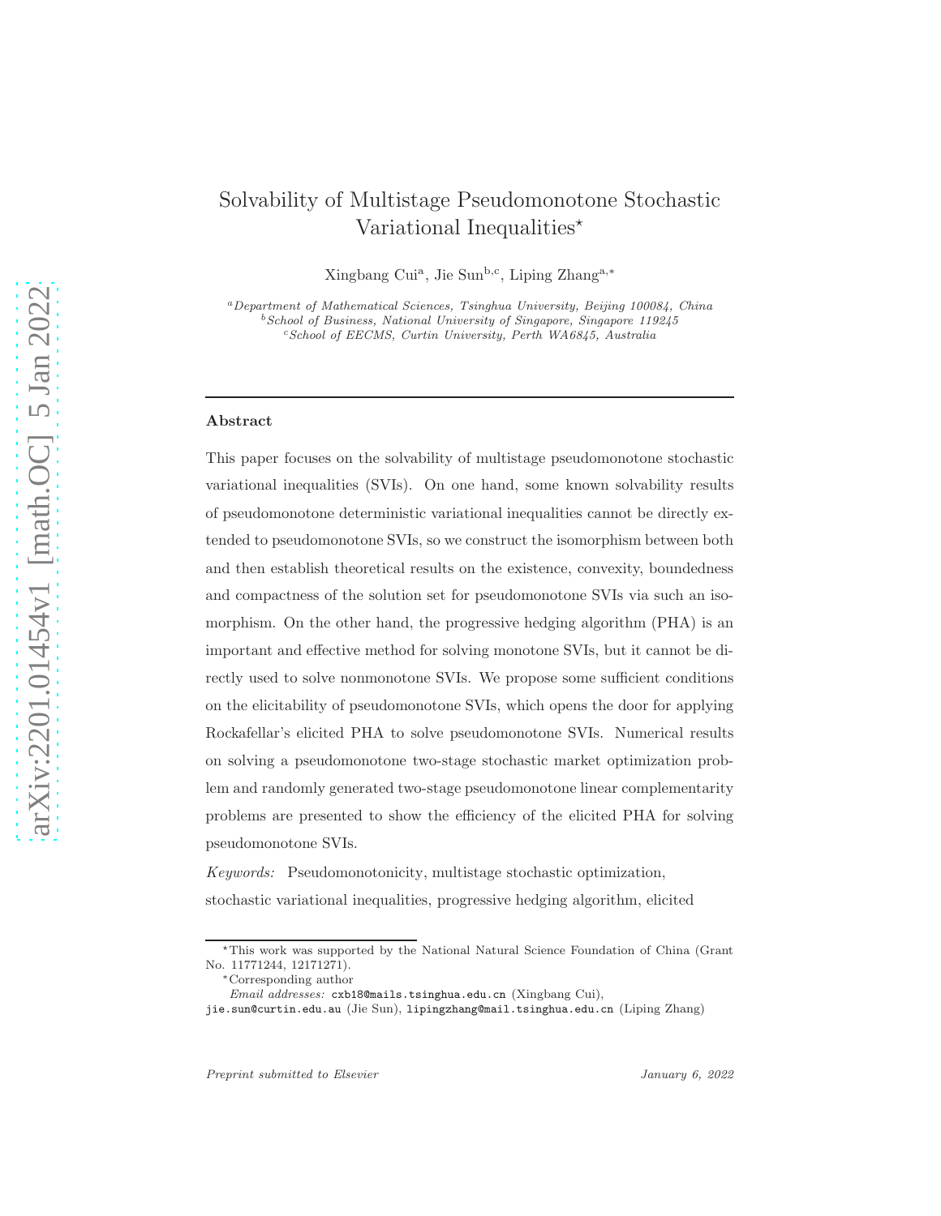# Solvability of Multistage Pseudomonotone Stochastic Variational Inequalities*

Xingbang Cui[a], Jie Sun[b,c], Liping Zhang[a,*]

[a]*Department of Mathematical Sciences, Tsinghua University, Beijing 100084, China*
[b]*School of Business, National University of Singapore, Singapore 119245*
[c]*School of EECMS, Curtin University, Perth WA6845, Australia*

---

## Abstract

This paper focuses on the solvability of multistage pseudomonotone stochastic variational inequalities (SVIs). On one hand, some known solvability results of pseudomonotone deterministic variational inequalities cannot be directly extended to pseudomonotone SVIs, so we construct the isomorphism between both and then establish theoretical results on the existence, convexity, boundedness and compactness of the solution set for pseudomonotone SVIs via such an isomorphism. On the other hand, the progressive hedging algorithm (PHA) is an important and effective method for solving monotone SVIs, but it cannot be directly used to solve nonmonotone SVIs. We propose some sufficient conditions on the elicitability of pseudomonotone SVIs, which opens the door for applying Rockafellar's elicited PHA to solve pseudomonotone SVIs. Numerical results on solving a pseudomonotone two-stage stochastic market optimization problem and randomly generated two-stage pseudomonotone linear complementarity problems are presented to show the efficiency of the elicited PHA for solving pseudomonotone SVIs.

*Keywords:* Pseudomonotonicity, multistage stochastic optimization, stochastic variational inequalities, progressive hedging algorithm, elicited

---

*This work was supported by the National Natural Science Foundation of China (Grant No. 11771244, 12171271).

*Corresponding author

*Email addresses:* cxb18@mails.tsinghua.edu.cn (Xingbang Cui), jie.sun@curtin.edu.au (Jie Sun), lipingzhang@mail.tsinghua.edu.cn (Liping Zhang)

*Preprint submitted to Elsevier* *January 6, 2022*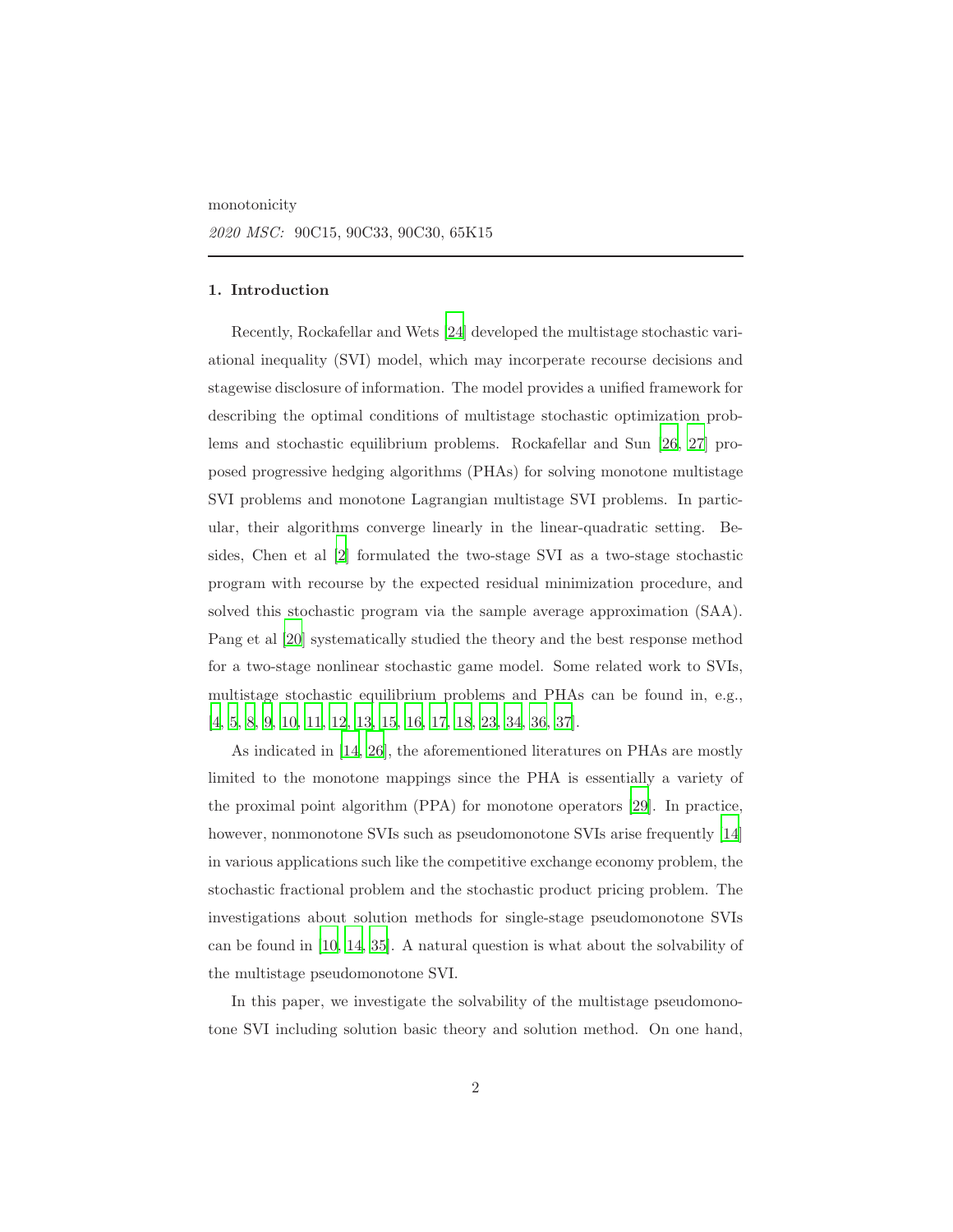monotonicity

*2020 MSC:* 90C15, 90C33, 90C30, 65K15

## 1. Introduction

Recently, Rockafellar and Wets [24] developed the multistage stochastic variational inequality (SVI) model, which may incorperate recourse decisions and stagewise disclosure of information. The model provides a unified framework for describing the optimal conditions of multistage stochastic optimization problems and stochastic equilibrium problems. Rockafellar and Sun [26, 27] proposed progressive hedging algorithms (PHAs) for solving monotone multistage SVI problems and monotone Lagrangian multistage SVI problems. In particular, their algorithms converge linearly in the linear-quadratic setting. Besides, Chen et al [2] formulated the two-stage SVI as a two-stage stochastic program with recourse by the expected residual minimization procedure, and solved this stochastic program via the sample average approximation (SAA). Pang et al [20] systematically studied the theory and the best response method for a two-stage nonlinear stochastic game model. Some related work to SVIs, multistage stochastic equilibrium problems and PHAs can be found in, e.g., [4, 5, 8, 9, 10, 11, 12, 13, 15, 16, 17, 18, 23, 34, 36, 37].

As indicated in [14, 26], the aforementioned literatures on PHAs are mostly limited to the monotone mappings since the PHA is essentially a variety of the proximal point algorithm (PPA) for monotone operators [29]. In practice, however, nonmonotone SVIs such as pseudomonotone SVIs arise frequently [14] in various applications such like the competitive exchange economy problem, the stochastic fractional problem and the stochastic product pricing problem. The investigations about solution methods for single-stage pseudomonotone SVIs can be found in [10, 14, 35]. A natural question is what about the solvability of the multistage pseudomonotone SVI.

In this paper, we investigate the solvability of the multistage pseudomonotone SVI including solution basic theory and solution method. On one hand,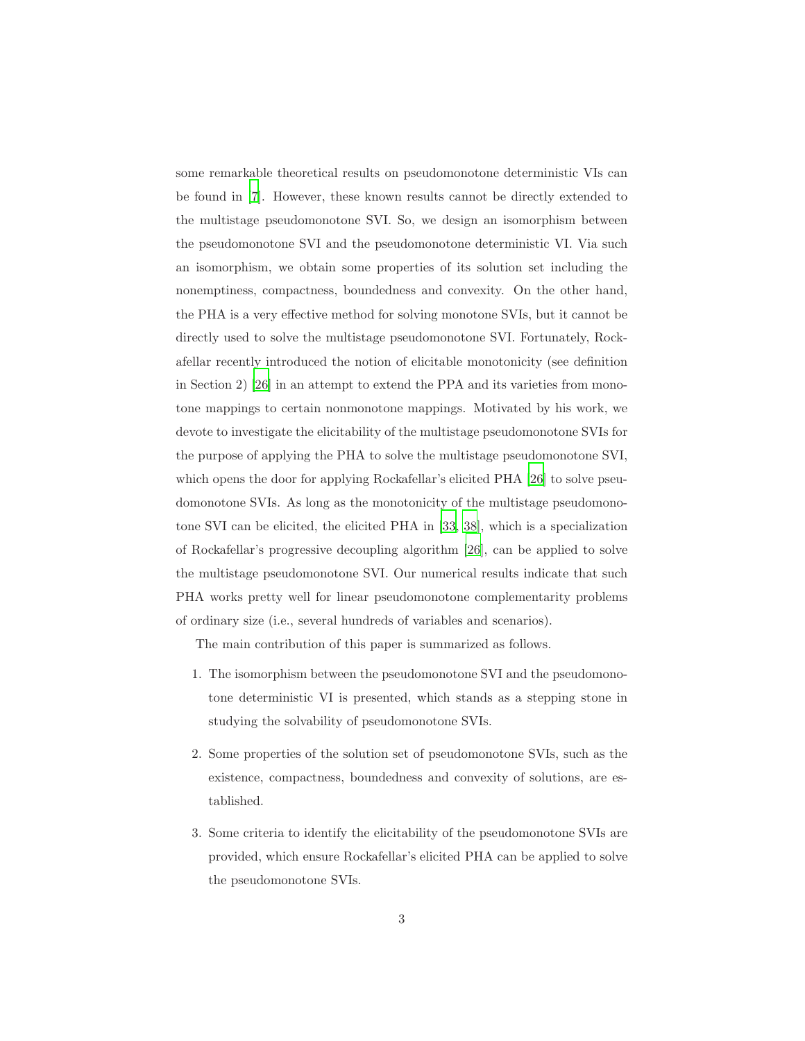some remarkable theoretical results on pseudomonotone deterministic VIs can be found in [7]. However, these known results cannot be directly extended to the multistage pseudomonotone SVI. So, we design an isomorphism between the pseudomonotone SVI and the pseudomonotone deterministic VI. Via such an isomorphism, we obtain some properties of its solution set including the nonemptiness, compactness, boundedness and convexity. On the other hand, the PHA is a very effective method for solving monotone SVIs, but it cannot be directly used to solve the multistage pseudomonotone SVI. Fortunately, Rockafellar recently introduced the notion of elicitable monotonicity (see definition in Section 2) [26] in an attempt to extend the PPA and its varieties from monotone mappings to certain nonmonotone mappings. Motivated by his work, we devote to investigate the elicitability of the multistage pseudomonotone SVIs for the purpose of applying the PHA to solve the multistage pseudomonotone SVI, which opens the door for applying Rockafellar's elicited PHA [26] to solve pseudomonotone SVIs. As long as the monotonicity of the multistage pseudomonotone SVI can be elicited, the elicited PHA in [33, 38], which is a specialization of Rockafellar's progressive decoupling algorithm [26], can be applied to solve the multistage pseudomonotone SVI. Our numerical results indicate that such PHA works pretty well for linear pseudomonotone complementarity problems of ordinary size (i.e., several hundreds of variables and scenarios).

The main contribution of this paper is summarized as follows.

1. The isomorphism between the pseudomonotone SVI and the pseudomonotone deterministic VI is presented, which stands as a stepping stone in studying the solvability of pseudomonotone SVIs.

2. Some properties of the solution set of pseudomonotone SVIs, such as the existence, compactness, boundedness and convexity of solutions, are established.

3. Some criteria to identify the elicitability of the pseudomonotone SVIs are provided, which ensure Rockafellar's elicited PHA can be applied to solve the pseudomonotone SVIs.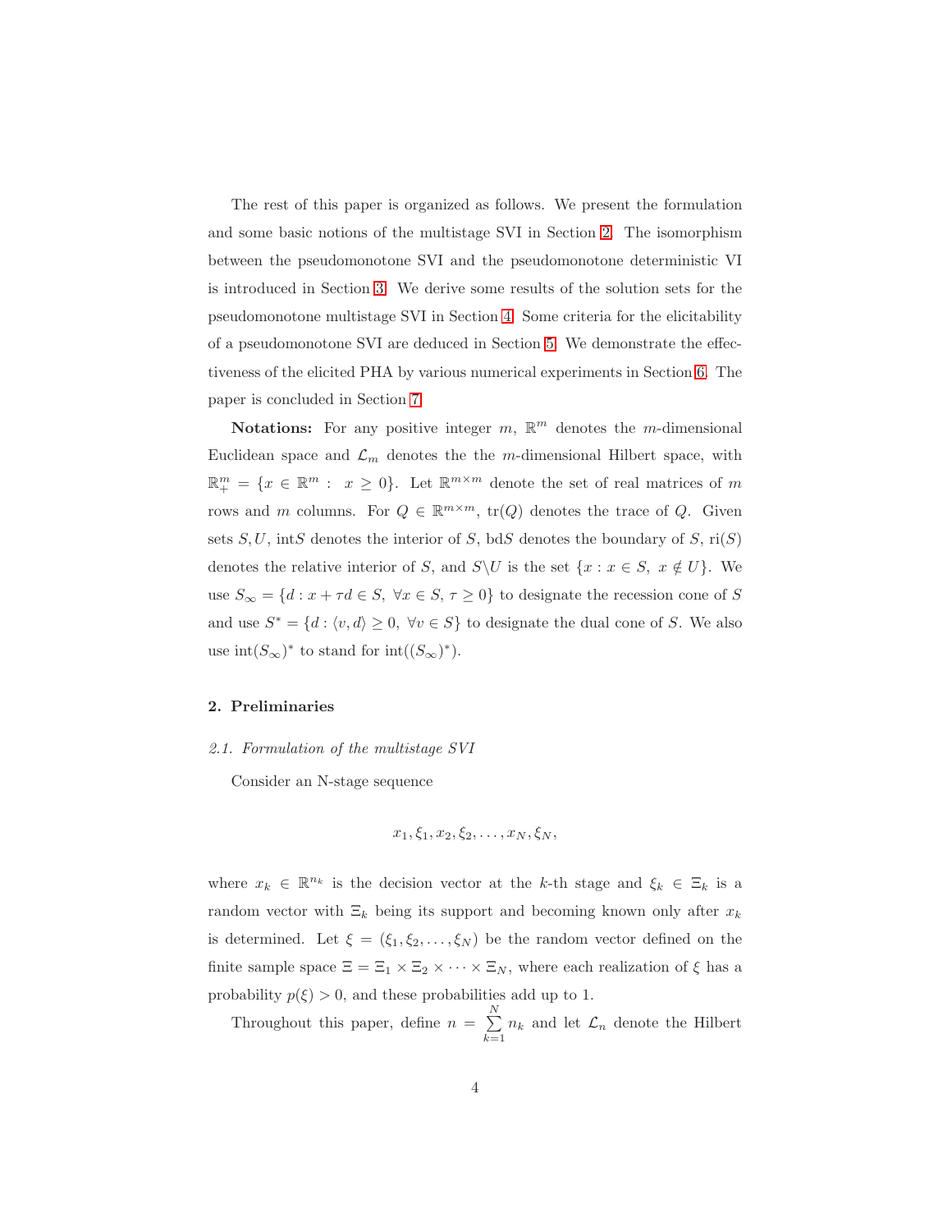The rest of this paper is organized as follows. We present the formulation and some basic notions of the multistage SVI in Section 2. The isomorphism between the pseudomonotone SVI and the pseudomonotone deterministic VI is introduced in Section 3. We derive some results of the solution sets for the pseudomonotone multistage SVI in Section 4. Some criteria for the elicitability of a pseudomonotone SVI are deduced in Section 5. We demonstrate the effectiveness of the elicited PHA by various numerical experiments in Section 6. The paper is concluded in Section 7.

**Notations:** For any positive integer $m$, $\mathbb{R}^m$ denotes the $m$-dimensional Euclidean space and $\mathcal{L}_m$ denotes the the $m$-dimensional Hilbert space, with $\mathbb{R}^m_+ = \{x \in \mathbb{R}^m : \ x \geq 0\}$. Let $\mathbb{R}^{m\times m}$ denote the set of real matrices of $m$ rows and $m$ columns. For $Q \in \mathbb{R}^{m\times m}$, $\mathrm{tr}(Q)$ denotes the trace of $Q$. Given sets $S, U$, $\mathrm{int}S$ denotes the interior of $S$, $\mathrm{bd}S$ denotes the boundary of $S$, $\mathrm{ri}(S)$ denotes the relative interior of $S$, and $S\backslash U$ is the set $\{x : x \in S, \ x \notin U\}$. We use $S_\infty = \{d : x + \tau d \in S, \ \forall x \in S, \tau \geq 0\}$ to designate the recession cone of $S$ and use $S^* = \{d : \langle v, d\rangle \geq 0, \ \forall v \in S\}$ to designate the dual cone of $S$. We also use $\mathrm{int}(S_\infty)^*$ to stand for $\mathrm{int}((S_\infty)^*)$.

## 2. Preliminaries

### *2.1. Formulation of the multistage SVI*

Consider an N-stage sequence

$$x_1, \xi_1, x_2, \xi_2, \ldots, x_N, \xi_N,$$

where $x_k \in \mathbb{R}^{n_k}$ is the decision vector at the $k$-th stage and $\xi_k \in \Xi_k$ is a random vector with $\Xi_k$ being its support and becoming known only after $x_k$ is determined. Let $\xi = (\xi_1, \xi_2, \ldots, \xi_N)$ be the random vector defined on the finite sample space $\Xi = \Xi_1 \times \Xi_2 \times \cdots \times \Xi_N$, where each realization of $\xi$ has a probability $p(\xi) > 0$, and these probabilities add up to 1.

Throughout this paper, define $n = \sum_{k=1}^{N} n_k$ and let $\mathcal{L}_n$ denote the Hilbert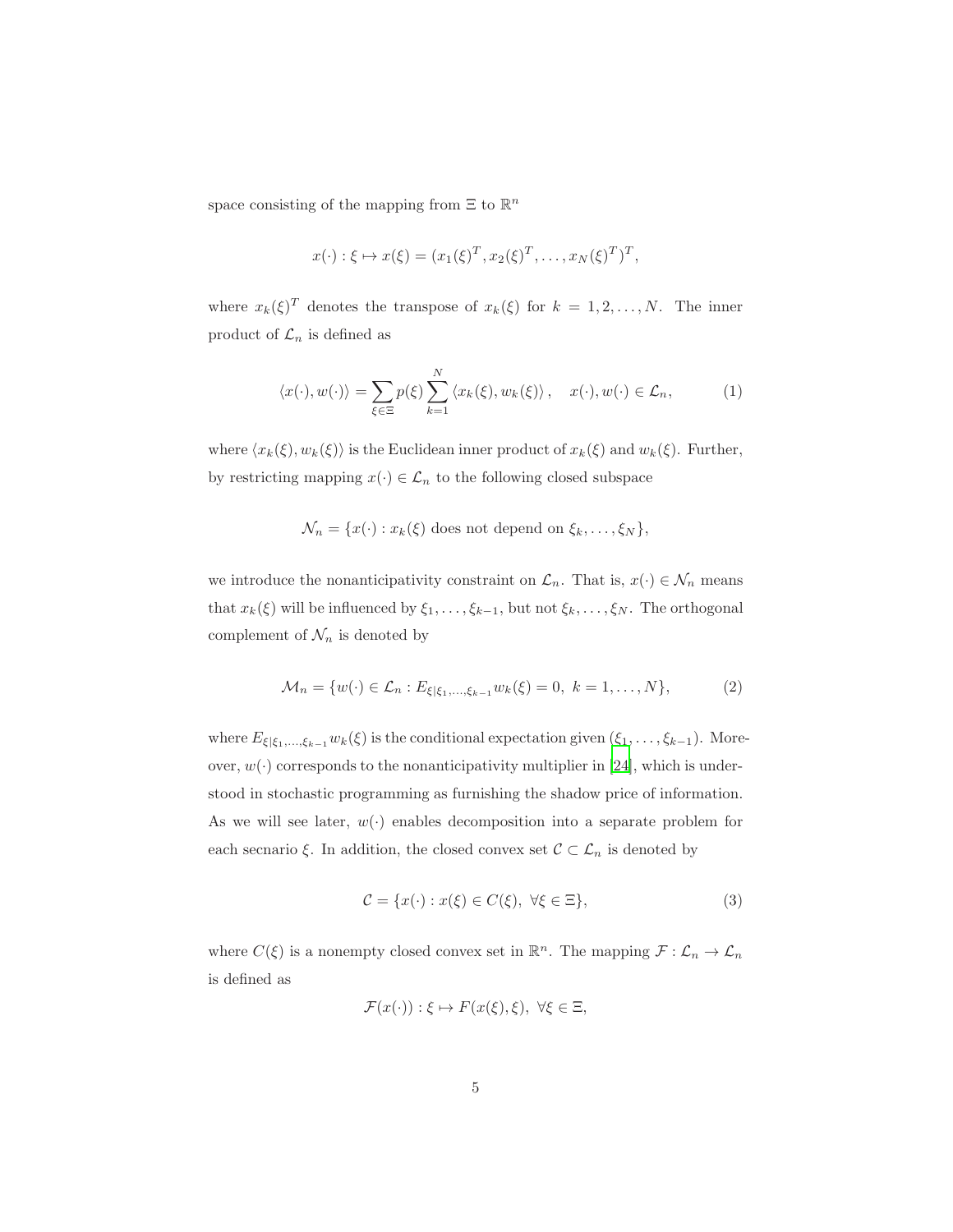space consisting of the mapping from $\Xi$ to $\mathbb{R}^n$

$$x(\cdot) : \xi \mapsto x(\xi) = (x_1(\xi)^T, x_2(\xi)^T, \dots, x_N(\xi)^T)^T,$$

where $x_k(\xi)^T$ denotes the transpose of $x_k(\xi)$ for $k = 1, 2, \dots, N$. The inner product of $\mathcal{L}_n$ is defined as

$$\langle x(\cdot), w(\cdot) \rangle = \sum_{\xi \in \Xi} p(\xi) \sum_{k=1}^{N} \langle x_k(\xi), w_k(\xi) \rangle, \quad x(\cdot), w(\cdot) \in \mathcal{L}_n, \tag{1}$$

where $\langle x_k(\xi), w_k(\xi) \rangle$ is the Euclidean inner product of $x_k(\xi)$ and $w_k(\xi)$. Further, by restricting mapping $x(\cdot) \in \mathcal{L}_n$ to the following closed subspace

$$\mathcal{N}_n = \{x(\cdot) : x_k(\xi) \text{ does not depend on } \xi_k, \dots, \xi_N\},$$

we introduce the nonanticipativity constraint on $\mathcal{L}_n$. That is, $x(\cdot) \in \mathcal{N}_n$ means that $x_k(\xi)$ will be influenced by $\xi_1, \dots, \xi_{k-1}$, but not $\xi_k, \dots, \xi_N$. The orthogonal complement of $\mathcal{N}_n$ is denoted by

$$\mathcal{M}_n = \{w(\cdot) \in \mathcal{L}_n : E_{\xi|\xi_1,\dots,\xi_{k-1}} w_k(\xi) = 0, \ k = 1, \dots, N\}, \tag{2}$$

where $E_{\xi|\xi_1,\dots,\xi_{k-1}} w_k(\xi)$ is the conditional expectation given $(\xi_1, \dots, \xi_{k-1})$. Moreover, $w(\cdot)$ corresponds to the nonanticipativity multiplier in [24], which is understood in stochastic programming as furnishing the shadow price of information. As we will see later, $w(\cdot)$ enables decomposition into a separate problem for each secnario $\xi$. In addition, the closed convex set $\mathcal{C} \subset \mathcal{L}_n$ is denoted by

$$\mathcal{C} = \{x(\cdot) : x(\xi) \in C(\xi), \ \forall \xi \in \Xi\}, \tag{3}$$

where $C(\xi)$ is a nonempty closed convex set in $\mathbb{R}^n$. The mapping $\mathcal{F} : \mathcal{L}_n \to \mathcal{L}_n$ is defined as

$$\mathcal{F}(x(\cdot)) : \xi \mapsto F(x(\xi), \xi), \ \forall \xi \in \Xi,$$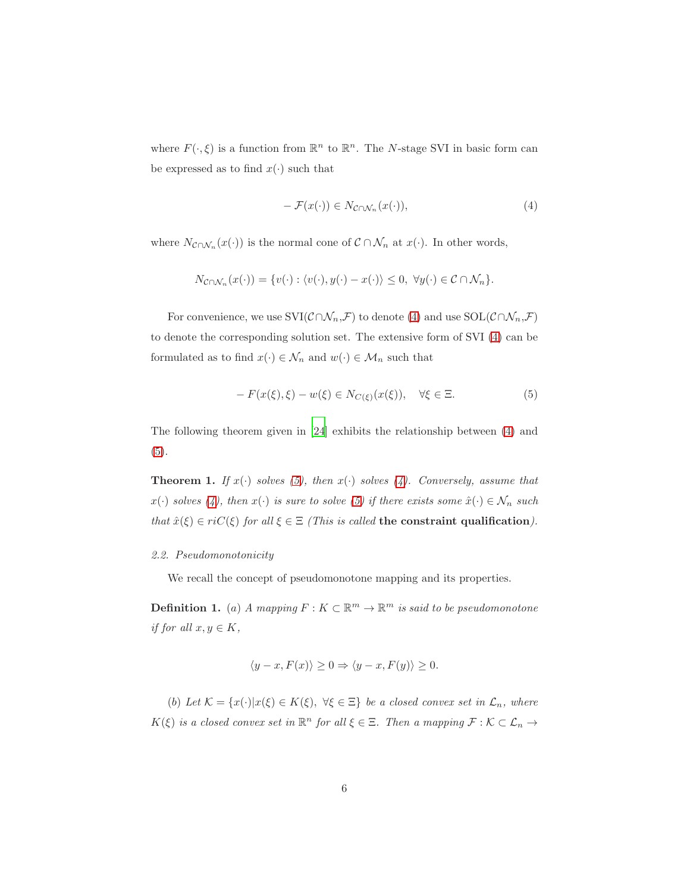where $F(\cdot, \xi)$ is a function from $\mathbb{R}^n$ to $\mathbb{R}^n$. The $N$-stage SVI in basic form can be expressed as to find $x(\cdot)$ such that

$$-\mathcal{F}(x(\cdot)) \in N_{\mathcal{C}\cap\mathcal{N}_n}(x(\cdot)), \tag{4}$$

where $N_{\mathcal{C}\cap\mathcal{N}_n}(x(\cdot))$ is the normal cone of $\mathcal{C} \cap \mathcal{N}_n$ at $x(\cdot)$. In other words,

$$N_{\mathcal{C}\cap\mathcal{N}_n}(x(\cdot)) = \{v(\cdot) : \langle v(\cdot), y(\cdot) - x(\cdot)\rangle \leq 0, \ \forall y(\cdot) \in \mathcal{C} \cap \mathcal{N}_n\}.$$

For convenience, we use SVI($\mathcal{C}\cap\mathcal{N}_n$,$\mathcal{F}$) to denote (4) and use SOL($\mathcal{C}\cap\mathcal{N}_n$,$\mathcal{F}$) to denote the corresponding solution set. The extensive form of SVI (4) can be formulated as to find $x(\cdot) \in \mathcal{N}_n$ and $w(\cdot) \in \mathcal{M}_n$ such that

$$-F(x(\xi), \xi) - w(\xi) \in N_{C(\xi)}(x(\xi)), \quad \forall \xi \in \Xi. \tag{5}$$

The following theorem given in [24] exhibits the relationship between (4) and (5).

**Theorem 1.** *If $x(\cdot)$ solves (5), then $x(\cdot)$ solves (4). Conversely, assume that $x(\cdot)$ solves (4), then $x(\cdot)$ is sure to solve (5) if there exists some $\hat{x}(\cdot) \in \mathcal{N}_n$ such that $\hat{x}(\xi) \in riC(\xi)$ for all $\xi \in \Xi$ (This is called* **the constraint qualification***).*

### 2.2. Pseudomonotonicity

We recall the concept of pseudomonotone mapping and its properties.

**Definition 1.** *(a) A mapping $F : K \subset \mathbb{R}^m \to \mathbb{R}^m$ is said to be pseudomonotone if for all $x, y \in K$,*

$$\langle y - x, F(x)\rangle \geq 0 \Rightarrow \langle y - x, F(y)\rangle \geq 0.$$

*(b) Let $\mathcal{K} = \{x(\cdot)|x(\xi) \in K(\xi), \ \forall \xi \in \Xi\}$ be a closed convex set in $\mathcal{L}_n$, where $K(\xi)$ is a closed convex set in $\mathbb{R}^n$ for all $\xi \in \Xi$. Then a mapping $\mathcal{F} : \mathcal{K} \subset \mathcal{L}_n \to$*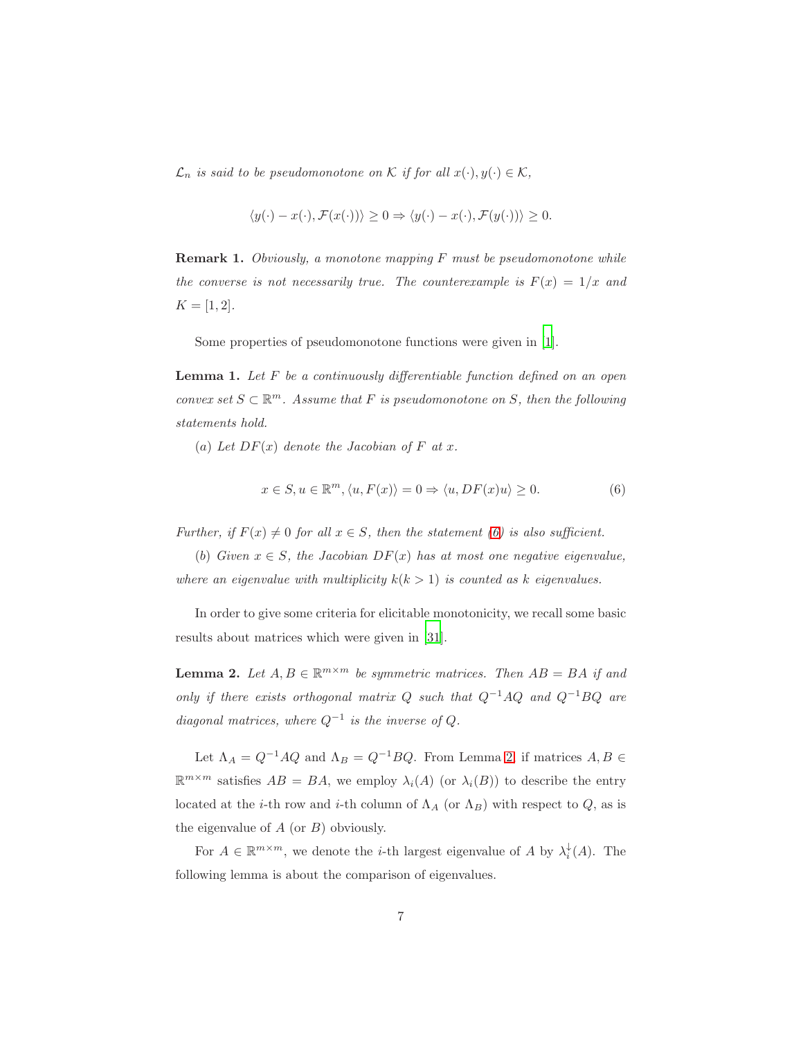*$\mathcal{L}_n$ is said to be pseudomonotone on $\mathcal{K}$ if for all $x(\cdot), y(\cdot) \in \mathcal{K}$,*

$$\langle y(\cdot) - x(\cdot), \mathcal{F}(x(\cdot))\rangle \geq 0 \Rightarrow \langle y(\cdot) - x(\cdot), \mathcal{F}(y(\cdot))\rangle \geq 0.$$

**Remark 1.** *Obviously, a monotone mapping $F$ must be pseudomonotone while the converse is not necessarily true. The counterexample is $F(x) = 1/x$ and $K = [1, 2]$.*

Some properties of pseudomonotone functions were given in [1].

**Lemma 1.** *Let $F$ be a continuously differentiable function defined on an open convex set $S \subset \mathbb{R}^m$. Assume that $F$ is pseudomonotone on $S$, then the following statements hold.*

*(a) Let $DF(x)$ denote the Jacobian of $F$ at $x$.*

$$x \in S, u \in \mathbb{R}^m, \langle u, F(x)\rangle = 0 \Rightarrow \langle u, DF(x)u\rangle \geq 0. \tag{6}$$

*Further, if $F(x) \neq 0$ for all $x \in S$, then the statement (6) is also sufficient.*

*(b) Given $x \in S$, the Jacobian $DF(x)$ has at most one negative eigenvalue, where an eigenvalue with multiplicity $k (k > 1)$ is counted as $k$ eigenvalues.*

In order to give some criteria for elicitable monotonicity, we recall some basic results about matrices which were given in [31].

**Lemma 2.** *Let $A, B \in \mathbb{R}^{m\times m}$ be symmetric matrices. Then $AB = BA$ if and only if there exists orthogonal matrix $Q$ such that $Q^{-1}AQ$ and $Q^{-1}BQ$ are diagonal matrices, where $Q^{-1}$ is the inverse of $Q$.*

Let $\Lambda_A = Q^{-1}AQ$ and $\Lambda_B = Q^{-1}BQ$. From Lemma 2, if matrices $A, B \in \mathbb{R}^{m\times m}$ satisfies $AB = BA$, we employ $\lambda_i(A)$ (or $\lambda_i(B)$) to describe the entry located at the $i$-th row and $i$-th column of $\Lambda_A$ (or $\Lambda_B$) with respect to $Q$, as is the eigenvalue of $A$ (or $B$) obviously.

For $A \in \mathbb{R}^{m\times m}$, we denote the $i$-th largest eigenvalue of $A$ by $\lambda_i^{\downarrow}(A)$. The following lemma is about the comparison of eigenvalues.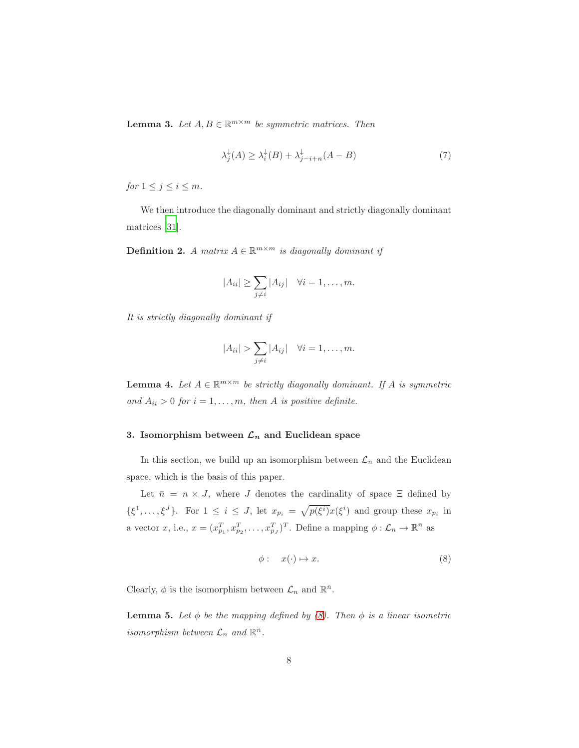**Lemma 3.** *Let $A, B \in \mathbb{R}^{m \times m}$ be symmetric matrices. Then*

$$\lambda_j^{\downarrow}(A) \geq \lambda_i^{\downarrow}(B) + \lambda_{j-i+n}^{\downarrow}(A - B) \tag{7}$$

*for $1 \leq j \leq i \leq m$.*

We then introduce the diagonally dominant and strictly diagonally dominant matrices [31].

**Definition 2.** *A matrix $A \in \mathbb{R}^{m \times m}$ is diagonally dominant if*

$$|A_{ii}| \geq \sum_{j \neq i} |A_{ij}| \quad \forall i = 1, \ldots, m.$$

*It is strictly diagonally dominant if*

$$|A_{ii}| > \sum_{j \neq i} |A_{ij}| \quad \forall i = 1, \ldots, m.$$

**Lemma 4.** *Let $A \in \mathbb{R}^{m \times m}$ be strictly diagonally dominant. If $A$ is symmetric and $A_{ii} > 0$ for $i = 1, \ldots, m$, then $A$ is positive definite.*

## 3. Isomorphism between $\mathcal{L}_n$ and Euclidean space

In this section, we build up an isomorphism between $\mathcal{L}_n$ and the Euclidean space, which is the basis of this paper.

Let $\bar{n} = n \times J$, where $J$ denotes the cardinality of space $\Xi$ defined by $\{\xi^1, \ldots, \xi^J\}$. For $1 \leq i \leq J$, let $x_{p_i} = \sqrt{p(\xi^i)} x(\xi^i)$ and group these $x_{p_i}$ in a vector $x$, i.e., $x = (x_{p_1}^T, x_{p_2}^T, \ldots, x_{p_J}^T)^T$. Define a mapping $\phi : \mathcal{L}_n \to \mathbb{R}^{\bar{n}}$ as

$$\phi : \quad x(\cdot) \mapsto x. \tag{8}$$

Clearly, $\phi$ is the isomorphism between $\mathcal{L}_n$ and $\mathbb{R}^{\bar{n}}$.

**Lemma 5.** *Let $\phi$ be the mapping defined by (8). Then $\phi$ is a linear isometric isomorphism between $\mathcal{L}_n$ and $\mathbb{R}^{\bar{n}}$.*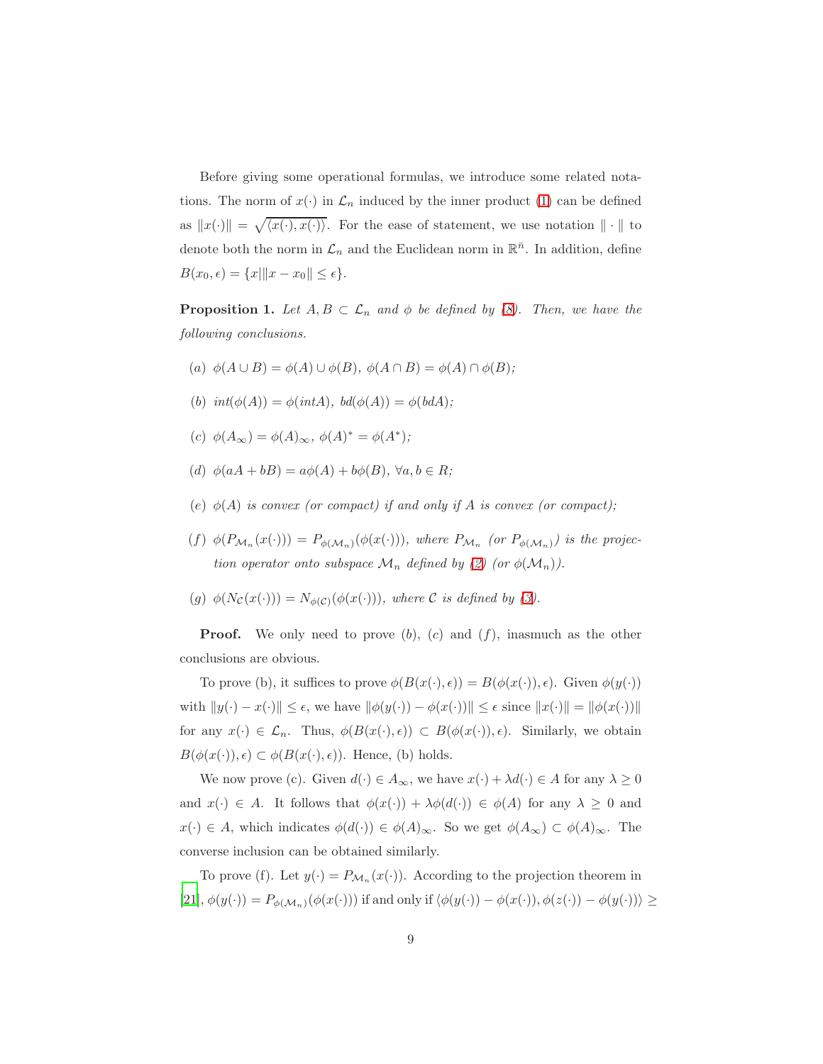Before giving some operational formulas, we introduce some related notations. The norm of $x(\cdot)$ in $\mathcal{L}_n$ induced by the inner product (1) can be defined as $\|x(\cdot)\| = \sqrt{\langle x(\cdot), x(\cdot)\rangle}$. For the ease of statement, we use notation $\|\cdot\|$ to denote both the norm in $\mathcal{L}_n$ and the Euclidean norm in $\mathbb{R}^{\bar{n}}$. In addition, define $B(x_0, \epsilon) = \{x | \|x - x_0\| \leq \epsilon\}$.

**Proposition 1.** *Let $A, B \subset \mathcal{L}_n$ and $\phi$ be defined by (8). Then, we have the following conclusions.*

(a) $\phi(A \cup B) = \phi(A) \cup \phi(B)$, $\phi(A \cap B) = \phi(A) \cap \phi(B)$;

(b) $int(\phi(A)) = \phi(intA)$, $bd(\phi(A)) = \phi(bdA)$;

(c) $\phi(A_\infty) = \phi(A)_\infty$, $\phi(A)^* = \phi(A^*)$;

(d) $\phi(aA + bB) = a\phi(A) + b\phi(B)$, $\forall a, b \in R$;

(e) *$\phi(A)$ is convex (or compact) if and only if $A$ is convex (or compact);*

(f) *$\phi(P_{\mathcal{M}_n}(x(\cdot))) = P_{\phi(\mathcal{M}_n)}(\phi(x(\cdot)))$, where $P_{\mathcal{M}_n}$ (or $P_{\phi(\mathcal{M}_n)}$) is the projection operator onto subspace $\mathcal{M}_n$ defined by (2) (or $\phi(\mathcal{M}_n)$).*

(g) *$\phi(N_{\mathcal{C}}(x(\cdot))) = N_{\phi(\mathcal{C})}(\phi(x(\cdot)))$, where $\mathcal{C}$ is defined by (3).*

**Proof.** We only need to prove $(b)$, $(c)$ and $(f)$, inasmuch as the other conclusions are obvious.

To prove (b), it suffices to prove $\phi(B(x(\cdot), \epsilon)) = B(\phi(x(\cdot)), \epsilon)$. Given $\phi(y(\cdot))$ with $\|y(\cdot) - x(\cdot)\| \leq \epsilon$, we have $\|\phi(y(\cdot)) - \phi(x(\cdot))\| \leq \epsilon$ since $\|x(\cdot)\| = \|\phi(x(\cdot))\|$ for any $x(\cdot) \in \mathcal{L}_n$. Thus, $\phi(B(x(\cdot), \epsilon)) \subset B(\phi(x(\cdot)), \epsilon)$. Similarly, we obtain $B(\phi(x(\cdot)), \epsilon) \subset \phi(B(x(\cdot), \epsilon))$. Hence, (b) holds.

We now prove (c). Given $d(\cdot) \in A_\infty$, we have $x(\cdot) + \lambda d(\cdot) \in A$ for any $\lambda \geq 0$ and $x(\cdot) \in A$. It follows that $\phi(x(\cdot)) + \lambda\phi(d(\cdot)) \in \phi(A)$ for any $\lambda \geq 0$ and $x(\cdot) \in A$, which indicates $\phi(d(\cdot)) \in \phi(A)_\infty$. So we get $\phi(A_\infty) \subset \phi(A)_\infty$. The converse inclusion can be obtained similarly.

To prove (f). Let $y(\cdot) = P_{\mathcal{M}_n}(x(\cdot))$. According to the projection theorem in [21], $\phi(y(\cdot)) = P_{\phi(\mathcal{M}_n)}(\phi(x(\cdot)))$ if and only if $\langle \phi(y(\cdot)) - \phi(x(\cdot)), \phi(z(\cdot)) - \phi(y(\cdot))\rangle \geq$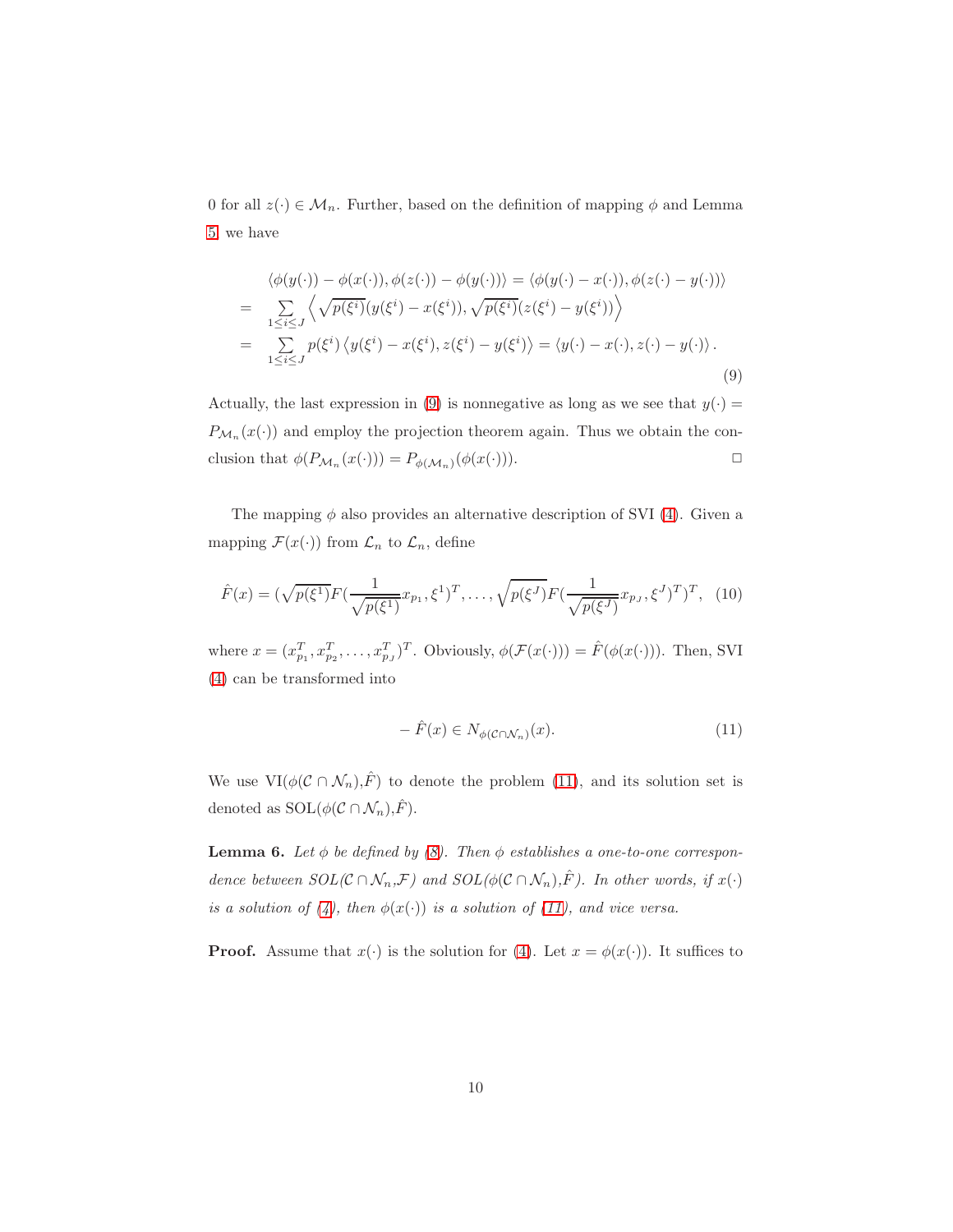0 for all $z(\cdot) \in \mathcal{M}_n$. Further, based on the definition of mapping $\phi$ and Lemma 5, we have

$$
\begin{aligned}
& \langle \phi(y(\cdot)) - \phi(x(\cdot)), \phi(z(\cdot)) - \phi(y(\cdot)) \rangle = \langle \phi(y(\cdot) - x(\cdot)), \phi(z(\cdot) - y(\cdot)) \rangle \\
= & \sum_{1 \leq i \leq J} \left\langle \sqrt{p(\xi^i)}(y(\xi^i) - x(\xi^i)), \sqrt{p(\xi^i)}(z(\xi^i) - y(\xi^i)) \right\rangle \\
= & \sum_{1 \leq i \leq J} p(\xi^i) \left\langle y(\xi^i) - x(\xi^i), z(\xi^i) - y(\xi^i) \right\rangle = \langle y(\cdot) - x(\cdot), z(\cdot) - y(\cdot) \rangle .
\end{aligned} \tag{9}
$$

Actually, the last expression in (9) is nonnegative as long as we see that $y(\cdot) = P_{\mathcal{M}_n}(x(\cdot))$ and employ the projection theorem again. Thus we obtain the conclusion that $\phi(P_{\mathcal{M}_n}(x(\cdot))) = P_{\phi(\mathcal{M}_n)}(\phi(x(\cdot)))$. □

The mapping $\phi$ also provides an alternative description of SVI (4). Given a mapping $\mathcal{F}(x(\cdot))$ from $\mathcal{L}_n$ to $\mathcal{L}_n$, define

$$
\hat{F}(x) = (\sqrt{p(\xi^1)} F(\frac{1}{\sqrt{p(\xi^1)}} x_{p_1}, \xi^1)^T, \ldots, \sqrt{p(\xi^J)} F(\frac{1}{\sqrt{p(\xi^J)}} x_{p_J}, \xi^J)^T)^T, \tag{10}
$$

where $x = (x_{p_1}^T, x_{p_2}^T, \ldots, x_{p_J}^T)^T$. Obviously, $\phi(\mathcal{F}(x(\cdot))) = \hat{F}(\phi(x(\cdot)))$. Then, SVI (4) can be transformed into

$$
-\hat{F}(x) \in N_{\phi(\mathcal{C} \cap \mathcal{N}_n)}(x). \tag{11}
$$

We use VI($\phi(\mathcal{C} \cap \mathcal{N}_n)$,$\hat{F}$) to denote the problem (11), and its solution set is denoted as SOL($\phi(\mathcal{C} \cap \mathcal{N}_n)$,$\hat{F}$).

**Lemma 6.** *Let $\phi$ be defined by (8). Then $\phi$ establishes a one-to-one correspondence between SOL($\mathcal{C} \cap \mathcal{N}_n$,$\mathcal{F}$) and SOL($\phi(\mathcal{C} \cap \mathcal{N}_n)$,$\hat{F}$). In other words, if $x(\cdot)$ is a solution of (4), then $\phi(x(\cdot))$ is a solution of (11), and vice versa.*

**Proof.** Assume that $x(\cdot)$ is the solution for (4). Let $x = \phi(x(\cdot))$. It suffices to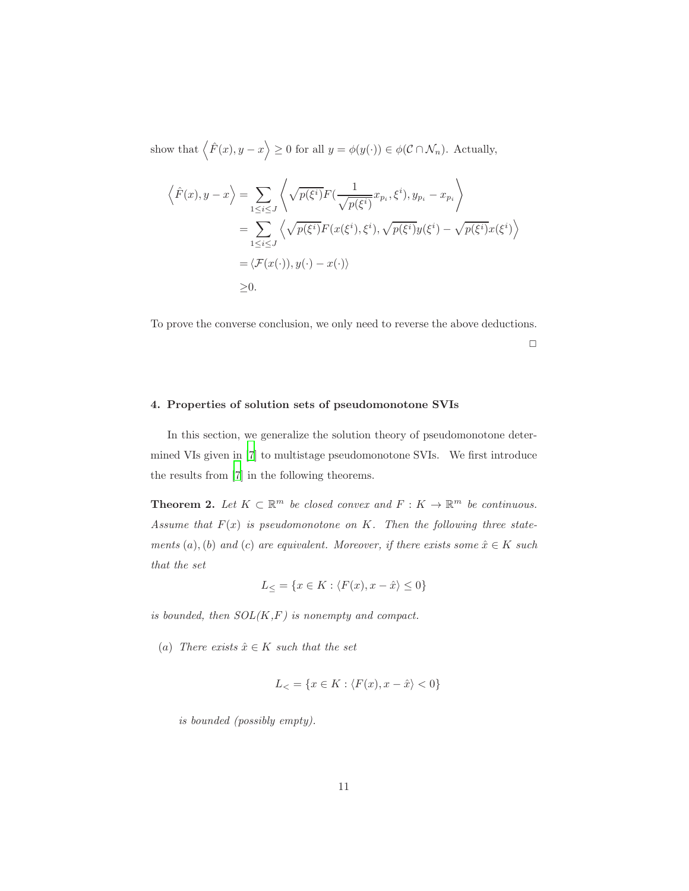show that $\left\langle \hat{F}(x), y - x \right\rangle \geq 0$ for all $y = \phi(y(\cdot)) \in \phi(\mathcal{C} \cap \mathcal{N}_n)$. Actually,

$$
\begin{aligned}
\left\langle \hat{F}(x), y - x \right\rangle &= \sum_{1 \leq i \leq J} \left\langle \sqrt{p(\xi^i)} F(\frac{1}{\sqrt{p(\xi^i)}} x_{p_i}, \xi^i), y_{p_i} - x_{p_i} \right\rangle \\
&= \sum_{1 \leq i \leq J} \left\langle \sqrt{p(\xi^i)} F(x(\xi^i), \xi^i), \sqrt{p(\xi^i)} y(\xi^i) - \sqrt{p(\xi^i)} x(\xi^i) \right\rangle \\
&= \langle \mathcal{F}(x(\cdot)), y(\cdot) - x(\cdot) \rangle \\
&\geq 0.
\end{aligned}
$$

To prove the converse conclusion, we only need to reverse the above deductions.

□

## 4. Properties of solution sets of pseudomonotone SVIs

In this section, we generalize the solution theory of pseudomonotone determined VIs given in [7] to multistage pseudomonotone SVIs. We first introduce the results from [7] in the following theorems.

**Theorem 2.** *Let $K \subset \mathbb{R}^m$ be closed convex and $F : K \to \mathbb{R}^m$ be continuous. Assume that $F(x)$ is pseudomonotone on $K$. Then the following three statements $(a), (b)$ and $(c)$ are equivalent. Moreover, if there exists some $\hat{x} \in K$ such that the set*

$$
L_{\leq} = \{x \in K : \langle F(x), x - \hat{x} \rangle \leq 0\}
$$

*is bounded, then SOL(K,F) is nonempty and compact.*

*(a) There exists $\hat{x} \in K$ such that the set*

$$
L_{<} = \{x \in K : \langle F(x), x - \hat{x} \rangle < 0\}
$$

*is bounded (possibly empty).*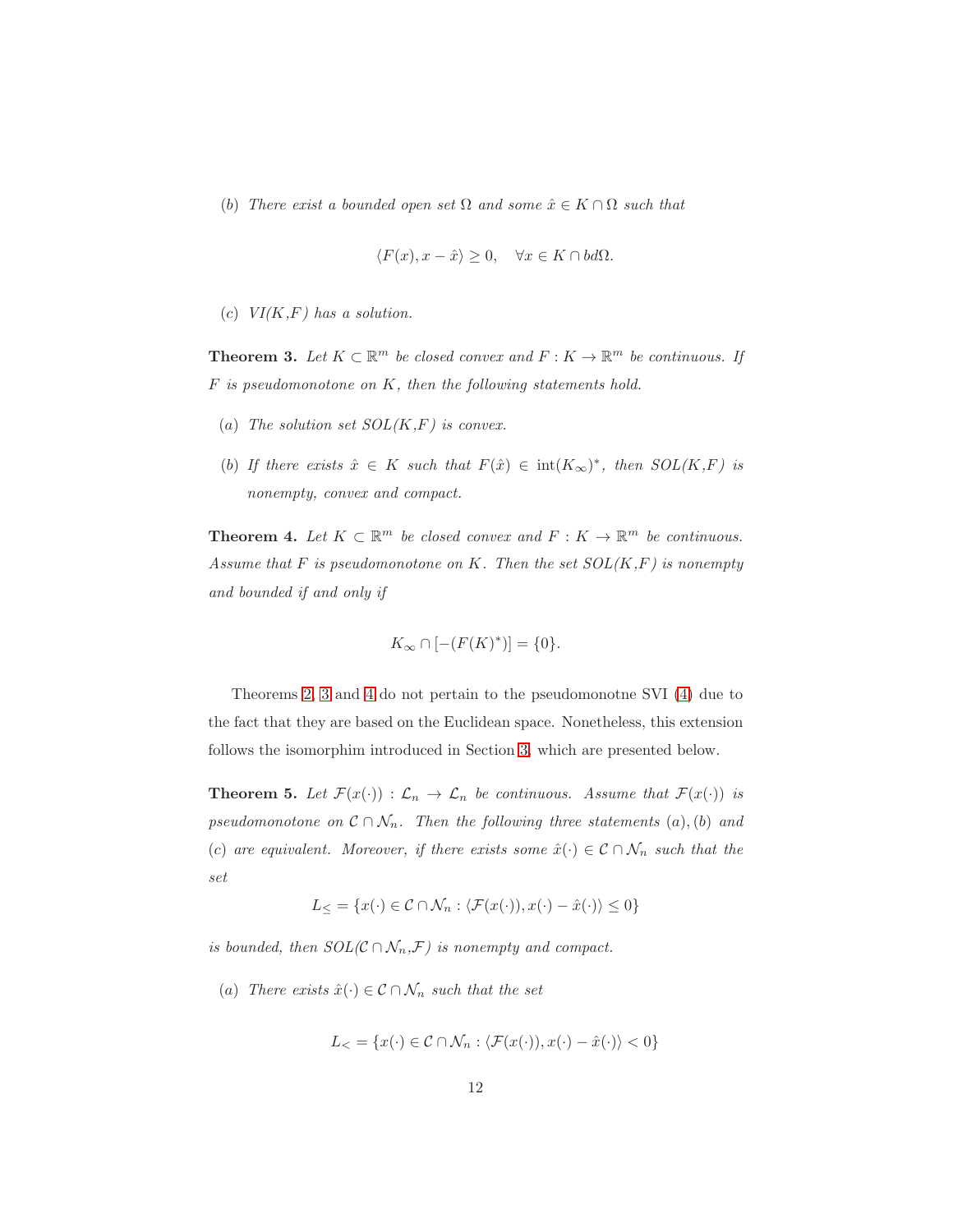$(b)$ *There exist a bounded open set* $\Omega$ *and some* $\hat{x} \in K \cap \Omega$ *such that*

$$\langle F(x), x - \hat{x} \rangle \geq 0, \quad \forall x \in K \cap bd\Omega.$$

$(c)$ *VI(K,F) has a solution.*

**Theorem 3.** *Let* $K \subset \mathbb{R}^m$ *be closed convex and* $F : K \to \mathbb{R}^m$ *be continuous. If* $F$ *is pseudomonotone on* $K$*, then the following statements hold.*

$(a)$ *The solution set SOL(K,F) is convex.*

$(b)$ *If there exists* $\hat{x} \in K$ *such that* $F(\hat{x}) \in \text{int}(K_\infty)^*$*, then SOL(K,F) is nonempty, convex and compact.*

**Theorem 4.** *Let* $K \subset \mathbb{R}^m$ *be closed convex and* $F : K \to \mathbb{R}^m$ *be continuous. Assume that* $F$ *is pseudomonotone on* $K$*. Then the set SOL(K,F) is nonempty and bounded if and only if*

$$K_\infty \cap [-(F(K)^*)] = \{0\}.$$

Theorems 2, 3 and 4 do not pertain to the pseudomonotne SVI (4) due to the fact that they are based on the Euclidean space. Nonetheless, this extension follows the isomorphim introduced in Section 3, which are presented below.

**Theorem 5.** *Let* $\mathcal{F}(x(\cdot)) : \mathcal{L}_n \to \mathcal{L}_n$ *be continuous. Assume that* $\mathcal{F}(x(\cdot))$ *is pseudomonotone on* $\mathcal{C} \cap \mathcal{N}_n$*. Then the following three statements* $(a), (b)$ *and* $(c)$ *are equivalent. Moreover, if there exists some* $\hat{x}(\cdot) \in \mathcal{C} \cap \mathcal{N}_n$ *such that the set*

$$L_{\leq} = \{x(\cdot) \in \mathcal{C} \cap \mathcal{N}_n : \langle \mathcal{F}(x(\cdot)), x(\cdot) - \hat{x}(\cdot) \rangle \leq 0\}$$

*is bounded, then SOL(*$\mathcal{C} \cap \mathcal{N}_n$*,*$\mathcal{F}$*) is nonempty and compact.*

$(a)$ *There exists* $\hat{x}(\cdot) \in \mathcal{C} \cap \mathcal{N}_n$ *such that the set*

$$L_{<} = \{x(\cdot) \in \mathcal{C} \cap \mathcal{N}_n : \langle \mathcal{F}(x(\cdot)), x(\cdot) - \hat{x}(\cdot) \rangle < 0\}$$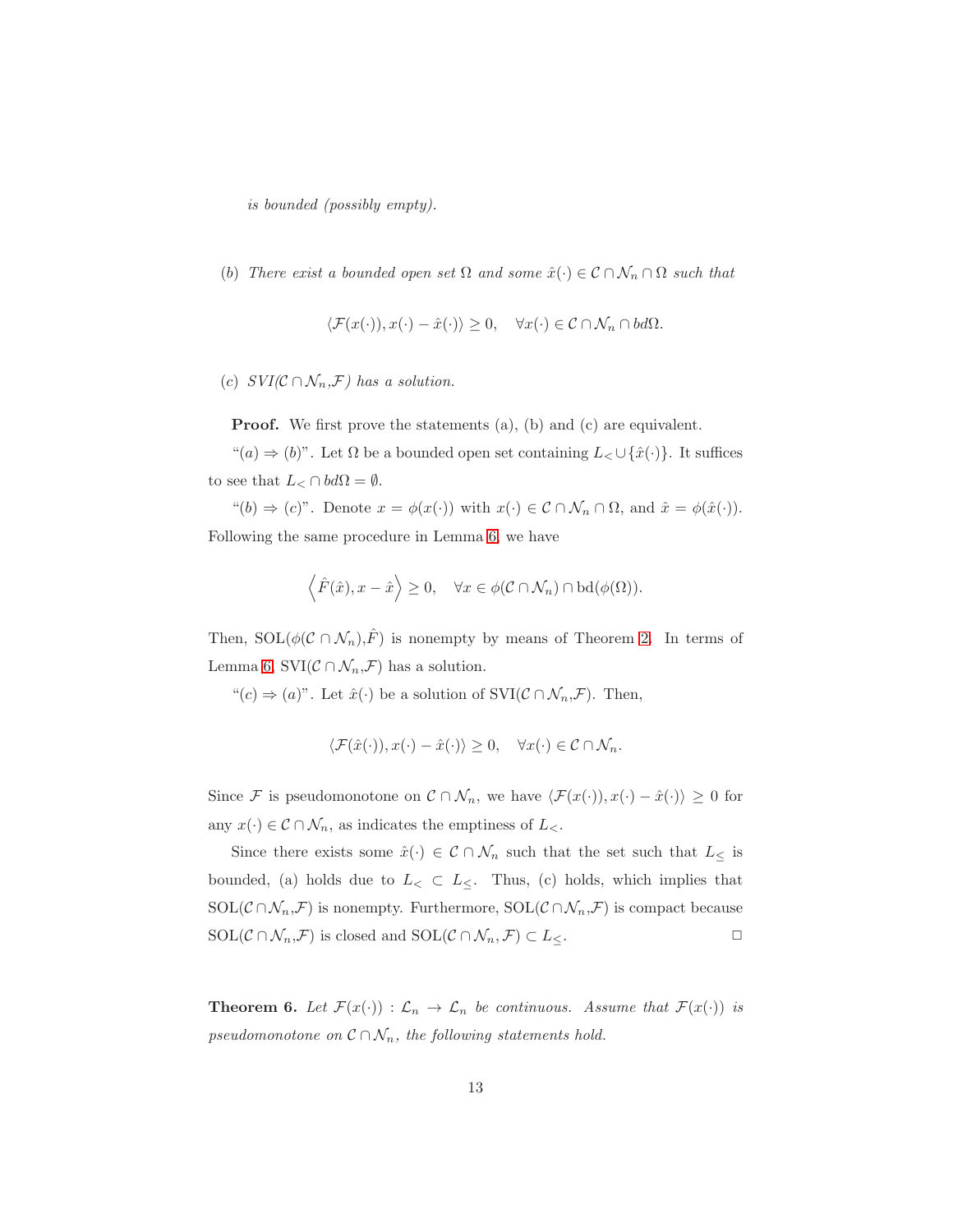*is bounded (possibly empty).*

(b) *There exist a bounded open set $\Omega$ and some $\hat{x}(\cdot) \in \mathcal{C} \cap \mathcal{N}_n \cap \Omega$ such that*

$$\langle \mathcal{F}(x(\cdot)), x(\cdot) - \hat{x}(\cdot) \rangle \geq 0, \quad \forall x(\cdot) \in \mathcal{C} \cap \mathcal{N}_n \cap bd\Omega.$$

(c) *SVI($\mathcal{C} \cap \mathcal{N}_n$,$\mathcal{F}$) has a solution.*

**Proof.** We first prove the statements (a), (b) and (c) are equivalent.

"$(a) \Rightarrow (b)$". Let $\Omega$ be a bounded open set containing $L_< \cup \{\hat{x}(\cdot)\}$. It suffices to see that $L_< \cap bd\Omega = \emptyset$.

"$(b) \Rightarrow (c)$". Denote $x = \phi(x(\cdot))$ with $x(\cdot) \in \mathcal{C} \cap \mathcal{N}_n \cap \Omega$, and $\hat{x} = \phi(\hat{x}(\cdot))$. Following the same procedure in Lemma 6, we have

$$\left\langle \hat{F}(\hat{x}), x - \hat{x} \right\rangle \geq 0, \quad \forall x \in \phi(\mathcal{C} \cap \mathcal{N}_n) \cap \mathrm{bd}(\phi(\Omega)).$$

Then, SOL($\phi(\mathcal{C} \cap \mathcal{N}_n)$,$\hat{F}$) is nonempty by means of Theorem 2. In terms of Lemma 6, SVI($\mathcal{C} \cap \mathcal{N}_n$,$\mathcal{F}$) has a solution.

"$(c) \Rightarrow (a)$". Let $\hat{x}(\cdot)$ be a solution of SVI($\mathcal{C} \cap \mathcal{N}_n$,$\mathcal{F}$). Then,

$$\langle \mathcal{F}(\hat{x}(\cdot)), x(\cdot) - \hat{x}(\cdot) \rangle \geq 0, \quad \forall x(\cdot) \in \mathcal{C} \cap \mathcal{N}_n.$$

Since $\mathcal{F}$ is pseudomonotone on $\mathcal{C} \cap \mathcal{N}_n$, we have $\langle \mathcal{F}(x(\cdot)), x(\cdot) - \hat{x}(\cdot) \rangle \geq 0$ for any $x(\cdot) \in \mathcal{C} \cap \mathcal{N}_n$, as indicates the emptiness of $L_<$.

Since there exists some $\hat{x}(\cdot) \in \mathcal{C} \cap \mathcal{N}_n$ such that the set such that $L_\leq$ is bounded, (a) holds due to $L_< \subset L_\leq$. Thus, (c) holds, which implies that SOL($\mathcal{C} \cap \mathcal{N}_n$,$\mathcal{F}$) is nonempty. Furthermore, SOL($\mathcal{C} \cap \mathcal{N}_n$,$\mathcal{F}$) is compact because SOL($\mathcal{C} \cap \mathcal{N}_n$,$\mathcal{F}$) is closed and SOL($\mathcal{C} \cap \mathcal{N}_n$, $\mathcal{F}$) $\subset L_\leq$. □

**Theorem 6.** *Let $\mathcal{F}(x(\cdot)) : \mathcal{L}_n \to \mathcal{L}_n$ be continuous. Assume that $\mathcal{F}(x(\cdot))$ is pseudomonotone on $\mathcal{C} \cap \mathcal{N}_n$, the following statements hold.*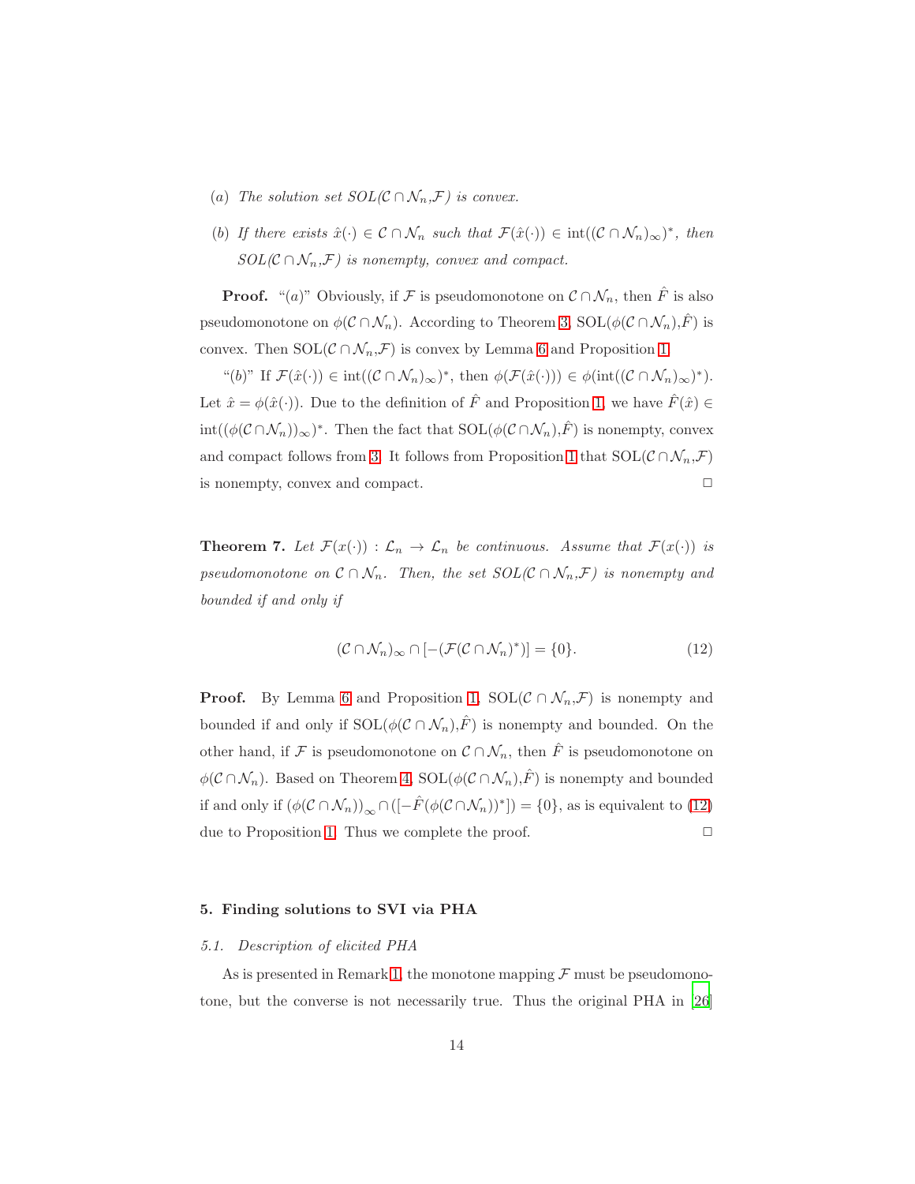(*a*) *The solution set SOL($\mathcal{C} \cap \mathcal{N}_n$,$\mathcal{F}$) is convex.*

(*b*) *If there exists $\hat{x}(\cdot) \in \mathcal{C} \cap \mathcal{N}_n$ such that $\mathcal{F}(\hat{x}(\cdot)) \in \text{int}((\mathcal{C} \cap \mathcal{N}_n)_\infty)^*$, then SOL($\mathcal{C} \cap \mathcal{N}_n$,$\mathcal{F}$) is nonempty, convex and compact.*

**Proof.** "(*a*)" Obviously, if $\mathcal{F}$ is pseudomonotone on $\mathcal{C} \cap \mathcal{N}_n$, then $\hat{F}$ is also pseudomonotone on $\phi(\mathcal{C} \cap \mathcal{N}_n)$. According to Theorem 3, SOL($\phi(\mathcal{C} \cap \mathcal{N}_n)$,$\hat{F}$) is convex. Then SOL($\mathcal{C} \cap \mathcal{N}_n$,$\mathcal{F}$) is convex by Lemma 6 and Proposition 1.

"(*b*)" If $\mathcal{F}(\hat{x}(\cdot)) \in \text{int}((\mathcal{C} \cap \mathcal{N}_n)_\infty)^*$, then $\phi(\mathcal{F}(\hat{x}(\cdot))) \in \phi(\text{int}((\mathcal{C} \cap \mathcal{N}_n)_\infty)^*)$. Let $\hat{x} = \phi(\hat{x}(\cdot))$. Due to the definition of $\hat{F}$ and Proposition 1, we have $\hat{F}(\hat{x}) \in \text{int}((\phi(\mathcal{C} \cap \mathcal{N}_n))_\infty)^*$. Then the fact that SOL($\phi(\mathcal{C} \cap \mathcal{N}_n)$,$\hat{F}$) is nonempty, convex and compact follows from 3. It follows from Proposition 1 that SOL($\mathcal{C} \cap \mathcal{N}_n$,$\mathcal{F}$) is nonempty, convex and compact. □

**Theorem 7.** *Let $\mathcal{F}(x(\cdot)) : \mathcal{L}_n \to \mathcal{L}_n$ be continuous. Assume that $\mathcal{F}(x(\cdot))$ is pseudomonotone on $\mathcal{C} \cap \mathcal{N}_n$. Then, the set SOL($\mathcal{C} \cap \mathcal{N}_n$,$\mathcal{F}$) is nonempty and bounded if and only if*

$$(\mathcal{C} \cap \mathcal{N}_n)_\infty \cap [-(\mathcal{F}(\mathcal{C} \cap \mathcal{N}_n)^*)] = \{0\}. \tag{12}$$

**Proof.** By Lemma 6 and Proposition 1, SOL($\mathcal{C} \cap \mathcal{N}_n$,$\mathcal{F}$) is nonempty and bounded if and only if SOL($\phi(\mathcal{C} \cap \mathcal{N}_n)$,$\hat{F}$) is nonempty and bounded. On the other hand, if $\mathcal{F}$ is pseudomonotone on $\mathcal{C} \cap \mathcal{N}_n$, then $\hat{F}$ is pseudomonotone on $\phi(\mathcal{C} \cap \mathcal{N}_n)$. Based on Theorem 4, SOL($\phi(\mathcal{C} \cap \mathcal{N}_n)$,$\hat{F}$) is nonempty and bounded if and only if $(\phi(\mathcal{C} \cap \mathcal{N}_n))_\infty \cap ([-\hat{F}(\phi(\mathcal{C} \cap \mathcal{N}_n))^*]) = \{0\}$, as is equivalent to (12) due to Proposition 1. Thus we complete the proof. □

## 5. Finding solutions to SVI via PHA

### *5.1. Description of elicited PHA*

As is presented in Remark 1, the monotone mapping $\mathcal{F}$ must be pseudomonotone, but the converse is not necessarily true. Thus the original PHA in [26]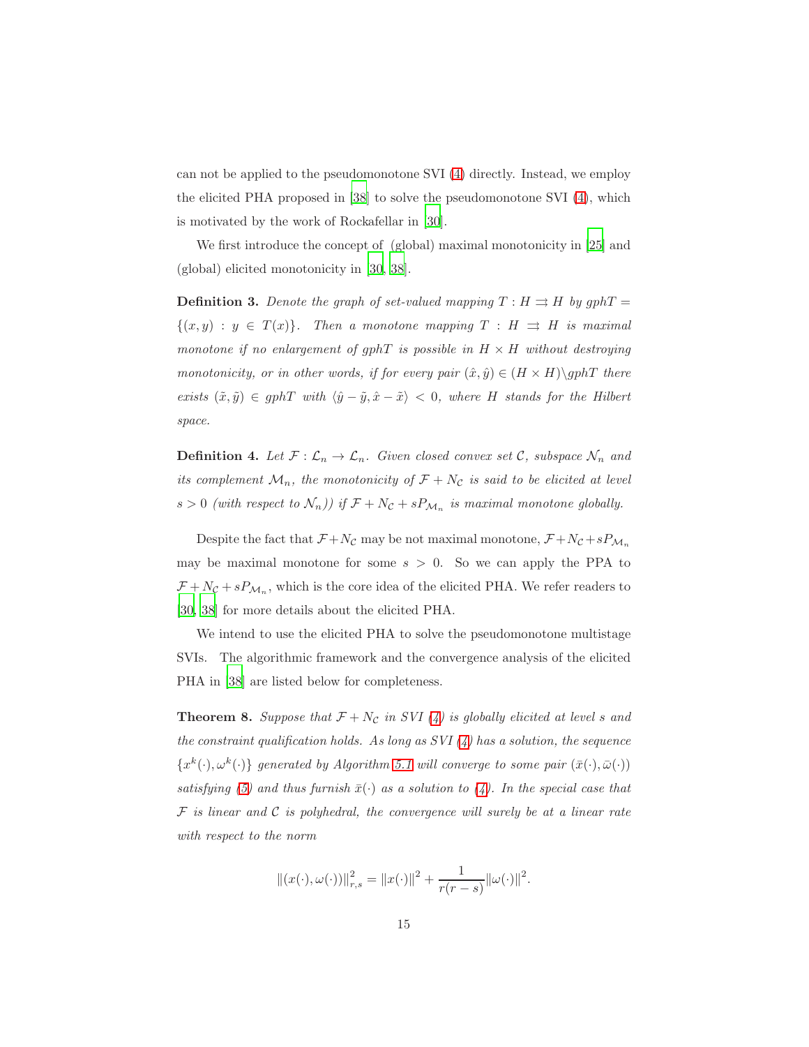can not be applied to the pseudomonotone SVI (4) directly. Instead, we employ the elicited PHA proposed in [38] to solve the pseudomonotone SVI (4), which is motivated by the work of Rockafellar in [30].

We first introduce the concept of (global) maximal monotonicity in [25] and (global) elicited monotonicity in [30, 38].

**Definition 3.** *Denote the graph of set-valued mapping $T : H \rightrightarrows H$ by $gphT = \{(x, y) : y \in T(x)\}$. Then a monotone mapping $T : H \rightrightarrows H$ is maximal monotone if no enlargement of $gphT$ is possible in $H \times H$ without destroying monotonicity, or in other words, if for every pair $(\hat{x}, \hat{y}) \in (H \times H)\backslash gphT$ there exists $(\tilde{x}, \tilde{y}) \in gphT$ with $\langle \hat{y} - \tilde{y}, \hat{x} - \tilde{x} \rangle < 0$, where $H$ stands for the Hilbert space.*

**Definition 4.** *Let $\mathcal{F} : \mathcal{L}_n \to \mathcal{L}_n$. Given closed convex set $\mathcal{C}$, subspace $\mathcal{N}_n$ and its complement $\mathcal{M}_n$, the monotonicity of $\mathcal{F} + N_{\mathcal{C}}$ is said to be elicited at level $s > 0$ (with respect to $\mathcal{N}_n$)) if $\mathcal{F} + N_{\mathcal{C}} + sP_{\mathcal{M}_n}$ is maximal monotone globally.*

Despite the fact that $\mathcal{F} + N_{\mathcal{C}}$ may be not maximal monotone, $\mathcal{F} + N_{\mathcal{C}} + sP_{\mathcal{M}_n}$ may be maximal monotone for some $s > 0$. So we can apply the PPA to $\mathcal{F} + N_{\mathcal{C}} + sP_{\mathcal{M}_n}$, which is the core idea of the elicited PHA. We refer readers to [30, 38] for more details about the elicited PHA.

We intend to use the elicited PHA to solve the pseudomonotone multistage SVIs. The algorithmic framework and the convergence analysis of the elicited PHA in [38] are listed below for completeness.

**Theorem 8.** *Suppose that $\mathcal{F} + N_{\mathcal{C}}$ in SVI (4) is globally elicited at level $s$ and the constraint qualification holds. As long as SVI (4) has a solution, the sequence $\{x^k(\cdot), \omega^k(\cdot)\}$ generated by Algorithm 5.1 will converge to some pair $(\bar{x}(\cdot), \bar{\omega}(\cdot))$ satisfying (5) and thus furnish $\bar{x}(\cdot)$ as a solution to (4). In the special case that $\mathcal{F}$ is linear and $\mathcal{C}$ is polyhedral, the convergence will surely be at a linear rate with respect to the norm*

$$\|(x(\cdot), \omega(\cdot))\|^2_{r,s} = \|x(\cdot)\|^2 + \frac{1}{r(r-s)}\|\omega(\cdot)\|^2.$$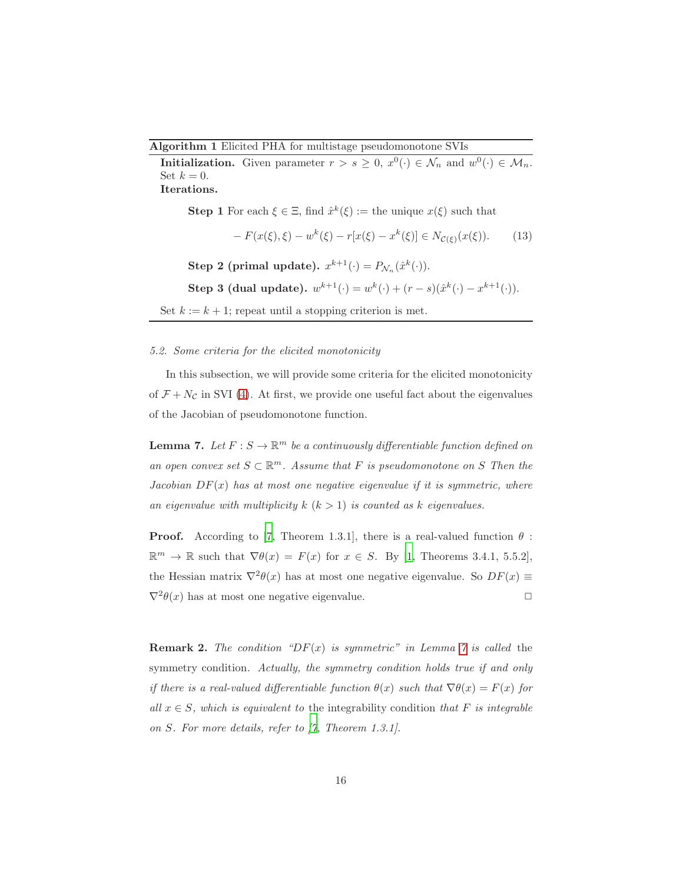**Algorithm 1** Elicited PHA for multistage pseudomonotone SVIs

**Initialization.** Given parameter $r > s \geq 0$, $x^0(\cdot) \in \mathcal{N}_n$ and $w^0(\cdot) \in \mathcal{M}_n$. Set $k = 0$.

**Iterations.**

> **Step 1** For each $\xi \in \Xi$, find $\hat{x}^k(\xi) :=$ the unique $x(\xi)$ such that
>
> $$-F(x(\xi), \xi) - w^k(\xi) - r[x(\xi) - x^k(\xi)] \in N_{\mathcal{C}(\xi)}(x(\xi)). \tag{13}$$
>
> **Step 2 (primal update).** $x^{k+1}(\cdot) = P_{\mathcal{N}_n}(\hat{x}^k(\cdot))$.
>
> **Step 3 (dual update).** $w^{k+1}(\cdot) = w^k(\cdot) + (r - s)(\hat{x}^k(\cdot) - x^{k+1}(\cdot))$.

Set $k := k + 1$; repeat until a stopping criterion is met.

### *5.2. Some criteria for the elicited monotonicity*

In this subsection, we will provide some criteria for the elicited monotonicity of $\mathcal{F} + N_{\mathcal{C}}$ in SVI (4). At first, we provide one useful fact about the eigenvalues of the Jacobian of pseudomonotone function.

**Lemma 7.** *Let $F : S \to \mathbb{R}^m$ be a continuously differentiable function defined on an open convex set $S \subset \mathbb{R}^m$. Assume that $F$ is pseudomonotone on $S$ Then the Jacobian $DF(x)$ has at most one negative eigenvalue if it is symmetric, where an eigenvalue with multiplicity $k$ $(k > 1)$ is counted as $k$ eigenvalues.*

**Proof.** According to [7, Theorem 1.3.1], there is a real-valued function $\theta : \mathbb{R}^m \to \mathbb{R}$ such that $\nabla\theta(x) = F(x)$ for $x \in S$. By [1, Theorems 3.4.1, 5.5.2], the Hessian matrix $\nabla^2\theta(x)$ has at most one negative eigenvalue. So $DF(x) \equiv \nabla^2\theta(x)$ has at most one negative eigenvalue. □

**Remark 2.** *The condition "$DF(x)$ is symmetric" in Lemma 7 is called* the symmetry condition*. Actually, the symmetry condition holds true if and only if there is a real-valued differentiable function $\theta(x)$ such that $\nabla\theta(x) = F(x)$ for all $x \in S$, which is equivalent to* the integrability condition *that $F$ is integrable on $S$. For more details, refer to [7, Theorem 1.3.1].*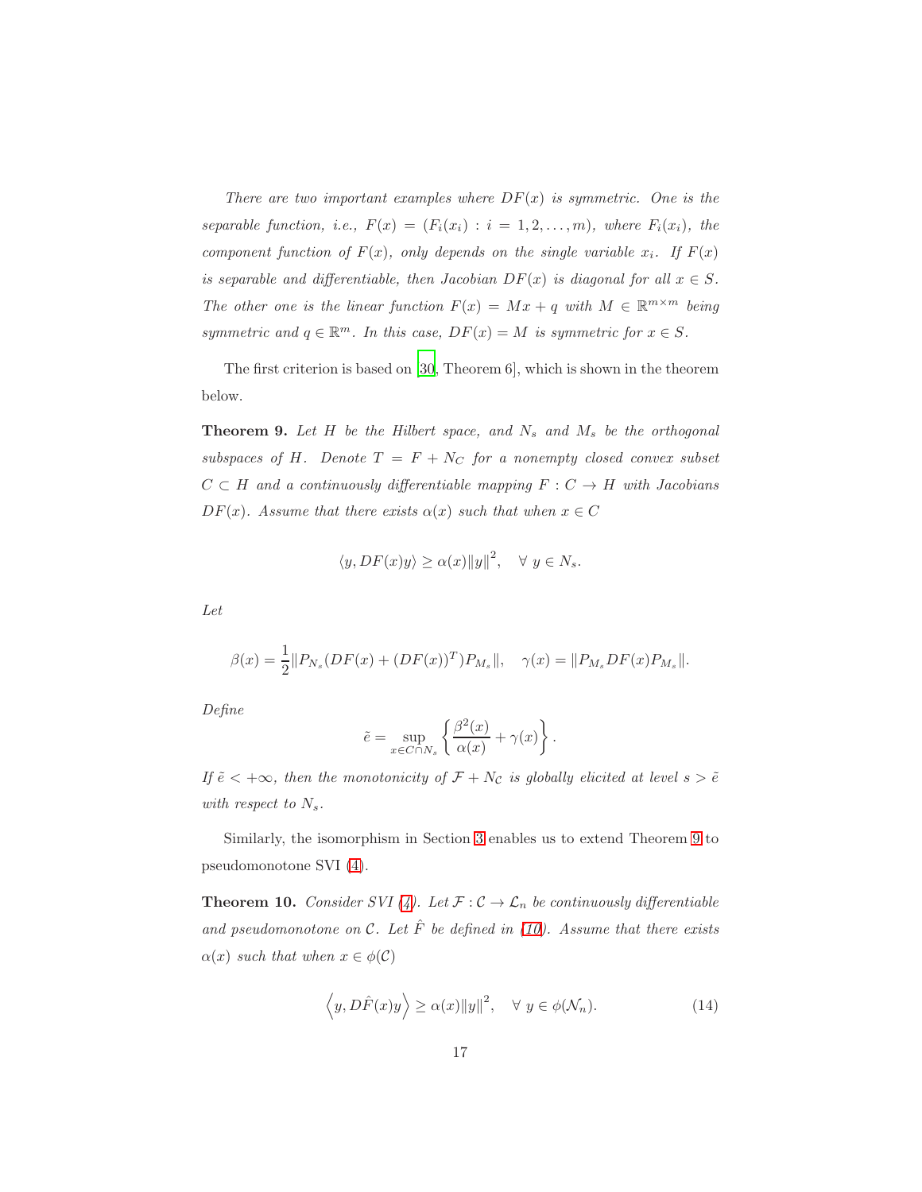*There are two important examples where $DF(x)$ is symmetric. One is the separable function, i.e., $F(x) = (F_i(x_i) : i = 1, 2, \ldots, m)$, where $F_i(x_i)$, the component function of $F(x)$, only depends on the single variable $x_i$. If $F(x)$ is separable and differentiable, then Jacobian $DF(x)$ is diagonal for all $x \in S$. The other one is the linear function $F(x) = Mx + q$ with $M \in \mathbb{R}^{m\times m}$ being symmetric and $q \in \mathbb{R}^m$. In this case, $DF(x) = M$ is symmetric for $x \in S$.*

The first criterion is based on [30, Theorem 6], which is shown in the theorem below.

**Theorem 9.** *Let $H$ be the Hilbert space, and $N_s$ and $M_s$ be the orthogonal subspaces of $H$. Denote $T = F + N_C$ for a nonempty closed convex subset $C \subset H$ and a continuously differentiable mapping $F : C \to H$ with Jacobians $DF(x)$. Assume that there exists $\alpha(x)$ such that when $x \in C$*

$$\langle y, DF(x)y\rangle \geq \alpha(x)\|y\|^2, \quad \forall\ y \in N_s.$$

*Let*

$$\beta(x) = \frac{1}{2}\|P_{N_s}(DF(x) + (DF(x))^T)P_{M_s}\|, \quad \gamma(x) = \|P_{M_s}DF(x)P_{M_s}\|.$$

*Define*

$$\tilde{e} = \sup_{x\in C\cap N_s}\left\{\frac{\beta^2(x)}{\alpha(x)} + \gamma(x)\right\}.$$

*If $\tilde{e} < +\infty$, then the monotonicity of $\mathcal{F} + N_{\mathcal{C}}$ is globally elicited at level $s > \tilde{e}$ with respect to $N_s$.*

Similarly, the isomorphism in Section 3 enables us to extend Theorem 9 to pseudomonotone SVI (4).

**Theorem 10.** *Consider SVI (4). Let $\mathcal{F} : \mathcal{C} \to \mathcal{L}_n$ be continuously differentiable and pseudomonotone on $\mathcal{C}$. Let $\hat{F}$ be defined in (10). Assume that there exists $\alpha(x)$ such that when $x \in \phi(\mathcal{C})$*

$$\left\langle y, D\hat{F}(x)y\right\rangle \geq \alpha(x)\|y\|^2, \quad \forall\ y \in \phi(\mathcal{N}_n). \tag{14}$$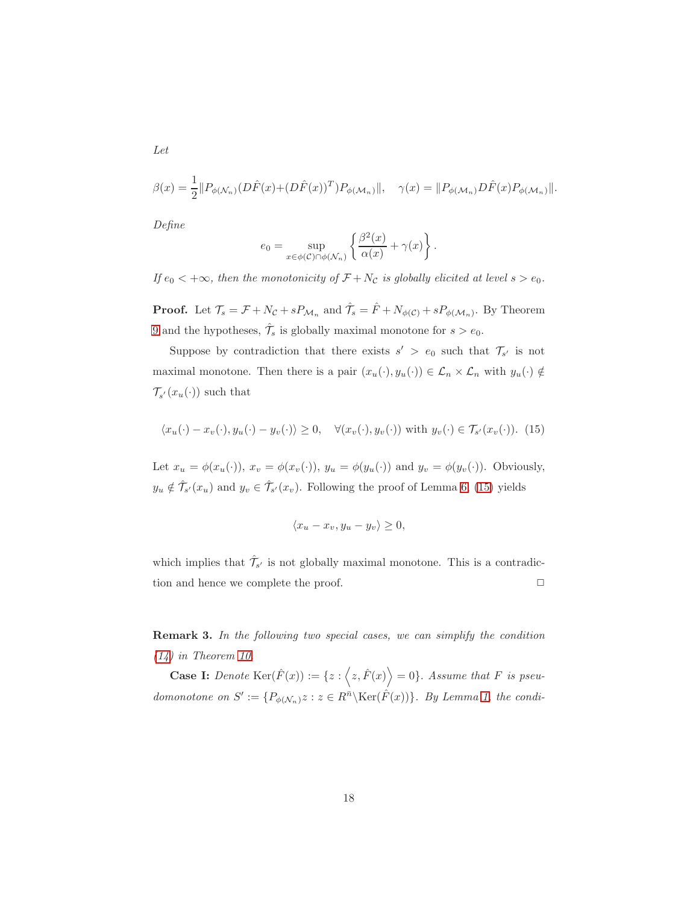*Let*

$$\beta(x) = \frac{1}{2}\|P_{\phi(\mathcal{N}_n)}(D\hat{F}(x)+(D\hat{F}(x))^T)P_{\phi(\mathcal{M}_n)}\|, \quad \gamma(x) = \|P_{\phi(\mathcal{M}_n)}D\hat{F}(x)P_{\phi(\mathcal{M}_n)}\|.$$

*Define*

$$e_0 = \sup_{x\in\phi(\mathcal{C})\cap\phi(\mathcal{N}_n)} \left\{\frac{\beta^2(x)}{\alpha(x)} + \gamma(x)\right\}.$$

*If $e_0 < +\infty$, then the monotonicity of $\mathcal{F} + N_{\mathcal{C}}$ is globally elicited at level $s > e_0$.*

**Proof.** Let $\mathcal{T}_s = \mathcal{F} + N_{\mathcal{C}} + sP_{\mathcal{M}_n}$ and $\hat{\mathcal{T}}_s = \hat{F} + N_{\phi(\mathcal{C})} + sP_{\phi(\mathcal{M}_n)}$. By Theorem 9 and the hypotheses, $\hat{\mathcal{T}}_s$ is globally maximal monotone for $s > e_0$.

Suppose by contradiction that there exists $s' > e_0$ such that $\mathcal{T}_{s'}$ is not maximal monotone. Then there is a pair $(x_u(\cdot), y_u(\cdot)) \in \mathcal{L}_n \times \mathcal{L}_n$ with $y_u(\cdot) \notin \mathcal{T}_{s'}(x_u(\cdot))$ such that

$$\langle x_u(\cdot) - x_v(\cdot), y_u(\cdot) - y_v(\cdot)\rangle \geq 0, \quad \forall (x_v(\cdot), y_v(\cdot)) \text{ with } y_v(\cdot) \in \mathcal{T}_{s'}(x_v(\cdot)). \tag{15}$$

Let $x_u = \phi(x_u(\cdot))$, $x_v = \phi(x_v(\cdot))$, $y_u = \phi(y_u(\cdot))$ and $y_v = \phi(y_v(\cdot))$. Obviously, $y_u \notin \hat{\mathcal{T}}_{s'}(x_u)$ and $y_v \in \hat{\mathcal{T}}_{s'}(x_v)$. Following the proof of Lemma 6, (15) yields

$$\langle x_u - x_v, y_u - y_v\rangle \geq 0,$$

which implies that $\hat{\mathcal{T}}_{s'}$ is not globally maximal monotone. This is a contradiction and hence we complete the proof. □

**Remark 3.** *In the following two special cases, we can simplify the condition (14) in Theorem 10.*

**Case I:** *Denote $\mathrm{Ker}(\hat{F}(x)) := \{z : \left\langle z, \hat{F}(x)\right\rangle = 0\}$. Assume that $F$ is pseudomonotone on $S' := \{P_{\phi(\mathcal{N}_n)}z : z \in R^{\bar{n}}\backslash\mathrm{Ker}(\hat{F}(x))\}$. By Lemma 1, the condi-*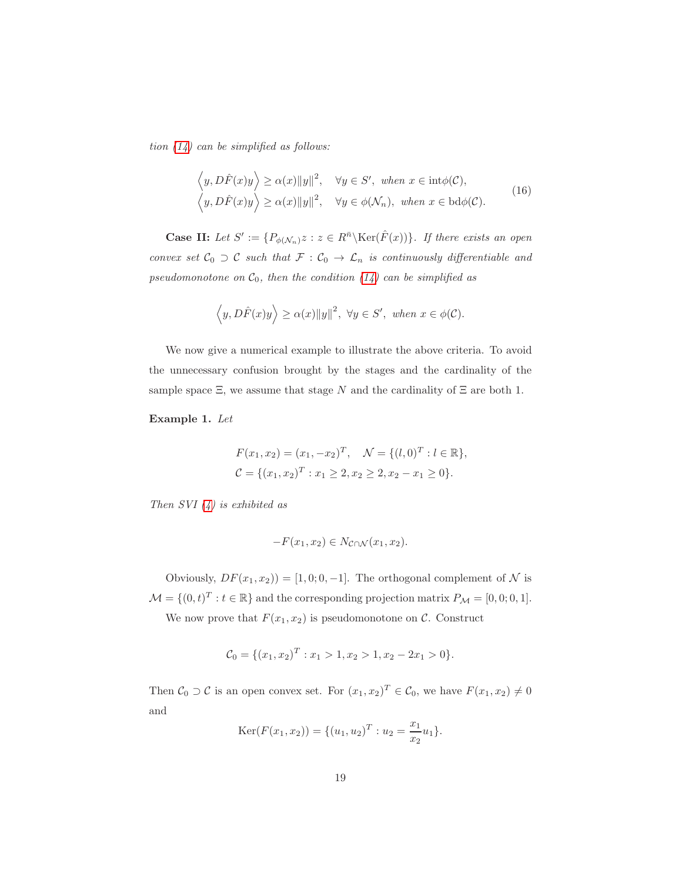*tion (14) can be simplified as follows:*

$$
\begin{aligned}
&\left\langle y, D\hat{F}(x)y \right\rangle \geq \alpha(x)\|y\|^2, \quad \forall y \in S', \text{ when } x \in \text{int}\phi(\mathcal{C}), \\
&\left\langle y, D\hat{F}(x)y \right\rangle \geq \alpha(x)\|y\|^2, \quad \forall y \in \phi(\mathcal{N}_n), \text{ when } x \in \text{bd}\phi(\mathcal{C}).
\end{aligned}
\tag{16}
$$

**Case II:** *Let $S' := \{P_{\phi(\mathcal{N}_n)}z : z \in R^{\bar{n}} \backslash \text{Ker}(\hat{F}(x))\}$. If there exists an open convex set $\mathcal{C}_0 \supset \mathcal{C}$ such that $\mathcal{F} : \mathcal{C}_0 \to \mathcal{L}_n$ is continuously differentiable and pseudomonotone on $\mathcal{C}_0$, then the condition (14) can be simplified as*

$$
\left\langle y, D\hat{F}(x)y \right\rangle \geq \alpha(x)\|y\|^2, \ \forall y \in S', \ \text{when } x \in \phi(\mathcal{C}).
$$

We now give a numerical example to illustrate the above criteria. To avoid the unnecessary confusion brought by the stages and the cardinality of the sample space $\Xi$, we assume that stage $N$ and the cardinality of $\Xi$ are both 1.

**Example 1.** *Let*

$$
\begin{aligned}
&F(x_1, x_2) = (x_1, -x_2)^T, \quad \mathcal{N} = \{(l, 0)^T : l \in \mathbb{R}\}, \\
&\mathcal{C} = \{(x_1, x_2)^T : x_1 \geq 2, x_2 \geq 2, x_2 - x_1 \geq 0\}.
\end{aligned}
$$

*Then SVI (4) is exhibited as*

$$
-F(x_1, x_2) \in N_{\mathcal{C} \cap \mathcal{N}}(x_1, x_2).
$$

Obviously, $DF(x_1, x_2)) = [1, 0; 0, -1]$. The orthogonal complement of $\mathcal{N}$ is $\mathcal{M} = \{(0, t)^T : t \in \mathbb{R}\}$ and the corresponding projection matrix $P_{\mathcal{M}} = [0, 0; 0, 1]$.

We now prove that $F(x_1, x_2)$ is pseudomonotone on $\mathcal{C}$. Construct

$$
\mathcal{C}_0 = \{(x_1, x_2)^T : x_1 > 1, x_2 > 1, x_2 - 2x_1 > 0\}.
$$

Then $\mathcal{C}_0 \supset \mathcal{C}$ is an open convex set. For $(x_1, x_2)^T \in \mathcal{C}_0$, we have $F(x_1, x_2) \neq 0$ and

$$
\text{Ker}(F(x_1, x_2)) = \{(u_1, u_2)^T : u_2 = \frac{x_1}{x_2}u_1\}.
$$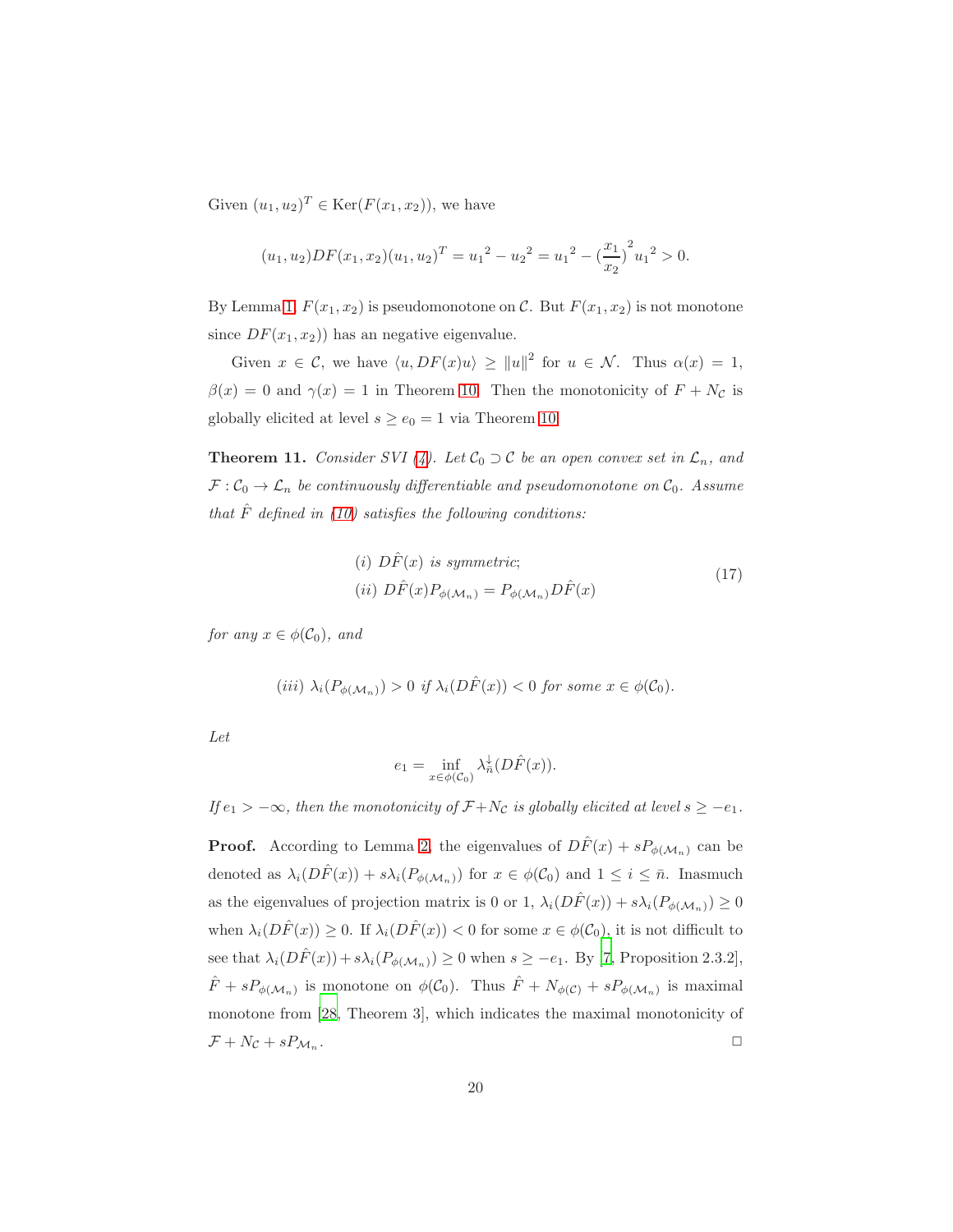Given $(u_1, u_2)^T \in \text{Ker}(F(x_1, x_2))$, we have

$$(u_1, u_2)DF(x_1, x_2)(u_1, u_2)^T = {u_1}^2 - {u_2}^2 = {u_1}^2 - (\frac{x_1}{x_2})^2 {u_1}^2 > 0.$$

By Lemma 1, $F(x_1, x_2)$ is pseudomonotone on $\mathcal{C}$. But $F(x_1, x_2)$ is not monotone since $DF(x_1, x_2))$ has an negative eigenvalue.

Given $x \in \mathcal{C}$, we have $\langle u, DF(x)u \rangle \geq \|u\|^2$ for $u \in \mathcal{N}$. Thus $\alpha(x) = 1$, $\beta(x) = 0$ and $\gamma(x) = 1$ in Theorem 10. Then the monotonicity of $F + N_{\mathcal{C}}$ is globally elicited at level $s \geq e_0 = 1$ via Theorem 10.

**Theorem 11.** *Consider SVI (4). Let $\mathcal{C}_0 \supset \mathcal{C}$ be an open convex set in $\mathcal{L}_n$, and $\mathcal{F} : \mathcal{C}_0 \to \mathcal{L}_n$ be continuously differentiable and pseudomonotone on $\mathcal{C}_0$. Assume that $\hat{F}$ defined in (10) satisfies the following conditions:*

$$\begin{aligned} &(i)\ D\hat{F}(x) \text{ is symmetric;} \\ &(ii)\ D\hat{F}(x)P_{\phi(\mathcal{M}_n)} = P_{\phi(\mathcal{M}_n)}D\hat{F}(x) \end{aligned} \tag{17}$$

*for any $x \in \phi(\mathcal{C}_0)$, and*

$$(iii)\ \lambda_i(P_{\phi(\mathcal{M}_n)}) > 0 \text{ if } \lambda_i(D\hat{F}(x)) < 0 \text{ for some } x \in \phi(\mathcal{C}_0).$$

*Let*

$$e_1 = \inf_{x \in \phi(\mathcal{C}_0)} \lambda^{\downarrow}_{\bar{n}}(D\hat{F}(x)).$$

*If $e_1 > -\infty$, then the monotonicity of $\mathcal{F} + N_{\mathcal{C}}$ is globally elicited at level $s \geq -e_1$.*

**Proof.** According to Lemma 2, the eigenvalues of $D\hat{F}(x) + sP_{\phi(\mathcal{M}_n)}$ can be denoted as $\lambda_i(D\hat{F}(x)) + s\lambda_i(P_{\phi(\mathcal{M}_n)})$ for $x \in \phi(\mathcal{C}_0)$ and $1 \leq i \leq \bar{n}$. Inasmuch as the eigenvalues of projection matrix is 0 or 1, $\lambda_i(D\hat{F}(x)) + s\lambda_i(P_{\phi(\mathcal{M}_n)}) \geq 0$ when $\lambda_i(D\hat{F}(x)) \geq 0$. If $\lambda_i(D\hat{F}(x)) < 0$ for some $x \in \phi(\mathcal{C}_0)$, it is not difficult to see that $\lambda_i(D\hat{F}(x)) + s\lambda_i(P_{\phi(\mathcal{M}_n)}) \geq 0$ when $s \geq -e_1$. By [7, Proposition 2.3.2], $\hat{F} + sP_{\phi(\mathcal{M}_n)}$ is monotone on $\phi(\mathcal{C}_0)$. Thus $\hat{F} + N_{\phi(\mathcal{C})} + sP_{\phi(\mathcal{M}_n)}$ is maximal monotone from [28, Theorem 3], which indicates the maximal monotonicity of $\mathcal{F} + N_{\mathcal{C}} + sP_{\mathcal{M}_n}$. $\square$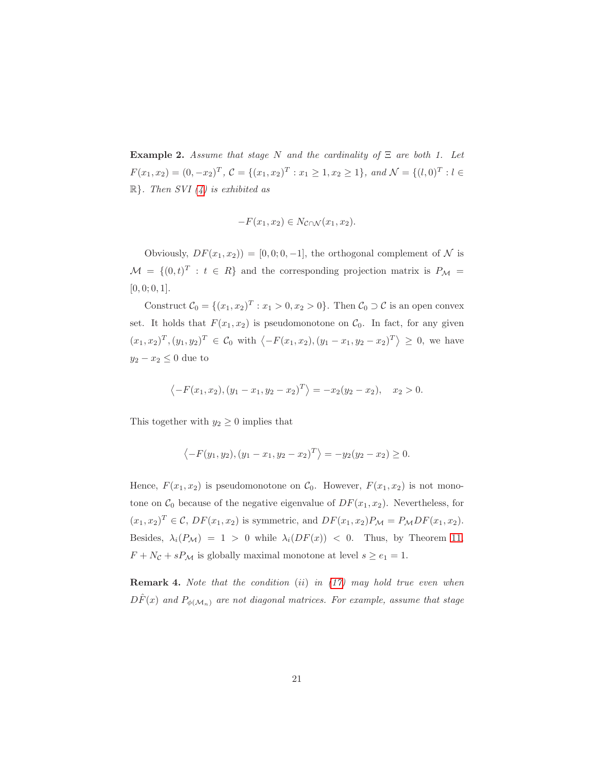**Example 2.** *Assume that stage $N$ and the cardinality of $\Xi$ are both 1. Let $F(x_1, x_2) = (0, -x_2)^T$, $\mathcal{C} = \{(x_1, x_2)^T : x_1 \geq 1, x_2 \geq 1\}$, and $\mathcal{N} = \{(l, 0)^T : l \in \mathbb{R}\}$. Then SVI (4) is exhibited as*

$$-F(x_1, x_2) \in N_{\mathcal{C} \cap \mathcal{N}}(x_1, x_2).$$

Obviously, $DF(x_1, x_2)) = [0, 0; 0, -1]$, the orthogonal complement of $\mathcal{N}$ is $\mathcal{M} = \{(0, t)^T : t \in R\}$ and the corresponding projection matrix is $P_{\mathcal{M}} = [0, 0; 0, 1]$.

Construct $\mathcal{C}_0 = \{(x_1, x_2)^T : x_1 > 0, x_2 > 0\}$. Then $\mathcal{C}_0 \supset \mathcal{C}$ is an open convex set. It holds that $F(x_1, x_2)$ is pseudomonotone on $\mathcal{C}_0$. In fact, for any given $(x_1, x_2)^T, (y_1, y_2)^T \in \mathcal{C}_0$ with $\langle -F(x_1, x_2), (y_1 - x_1, y_2 - x_2)^T \rangle \geq 0$, we have $y_2 - x_2 \leq 0$ due to

$$\langle -F(x_1, x_2), (y_1 - x_1, y_2 - x_2)^T \rangle = -x_2(y_2 - x_2), \quad x_2 > 0.$$

This together with $y_2 \geq 0$ implies that

$$\langle -F(y_1, y_2), (y_1 - x_1, y_2 - x_2)^T \rangle = -y_2(y_2 - x_2) \geq 0.$$

Hence, $F(x_1, x_2)$ is pseudomonotone on $\mathcal{C}_0$. However, $F(x_1, x_2)$ is not monotone on $\mathcal{C}_0$ because of the negative eigenvalue of $DF(x_1, x_2)$. Nevertheless, for $(x_1, x_2)^T \in \mathcal{C}$, $DF(x_1, x_2)$ is symmetric, and $DF(x_1, x_2)P_{\mathcal{M}} = P_{\mathcal{M}}DF(x_1, x_2)$. Besides, $\lambda_i(P_{\mathcal{M}}) = 1 > 0$ while $\lambda_i(DF(x)) < 0$. Thus, by Theorem 11, $F + N_{\mathcal{C}} + sP_{\mathcal{M}}$ is globally maximal monotone at level $s \geq e_1 = 1$.

**Remark 4.** *Note that the condition (ii) in (17) may hold true even when $D\hat{F}(x)$ and $P_{\phi(\mathcal{M}_n)}$ are not diagonal matrices. For example, assume that stage*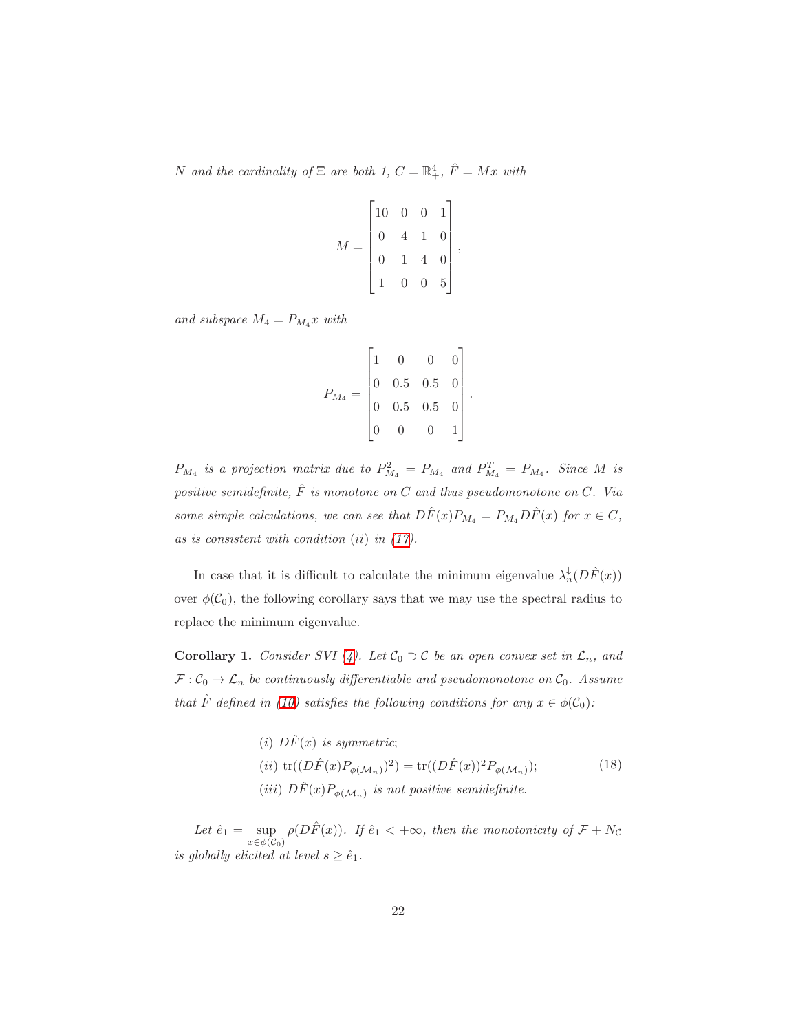*$N$ and the cardinality of $\Xi$ are both 1, $C = \mathbb{R}^4_+$, $\hat{F} = Mx$ with*

$$M = \begin{bmatrix} 10 & 0 & 0 & 1 \\ 0 & 4 & 1 & 0 \\ 0 & 1 & 4 & 0 \\ 1 & 0 & 0 & 5 \end{bmatrix},$$

*and subspace $M_4 = P_{M_4}x$ with*

$$P_{M_4} = \begin{bmatrix} 1 & 0 & 0 & 0 \\ 0 & 0.5 & 0.5 & 0 \\ 0 & 0.5 & 0.5 & 0 \\ 0 & 0 & 0 & 1 \end{bmatrix}.$$

*$P_{M_4}$ is a projection matrix due to $P_{M_4}^2 = P_{M_4}$ and $P_{M_4}^T = P_{M_4}$. Since $M$ is positive semidefinite, $\hat{F}$ is monotone on $C$ and thus pseudomonotone on $C$. Via some simple calculations, we can see that $D\hat{F}(x)P_{M_4} = P_{M_4}D\hat{F}(x)$ for $x \in C$, as is consistent with condition (ii) in (17).*

In case that it is difficult to calculate the minimum eigenvalue $\lambda_n^{\downarrow}(D\hat{F}(x))$ over $\phi(\mathcal{C}_0)$, the following corollary says that we may use the spectral radius to replace the minimum eigenvalue.

**Corollary 1.** *Consider SVI (4). Let $\mathcal{C}_0 \supset \mathcal{C}$ be an open convex set in $\mathcal{L}_n$, and $\mathcal{F} : \mathcal{C}_0 \to \mathcal{L}_n$ be continuously differentiable and pseudomonotone on $\mathcal{C}_0$. Assume that $\hat{F}$ defined in (10) satisfies the following conditions for any $x \in \phi(\mathcal{C}_0)$:*

$$\begin{aligned} &(i)\ D\hat{F}(x) \text{ is symmetric;} \\ &(ii)\ \mathrm{tr}((D\hat{F}(x)P_{\phi(\mathcal{M}_n)})^2) = \mathrm{tr}((D\hat{F}(x))^2 P_{\phi(\mathcal{M}_n)}); \\ &(iii)\ D\hat{F}(x)P_{\phi(\mathcal{M}_n)} \text{ is not positive semidefinite.} \end{aligned} \tag{18}$$

*Let $\hat{e}_1 = \sup_{x \in \phi(\mathcal{C}_0)} \rho(D\hat{F}(x))$. If $\hat{e}_1 < +\infty$, then the monotonicity of $\mathcal{F} + N_{\mathcal{C}}$ is globally elicited at level $s \geq \hat{e}_1$.*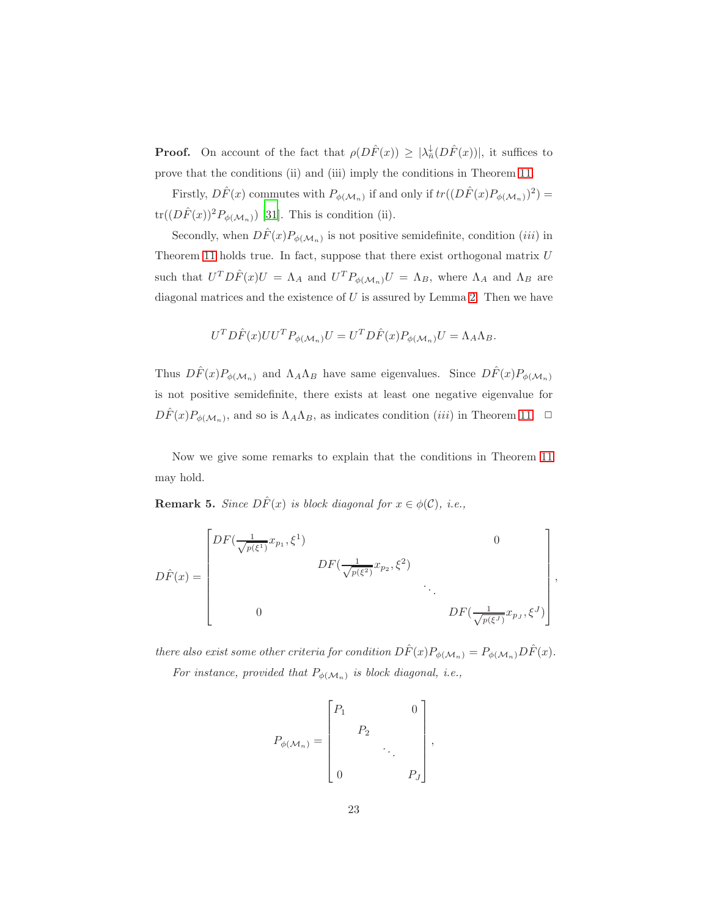**Proof.** On account of the fact that $\rho(D\hat{F}(x)) \geq |\lambda_{\tilde{n}}^{\downarrow}(D\hat{F}(x))|$, it suffices to prove that the conditions (ii) and (iii) imply the conditions in Theorem 11.

Firstly, $D\hat{F}(x)$ commutes with $P_{\phi(\mathcal{M}_n)}$ if and only if $tr((D\hat{F}(x)P_{\phi(\mathcal{M}_n)})^2) = \mathrm{tr}((D\hat{F}(x))^2 P_{\phi(\mathcal{M}_n)})$ [31]. This is condition (ii).

Secondly, when $D\hat{F}(x)P_{\phi(\mathcal{M}_n)}$ is not positive semidefinite, condition $(iii)$ in Theorem 11 holds true. In fact, suppose that there exist orthogonal matrix $U$ such that $U^T D\hat{F}(x) U = \Lambda_A$ and $U^T P_{\phi(\mathcal{M}_n)} U = \Lambda_B$, where $\Lambda_A$ and $\Lambda_B$ are diagonal matrices and the existence of $U$ is assured by Lemma 2. Then we have

$$U^T D\hat{F}(x) U U^T P_{\phi(\mathcal{M}_n)} U = U^T D\hat{F}(x) P_{\phi(\mathcal{M}_n)} U = \Lambda_A \Lambda_B.$$

Thus $D\hat{F}(x)P_{\phi(\mathcal{M}_n)}$ and $\Lambda_A\Lambda_B$ have same eigenvalues. Since $D\hat{F}(x)P_{\phi(\mathcal{M}_n)}$ is not positive semidefinite, there exists at least one negative eigenvalue for $D\hat{F}(x)P_{\phi(\mathcal{M}_n)}$, and so is $\Lambda_A\Lambda_B$, as indicates condition $(iii)$ in Theorem 11. $\square$

Now we give some remarks to explain that the conditions in Theorem 11 may hold.

**Remark 5.** *Since $D\hat{F}(x)$ is block diagonal for $x \in \phi(\mathcal{C})$, i.e.,*

$$D\hat{F}(x) = \begin{bmatrix} DF(\frac{1}{\sqrt{p(\xi^1)}}x_{p_1}, \xi^1) & & & 0 \\ & DF(\frac{1}{\sqrt{p(\xi^2)}}x_{p_2}, \xi^2) & & \\ & & \ddots & \\ 0 & & & DF(\frac{1}{\sqrt{p(\xi^J)}}x_{p_J}, \xi^J) \end{bmatrix},$$

*there also exist some other criteria for condition $D\hat{F}(x)P_{\phi(\mathcal{M}_n)} = P_{\phi(\mathcal{M}_n)}D\hat{F}(x)$.*

*For instance, provided that $P_{\phi(\mathcal{M}_n)}$ is block diagonal, i.e.,*

$$P_{\phi(\mathcal{M}_n)} = \begin{bmatrix} P_1 & & & 0 \\ & P_2 & & \\ & & \ddots & \\ 0 & & & P_J \end{bmatrix},$$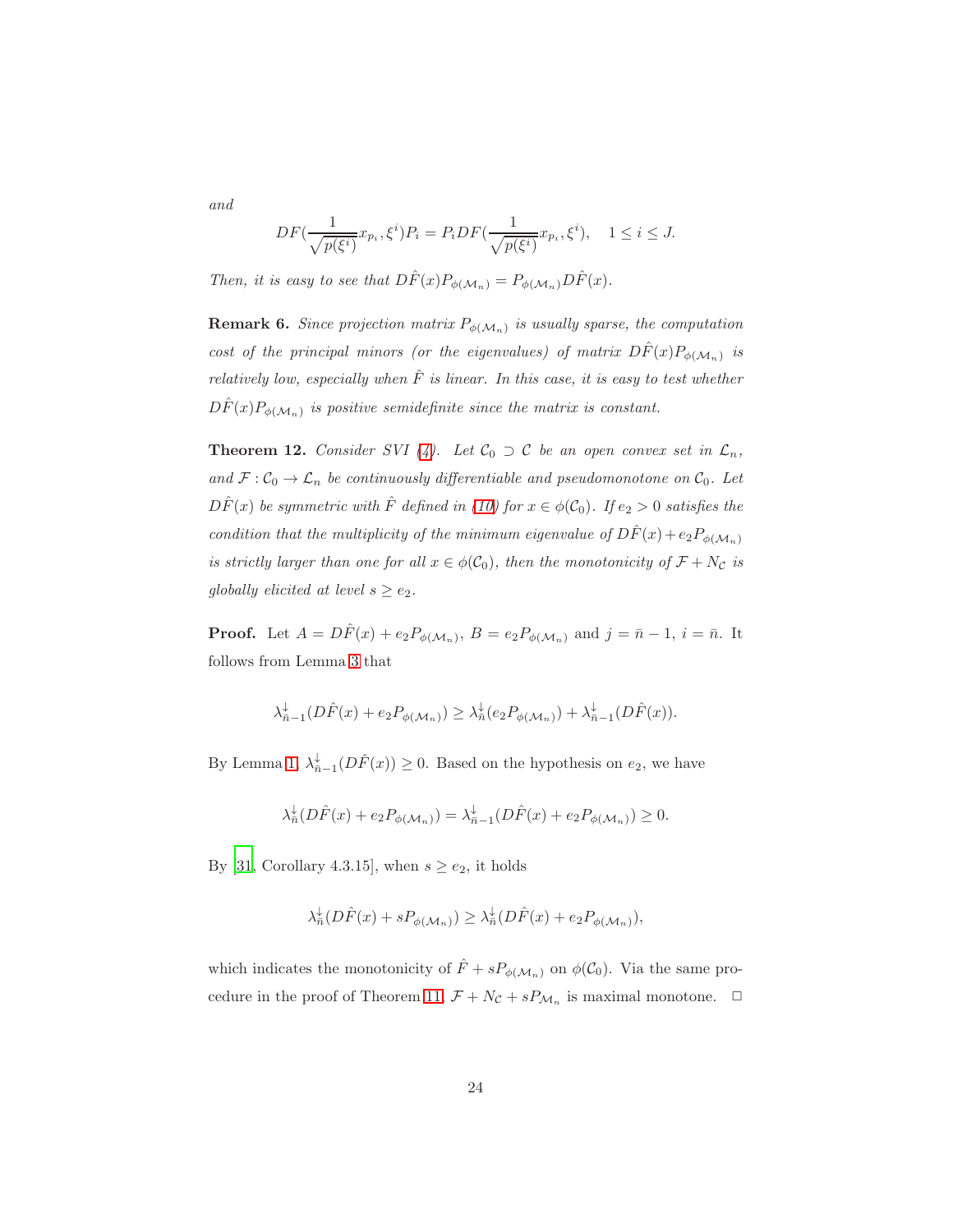*and*

$$DF(\frac{1}{\sqrt{p(\xi^i)}}x_{p_i}, \xi^i)P_i = P_i DF(\frac{1}{\sqrt{p(\xi^i)}}x_{p_i}, \xi^i), \quad 1 \leq i \leq J.$$

*Then, it is easy to see that* $D\hat{F}(x)P_{\phi(\mathcal{M}_n)} = P_{\phi(\mathcal{M}_n)}D\hat{F}(x)$.

**Remark 6.** *Since projection matrix* $P_{\phi(\mathcal{M}_n)}$ *is usually sparse, the computation cost of the principal minors (or the eigenvalues) of matrix* $D\hat{F}(x)P_{\phi(\mathcal{M}_n)}$ *is relatively low, especially when* $\hat{F}$ *is linear. In this case, it is easy to test whether* $D\hat{F}(x)P_{\phi(\mathcal{M}_n)}$ *is positive semidefinite since the matrix is constant.*

**Theorem 12.** *Consider SVI (4). Let* $\mathcal{C}_0 \supset \mathcal{C}$ *be an open convex set in* $\mathcal{L}_n$*, and* $\mathcal{F} : \mathcal{C}_0 \to \mathcal{L}_n$ *be continuously differentiable and pseudomonotone on* $\mathcal{C}_0$*. Let* $D\hat{F}(x)$ *be symmetric with* $\hat{F}$ *defined in (10) for* $x \in \phi(\mathcal{C}_0)$*. If* $e_2 > 0$ *satisfies the condition that the multiplicity of the minimum eigenvalue of* $D\hat{F}(x) + e_2 P_{\phi(\mathcal{M}_n)}$ *is strictly larger than one for all* $x \in \phi(\mathcal{C}_0)$*, then the monotonicity of* $\mathcal{F} + N_{\mathcal{C}}$ *is globally elicited at level* $s \geq e_2$*.*

**Proof.** Let $A = D\hat{F}(x) + e_2 P_{\phi(\mathcal{M}_n)}$, $B = e_2 P_{\phi(\mathcal{M}_n)}$ and $j = \bar{n} - 1$, $i = \bar{n}$. It follows from Lemma 3 that

$$\lambda^{\downarrow}_{\bar{n}-1}(D\hat{F}(x) + e_2 P_{\phi(\mathcal{M}_n)}) \geq \lambda^{\downarrow}_{\bar{n}}(e_2 P_{\phi(\mathcal{M}_n)}) + \lambda^{\downarrow}_{\bar{n}-1}(D\hat{F}(x)).$$

By Lemma 1, $\lambda^{\downarrow}_{\bar{n}-1}(D\hat{F}(x)) \geq 0$. Based on the hypothesis on $e_2$, we have

$$\lambda^{\downarrow}_{\bar{n}}(D\hat{F}(x) + e_2 P_{\phi(\mathcal{M}_n)}) = \lambda^{\downarrow}_{\bar{n}-1}(D\hat{F}(x) + e_2 P_{\phi(\mathcal{M}_n)}) \geq 0.$$

By [31, Corollary 4.3.15], when $s \geq e_2$, it holds

$$\lambda^{\downarrow}_{\bar{n}}(D\hat{F}(x) + s P_{\phi(\mathcal{M}_n)}) \geq \lambda^{\downarrow}_{\bar{n}}(D\hat{F}(x) + e_2 P_{\phi(\mathcal{M}_n)}),$$

which indicates the monotonicity of $\hat{F} + s P_{\phi(\mathcal{M}_n)}$ on $\phi(\mathcal{C}_0)$. Via the same procedure in the proof of Theorem 11, $\mathcal{F} + N_{\mathcal{C}} + s P_{\mathcal{M}_n}$ is maximal monotone. $\square$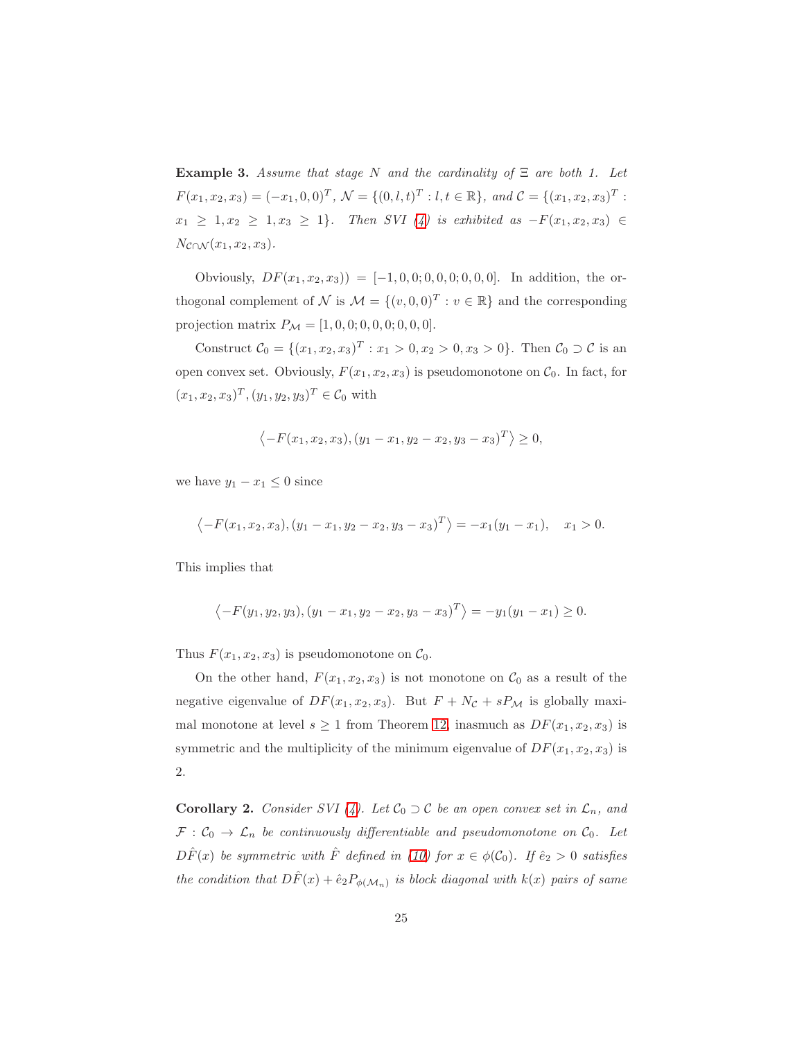**Example 3.** *Assume that stage $N$ and the cardinality of $\Xi$ are both 1. Let $F(x_1, x_2, x_3) = (-x_1, 0, 0)^T$, $\mathcal{N} = \{(0, l, t)^T : l, t \in \mathbb{R}\}$, and $\mathcal{C} = \{(x_1, x_2, x_3)^T : x_1 \geq 1, x_2 \geq 1, x_3 \geq 1\}$. Then SVI (4) is exhibited as $-F(x_1, x_2, x_3) \in N_{\mathcal{C} \cap \mathcal{N}}(x_1, x_2, x_3)$.*

Obviously, $DF(x_1, x_2, x_3)) = [-1, 0, 0; 0, 0, 0; 0, 0, 0]$. In addition, the orthogonal complement of $\mathcal{N}$ is $\mathcal{M} = \{(v, 0, 0)^T : v \in \mathbb{R}\}$ and the corresponding projection matrix $P_{\mathcal{M}} = [1, 0, 0; 0, 0, 0; 0, 0, 0]$.

Construct $\mathcal{C}_0 = \{(x_1, x_2, x_3)^T : x_1 > 0, x_2 > 0, x_3 > 0\}$. Then $\mathcal{C}_0 \supset \mathcal{C}$ is an open convex set. Obviously, $F(x_1, x_2, x_3)$ is pseudomonotone on $\mathcal{C}_0$. In fact, for $(x_1, x_2, x_3)^T, (y_1, y_2, y_3)^T \in \mathcal{C}_0$ with

$$\left\langle -F(x_1, x_2, x_3), (y_1 - x_1, y_2 - x_2, y_3 - x_3)^T \right\rangle \geq 0,$$

we have $y_1 - x_1 \leq 0$ since

$$\left\langle -F(x_1, x_2, x_3), (y_1 - x_1, y_2 - x_2, y_3 - x_3)^T \right\rangle = -x_1(y_1 - x_1), \quad x_1 > 0.$$

This implies that

$$\left\langle -F(y_1, y_2, y_3), (y_1 - x_1, y_2 - x_2, y_3 - x_3)^T \right\rangle = -y_1(y_1 - x_1) \geq 0.$$

Thus $F(x_1, x_2, x_3)$ is pseudomonotone on $\mathcal{C}_0$.

On the other hand, $F(x_1, x_2, x_3)$ is not monotone on $\mathcal{C}_0$ as a result of the negative eigenvalue of $DF(x_1, x_2, x_3)$. But $F + N_{\mathcal{C}} + sP_{\mathcal{M}}$ is globally maximal monotone at level $s \geq 1$ from Theorem 12, inasmuch as $DF(x_1, x_2, x_3)$ is symmetric and the multiplicity of the minimum eigenvalue of $DF(x_1, x_2, x_3)$ is 2.

**Corollary 2.** *Consider SVI (4). Let $\mathcal{C}_0 \supset \mathcal{C}$ be an open convex set in $\mathcal{L}_n$, and $\mathcal{F} : \mathcal{C}_0 \to \mathcal{L}_n$ be continuously differentiable and pseudomonotone on $\mathcal{C}_0$. Let $D\hat{F}(x)$ be symmetric with $\hat{F}$ defined in (10) for $x \in \phi(\mathcal{C}_0)$. If $\hat{e}_2 > 0$ satisfies the condition that $D\hat{F}(x) + \hat{e}_2 P_{\phi(\mathcal{M}_n)}$ is block diagonal with $k(x)$ pairs of same*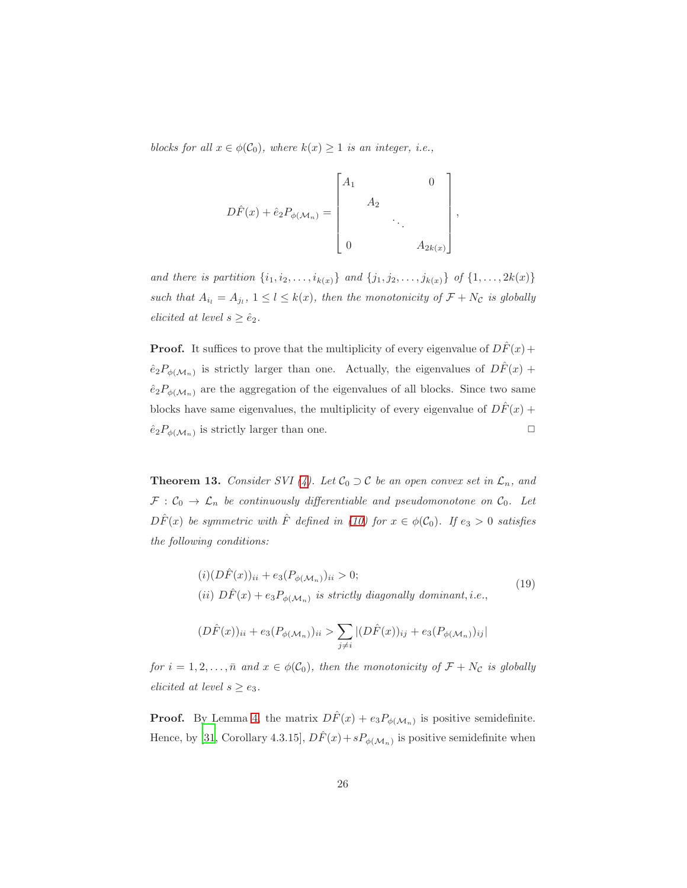*blocks for all $x \in \phi(\mathcal{C}_0)$, where $k(x) \geq 1$ is an integer, i.e.,*

$$D\hat{F}(x) + \hat{e}_2 P_{\phi(\mathcal{M}_n)} = \begin{bmatrix} A_1 & & & 0 \\ & A_2 & & \\ & & \ddots & \\ 0 & & & A_{2k(x)} \end{bmatrix},$$

*and there is partition $\{i_1, i_2, \ldots, i_{k(x)}\}$ and $\{j_1, j_2, \ldots, j_{k(x)}\}$ of $\{1, \ldots, 2k(x)\}$ such that $A_{i_l} = A_{j_l}$, $1 \leq l \leq k(x)$, then the monotonicity of $\mathcal{F} + N_{\mathcal{C}}$ is globally elicited at level $s \geq \hat{e}_2$.*

**Proof.** It suffices to prove that the multiplicity of every eigenvalue of $D\hat{F}(x) + \hat{e}_2 P_{\phi(\mathcal{M}_n)}$ is strictly larger than one. Actually, the eigenvalues of $D\hat{F}(x) + \hat{e}_2 P_{\phi(\mathcal{M}_n)}$ are the aggregation of the eigenvalues of all blocks. Since two same blocks have same eigenvalues, the multiplicity of every eigenvalue of $D\hat{F}(x) + \hat{e}_2 P_{\phi(\mathcal{M}_n)}$ is strictly larger than one. □

**Theorem 13.** *Consider SVI (4). Let $\mathcal{C}_0 \supset \mathcal{C}$ be an open convex set in $\mathcal{L}_n$, and $\mathcal{F} : \mathcal{C}_0 \to \mathcal{L}_n$ be continuously differentiable and pseudomonotone on $\mathcal{C}_0$. Let $D\hat{F}(x)$ be symmetric with $\hat{F}$ defined in (10) for $x \in \phi(\mathcal{C}_0)$. If $e_3 > 0$ satisfies the following conditions:*

$$\begin{aligned} &(i) (D\hat{F}(x))_{ii} + e_3 (P_{\phi(\mathcal{M}_n)})_{ii} > 0; \\ &(ii)\ D\hat{F}(x) + e_3 P_{\phi(\mathcal{M}_n)} \text{ is strictly diagonally dominant, i.e.,} \end{aligned} \tag{19}$$

$$(D\hat{F}(x))_{ii} + e_3 (P_{\phi(\mathcal{M}_n)})_{ii} > \sum_{j \neq i} |(D\hat{F}(x))_{ij} + e_3 (P_{\phi(\mathcal{M}_n)})_{ij}|$$

*for $i = 1, 2, \ldots, \bar{n}$ and $x \in \phi(\mathcal{C}_0)$, then the monotonicity of $\mathcal{F} + N_{\mathcal{C}}$ is globally elicited at level $s \geq e_3$.*

**Proof.** By Lemma 4, the matrix $D\hat{F}(x) + e_3 P_{\phi(\mathcal{M}_n)}$ is positive semidefinite. Hence, by [31, Corollary 4.3.15], $D\hat{F}(x) + s P_{\phi(\mathcal{M}_n)}$ is positive semidefinite when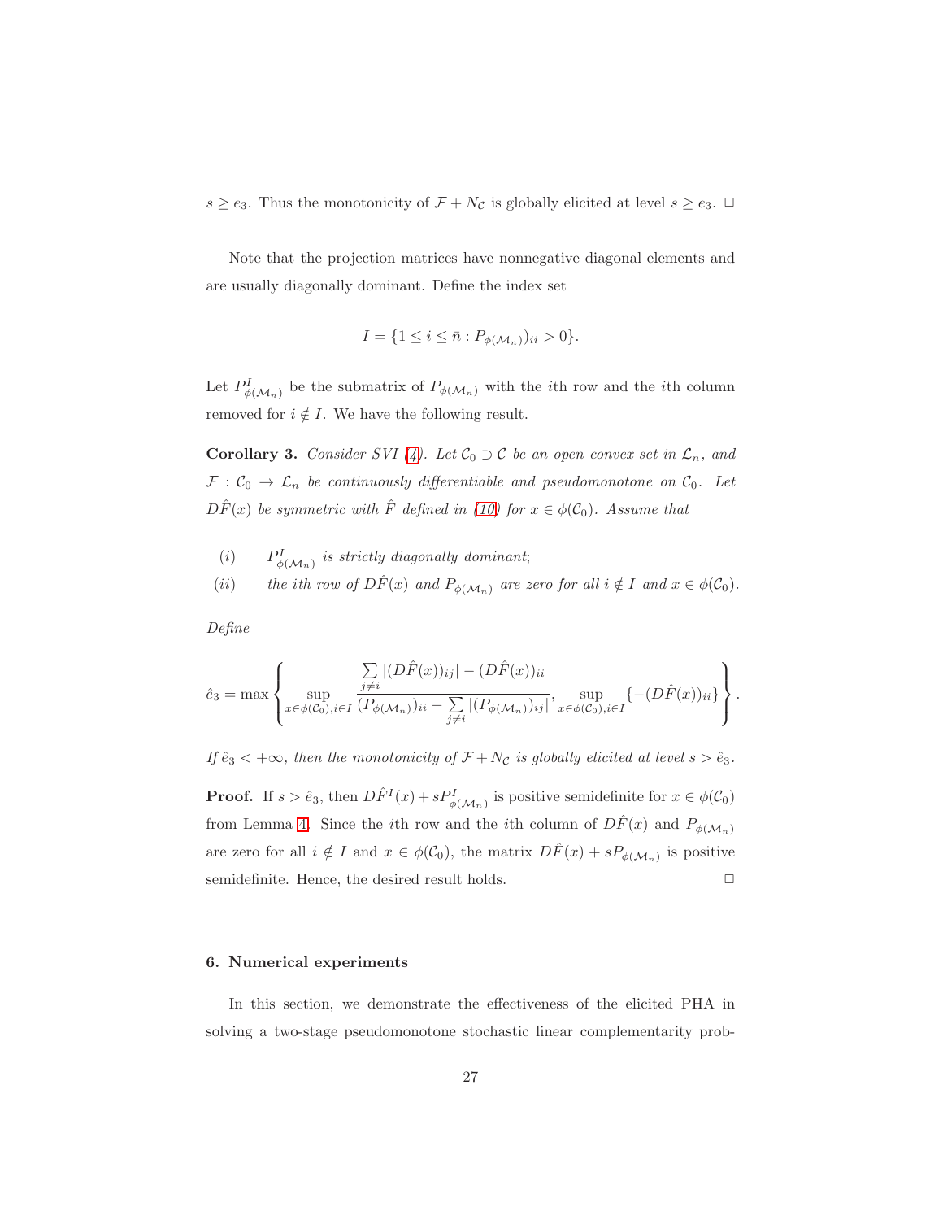$s \geq e_3$. Thus the monotonicity of $\mathcal{F} + N_{\mathcal{C}}$ is globally elicited at level $s \geq e_3$. $\square$

Note that the projection matrices have nonnegative diagonal elements and are usually diagonally dominant. Define the index set

$$I = \{1 \leq i \leq \bar{n} : P_{\phi(\mathcal{M}_n)})_{ii} > 0\}.$$

Let $P^I_{\phi(\mathcal{M}_n)}$ be the submatrix of $P_{\phi(\mathcal{M}_n)}$ with the $i$th row and the $i$th column removed for $i \notin I$. We have the following result.

**Corollary 3.** *Consider SVI (4). Let $\mathcal{C}_0 \supset \mathcal{C}$ be an open convex set in $\mathcal{L}_n$, and $\mathcal{F} : \mathcal{C}_0 \to \mathcal{L}_n$ be continuously differentiable and pseudomonotone on $\mathcal{C}_0$. Let $D\hat{F}(x)$ be symmetric with $\hat{F}$ defined in (10) for $x \in \phi(\mathcal{C}_0)$. Assume that*

- *(i)* $P^I_{\phi(\mathcal{M}_n)}$ *is strictly diagonally dominant;*
- *(ii)* *the $i$th row of $D\hat{F}(x)$ and $P_{\phi(\mathcal{M}_n)}$ are zero for all $i \notin I$ and $x \in \phi(\mathcal{C}_0)$.*

*Define*

$$\hat{e}_3 = \max \left\{ \sup_{x \in \phi(\mathcal{C}_0), i \in I} \frac{\sum_{j \neq i} |(D\hat{F}(x))_{ij}| - (D\hat{F}(x))_{ii}}{(P_{\phi(\mathcal{M}_n)})_{ii} - \sum_{j \neq i} |(P_{\phi(\mathcal{M}_n)})_{ij}|}, \sup_{x \in \phi(\mathcal{C}_0), i \in I} \{-(D\hat{F}(x))_{ii}\} \right\}.$$

*If $\hat{e}_3 < +\infty$, then the monotonicity of $\mathcal{F} + N_{\mathcal{C}}$ is globally elicited at level $s > \hat{e}_3$.*

**Proof.** If $s > \hat{e}_3$, then $D\hat{F}^I(x) + sP^I_{\phi(\mathcal{M}_n)}$ is positive semidefinite for $x \in \phi(\mathcal{C}_0)$ from Lemma 4. Since the $i$th row and the $i$th column of $D\hat{F}(x)$ and $P_{\phi(\mathcal{M}_n)}$ are zero for all $i \notin I$ and $x \in \phi(\mathcal{C}_0)$, the matrix $D\hat{F}(x) + sP_{\phi(\mathcal{M}_n)}$ is positive semidefinite. Hence, the desired result holds. $\square$

## 6. Numerical experiments

In this section, we demonstrate the effectiveness of the elicited PHA in solving a two-stage pseudomonotone stochastic linear complementarity prob-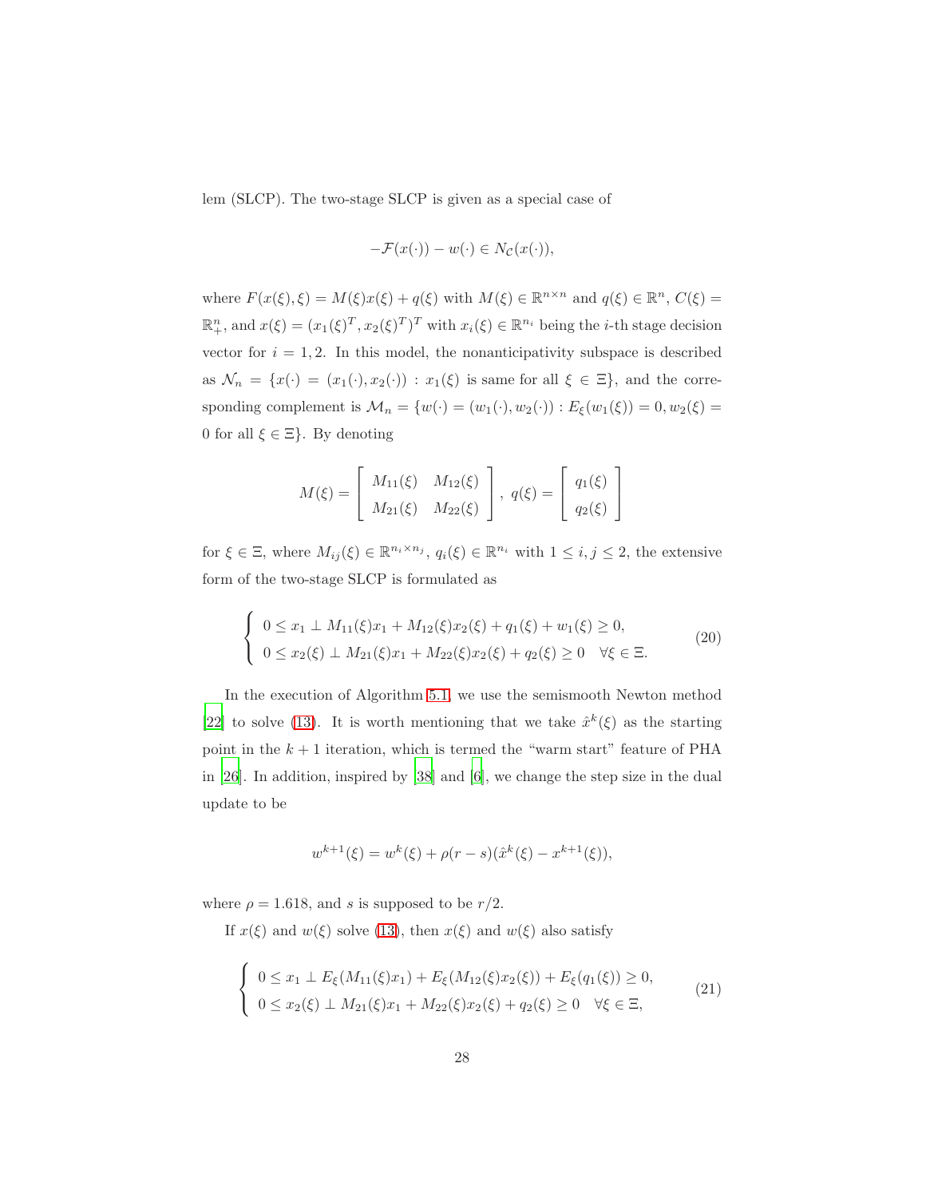lem (SLCP). The two-stage SLCP is given as a special case of

$$-\mathcal{F}(x(\cdot)) - w(\cdot) \in N_{\mathcal{C}}(x(\cdot)),$$

where $F(x(\xi),\xi) = M(\xi)x(\xi) + q(\xi)$ with $M(\xi) \in \mathbb{R}^{n\times n}$ and $q(\xi) \in \mathbb{R}^n$, $C(\xi) = \mathbb{R}^n_+$, and $x(\xi) = (x_1(\xi)^T, x_2(\xi)^T)^T$ with $x_i(\xi) \in \mathbb{R}^{n_i}$ being the $i$-th stage decision vector for $i = 1, 2$. In this model, the nonanticipativity subspace is described as $\mathcal{N}_n = \{x(\cdot) = (x_1(\cdot), x_2(\cdot)) : x_1(\xi)$ is same for all $\xi \in \Xi\}$, and the corresponding complement is $\mathcal{M}_n = \{w(\cdot) = (w_1(\cdot), w_2(\cdot)) : E_\xi(w_1(\xi)) = 0, w_2(\xi) = 0$ for all $\xi \in \Xi\}$. By denoting

$$M(\xi) = \begin{bmatrix} M_{11}(\xi) & M_{12}(\xi) \\ M_{21}(\xi) & M_{22}(\xi) \end{bmatrix},\ q(\xi) = \begin{bmatrix} q_1(\xi) \\ q_2(\xi) \end{bmatrix}$$

for $\xi \in \Xi$, where $M_{ij}(\xi) \in \mathbb{R}^{n_i\times n_j}$, $q_i(\xi) \in \mathbb{R}^{n_i}$ with $1 \le i, j \le 2$, the extensive form of the two-stage SLCP is formulated as

$$\begin{cases} 0 \le x_1 \perp M_{11}(\xi)x_1 + M_{12}(\xi)x_2(\xi) + q_1(\xi) + w_1(\xi) \ge 0, \\ 0 \le x_2(\xi) \perp M_{21}(\xi)x_1 + M_{22}(\xi)x_2(\xi) + q_2(\xi) \ge 0 \quad \forall \xi \in \Xi. \end{cases} \tag{20}$$

In the execution of Algorithm 5.1, we use the semismooth Newton method [22] to solve (13). It is worth mentioning that we take $\hat{x}^k(\xi)$ as the starting point in the $k+1$ iteration, which is termed the "warm start" feature of PHA in [26]. In addition, inspired by [38] and [6], we change the step size in the dual update to be

$$w^{k+1}(\xi) = w^k(\xi) + \rho(r - s)(\hat{x}^k(\xi) - x^{k+1}(\xi)),$$

where $\rho = 1.618$, and $s$ is supposed to be $r/2$.

If $x(\xi)$ and $w(\xi)$ solve (13), then $x(\xi)$ and $w(\xi)$ also satisfy

$$\begin{cases} 0 \le x_1 \perp E_\xi(M_{11}(\xi)x_1) + E_\xi(M_{12}(\xi)x_2(\xi)) + E_\xi(q_1(\xi)) \ge 0, \\ 0 \le x_2(\xi) \perp M_{21}(\xi)x_1 + M_{22}(\xi)x_2(\xi) + q_2(\xi) \ge 0 \quad \forall \xi \in \Xi, \end{cases} \tag{21}$$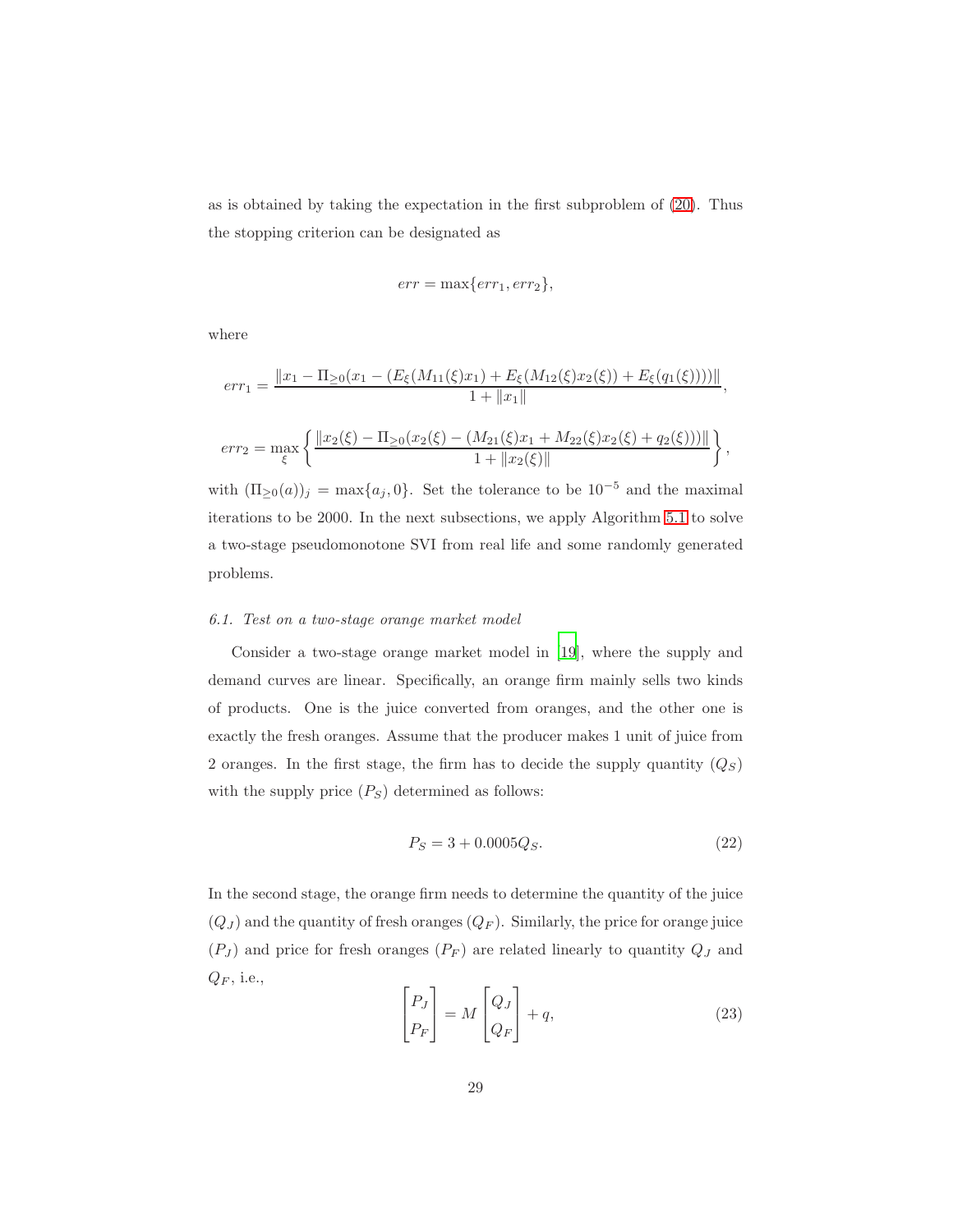as is obtained by taking the expectation in the first subproblem of (20). Thus the stopping criterion can be designated as

$$err = \max\{err_1, err_2\},$$

where

$$err_1 = \frac{\|x_1 - \Pi_{\geq 0}(x_1 - (E_\xi(M_{11}(\xi)x_1) + E_\xi(M_{12}(\xi)x_2(\xi)) + E_\xi(q_1(\xi))))\|}{1 + \|x_1\|},$$

$$err_2 = \max_\xi \left\{ \frac{\|x_2(\xi) - \Pi_{\geq 0}(x_2(\xi) - (M_{21}(\xi)x_1 + M_{22}(\xi)x_2(\xi) + q_2(\xi)))\|}{1 + \|x_2(\xi)\|} \right\},$$

with $(\Pi_{\geq 0}(a))_j = \max\{a_j, 0\}$. Set the tolerance to be $10^{-5}$ and the maximal iterations to be 2000. In the next subsections, we apply Algorithm 5.1 to solve a two-stage pseudomonotone SVI from real life and some randomly generated problems.

### *6.1. Test on a two-stage orange market model*

Consider a two-stage orange market model in [19], where the supply and demand curves are linear. Specifically, an orange firm mainly sells two kinds of products. One is the juice converted from oranges, and the other one is exactly the fresh oranges. Assume that the producer makes 1 unit of juice from 2 oranges. In the first stage, the firm has to decide the supply quantity ($Q_S$) with the supply price ($P_S$) determined as follows:

$$P_S = 3 + 0.0005Q_S. \tag{22}$$

In the second stage, the orange firm needs to determine the quantity of the juice ($Q_J$) and the quantity of fresh oranges ($Q_F$). Similarly, the price for orange juice ($P_J$) and price for fresh oranges ($P_F$) are related linearly to quantity $Q_J$ and $Q_F$, i.e.,

$$\begin{bmatrix} P_J \\ P_F \end{bmatrix} = M \begin{bmatrix} Q_J \\ Q_F \end{bmatrix} + q, \tag{23}$$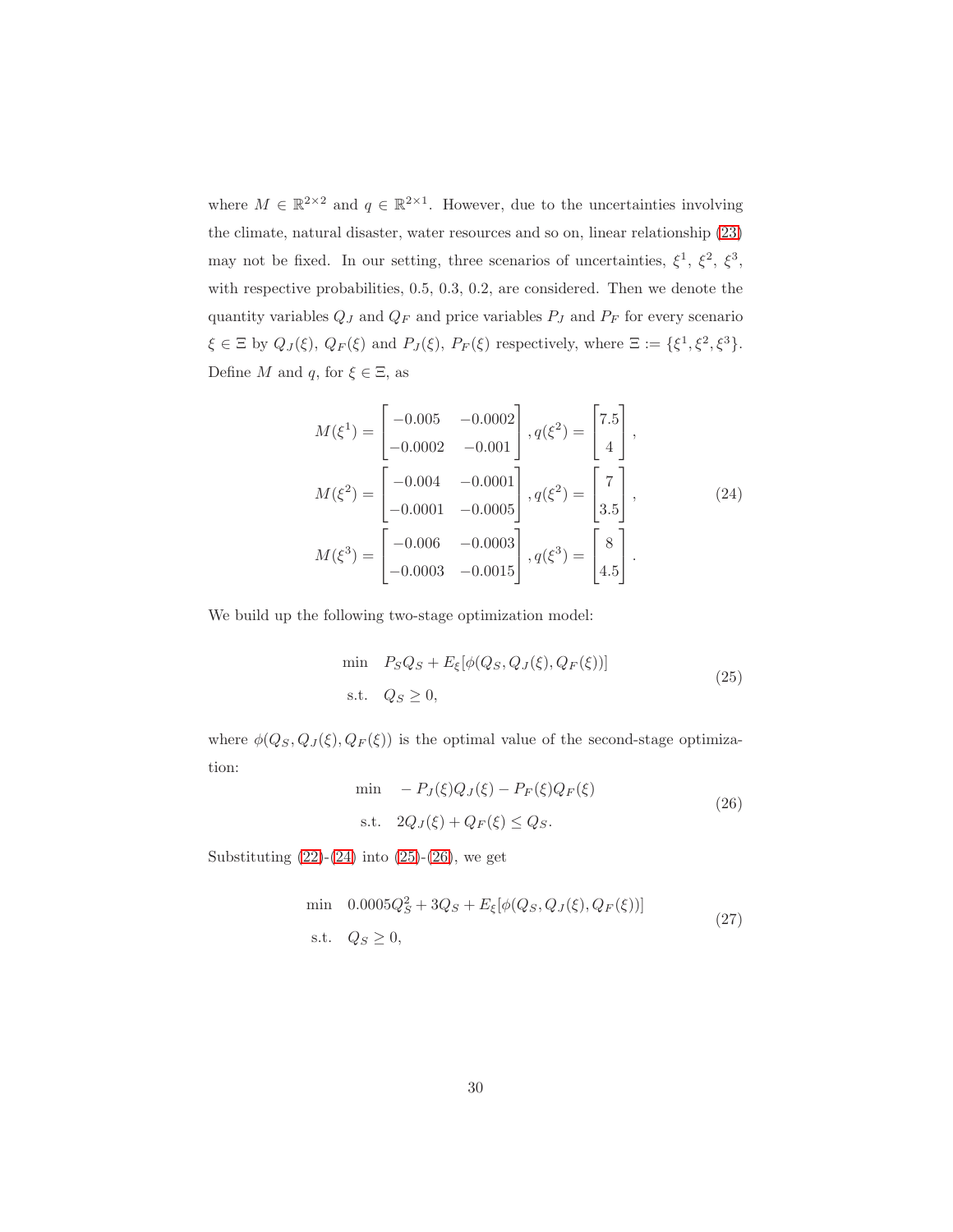where $M \in \mathbb{R}^{2\times 2}$ and $q \in \mathbb{R}^{2\times 1}$. However, due to the uncertainties involving the climate, natural disaster, water resources and so on, linear relationship (23) may not be fixed. In our setting, three scenarios of uncertainties, $\xi^1$, $\xi^2$, $\xi^3$, with respective probabilities, 0.5, 0.3, 0.2, are considered. Then we denote the quantity variables $Q_J$ and $Q_F$ and price variables $P_J$ and $P_F$ for every scenario $\xi \in \Xi$ by $Q_J(\xi)$, $Q_F(\xi)$ and $P_J(\xi)$, $P_F(\xi)$ respectively, where $\Xi := \{\xi^1, \xi^2, \xi^3\}$. Define $M$ and $q$, for $\xi \in \Xi$, as

$$
\begin{aligned}
M(\xi^1) &= \begin{bmatrix} -0.005 & -0.0002 \\ -0.0002 & -0.001 \end{bmatrix}, q(\xi^2) = \begin{bmatrix} 7.5 \\ 4 \end{bmatrix}, \\
M(\xi^2) &= \begin{bmatrix} -0.004 & -0.0001 \\ -0.0001 & -0.0005 \end{bmatrix}, q(\xi^2) = \begin{bmatrix} 7 \\ 3.5 \end{bmatrix}, \\
M(\xi^3) &= \begin{bmatrix} -0.006 & -0.0003 \\ -0.0003 & -0.0015 \end{bmatrix}, q(\xi^3) = \begin{bmatrix} 8 \\ 4.5 \end{bmatrix}.
\end{aligned}
\tag{24}
$$

We build up the following two-stage optimization model:

$$
\begin{aligned}
\min \quad & P_S Q_S + E_\xi[\phi(Q_S, Q_J(\xi), Q_F(\xi))] \\
\text{s.t.} \quad & Q_S \geq 0,
\end{aligned}
\tag{25}
$$

where $\phi(Q_S, Q_J(\xi), Q_F(\xi))$ is the optimal value of the second-stage optimization:

$$
\begin{aligned}
\min \quad & -P_J(\xi)Q_J(\xi) - P_F(\xi)Q_F(\xi) \\
\text{s.t.} \quad & 2Q_J(\xi) + Q_F(\xi) \leq Q_S.
\end{aligned}
\tag{26}
$$

Substituting (22)-(24) into (25)-(26), we get

$$
\begin{aligned}
\min \quad & 0.0005Q_S^2 + 3Q_S + E_\xi[\phi(Q_S, Q_J(\xi), Q_F(\xi))] \\
\text{s.t.} \quad & Q_S \geq 0,
\end{aligned}
\tag{27}
$$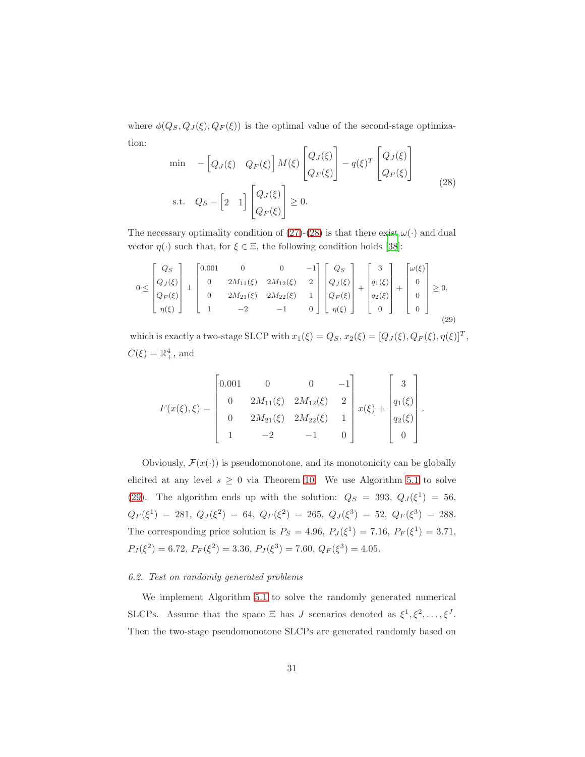where $\phi(Q_S, Q_J(\xi), Q_F(\xi))$ is the optimal value of the second-stage optimization:

$$
\begin{aligned}
\min \quad & -\begin{bmatrix} Q_J(\xi) & Q_F(\xi) \end{bmatrix} M(\xi) \begin{bmatrix} Q_J(\xi) \\ Q_F(\xi) \end{bmatrix} - q(\xi)^T \begin{bmatrix} Q_J(\xi) \\ Q_F(\xi) \end{bmatrix} \\
\text{s.t.} \quad & Q_S - \begin{bmatrix} 2 & 1 \end{bmatrix} \begin{bmatrix} Q_J(\xi) \\ Q_F(\xi) \end{bmatrix} \geq 0.
\end{aligned} \tag{28}
$$

The necessary optimality condition of (27)-(28) is that there exist $\omega(\cdot)$ and dual vector $\eta(\cdot)$ such that, for $\xi \in \Xi$, the following condition holds [38]:

$$
0 \leq \begin{bmatrix} Q_S \\ Q_J(\xi) \\ Q_F(\xi) \\ \eta(\xi) \end{bmatrix} \perp \begin{bmatrix} 0.001 & 0 & 0 & -1 \\ 0 & 2M_{11}(\xi) & 2M_{12}(\xi) & 2 \\ 0 & 2M_{21}(\xi) & 2M_{22}(\xi) & 1 \\ 1 & -2 & -1 & 0 \end{bmatrix} \begin{bmatrix} Q_S \\ Q_J(\xi) \\ Q_F(\xi) \\ \eta(\xi) \end{bmatrix} + \begin{bmatrix} 3 \\ q_1(\xi) \\ q_2(\xi) \\ 0 \end{bmatrix} + \begin{bmatrix} \omega(\xi) \\ 0 \\ 0 \\ 0 \end{bmatrix} \geq 0, \tag{29}
$$

which is exactly a two-stage SLCP with $x_1(\xi) = Q_S$, $x_2(\xi) = [Q_J(\xi), Q_F(\xi), \eta(\xi)]^T$, $C(\xi) = \mathbb{R}^4_+$, and

$$
F(x(\xi), \xi) = \begin{bmatrix} 0.001 & 0 & 0 & -1 \\ 0 & 2M_{11}(\xi) & 2M_{12}(\xi) & 2 \\ 0 & 2M_{21}(\xi) & 2M_{22}(\xi) & 1 \\ 1 & -2 & -1 & 0 \end{bmatrix} x(\xi) + \begin{bmatrix} 3 \\ q_1(\xi) \\ q_2(\xi) \\ 0 \end{bmatrix}.
$$

Obviously, $\mathcal{F}(x(\cdot))$ is pseudomonotone, and its monotonicity can be globally elicited at any level $s \geq 0$ via Theorem 10. We use Algorithm 5.1 to solve (29). The algorithm ends up with the solution: $Q_S = 393$, $Q_J(\xi^1) = 56$, $Q_F(\xi^1) = 281$, $Q_J(\xi^2) = 64$, $Q_F(\xi^2) = 265$, $Q_J(\xi^3) = 52$, $Q_F(\xi^3) = 288$. The corresponding price solution is $P_S = 4.96$, $P_J(\xi^1) = 7.16$, $P_F(\xi^1) = 3.71$, $P_J(\xi^2) = 6.72$, $P_F(\xi^2) = 3.36$, $P_J(\xi^3) = 7.60$, $Q_F(\xi^3) = 4.05$.

### *6.2. Test on randomly generated problems*

We implement Algorithm 5.1 to solve the randomly generated numerical SLCPs. Assume that the space $\Xi$ has $J$ scenarios denoted as $\xi^1, \xi^2, \ldots, \xi^J$. Then the two-stage pseudomonotone SLCPs are generated randomly based on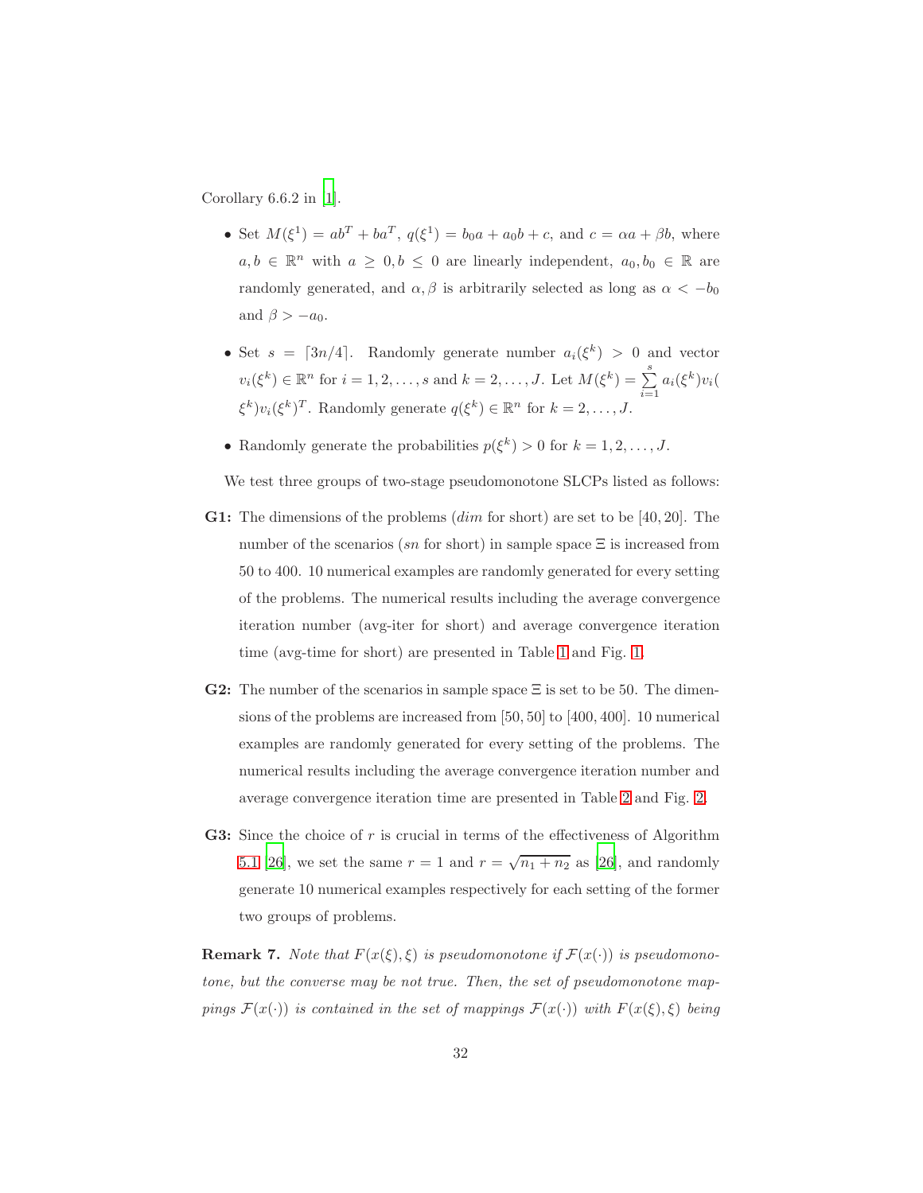Corollary 6.6.2 in [1].

- Set $M(\xi^1) = ab^T + ba^T$, $q(\xi^1) = b_0 a + a_0 b + c$, and $c = \alpha a + \beta b$, where $a, b \in \mathbb{R}^n$ with $a \geq 0, b \leq 0$ are linearly independent, $a_0, b_0 \in \mathbb{R}$ are randomly generated, and $\alpha, \beta$ is arbitrarily selected as long as $\alpha < -b_0$ and $\beta > -a_0$.
- Set $s = \lceil 3n/4 \rceil$. Randomly generate number $a_i(\xi^k) > 0$ and vector $v_i(\xi^k) \in \mathbb{R}^n$ for $i = 1, 2, \ldots, s$ and $k = 2, \ldots, J$. Let $M(\xi^k) = \sum_{i=1}^{s} a_i(\xi^k) v_i(\xi^k) v_i(\xi^k)^T$. Randomly generate $q(\xi^k) \in \mathbb{R}^n$ for $k = 2, \ldots, J$.
- Randomly generate the probabilities $p(\xi^k) > 0$ for $k = 1, 2, \ldots, J$.

We test three groups of two-stage pseudomonotone SLCPs listed as follows:

**G1:** The dimensions of the problems (*dim* for short) are set to be $[40, 20]$. The number of the scenarios (*sn* for short) in sample space $\Xi$ is increased from 50 to 400. 10 numerical examples are randomly generated for every setting of the problems. The numerical results including the average convergence iteration number (avg-iter for short) and average convergence iteration time (avg-time for short) are presented in Table 1 and Fig. 1.

**G2:** The number of the scenarios in sample space $\Xi$ is set to be 50. The dimensions of the problems are increased from $[50, 50]$ to $[400, 400]$. 10 numerical examples are randomly generated for every setting of the problems. The numerical results including the average convergence iteration number and average convergence iteration time are presented in Table 2 and Fig. 2.

**G3:** Since the choice of $r$ is crucial in terms of the effectiveness of Algorithm 5.1 [26], we set the same $r = 1$ and $r = \sqrt{n_1 + n_2}$ as [26], and randomly generate 10 numerical examples respectively for each setting of the former two groups of problems.

**Remark 7.** *Note that $F(x(\xi), \xi)$ is pseudomonotone if $\mathcal{F}(x(\cdot))$ is pseudomonotone, but the converse may be not true. Then, the set of pseudomonotone mappings $\mathcal{F}(x(\cdot))$ is contained in the set of mappings $\mathcal{F}(x(\cdot))$ with $F(x(\xi), \xi)$ being*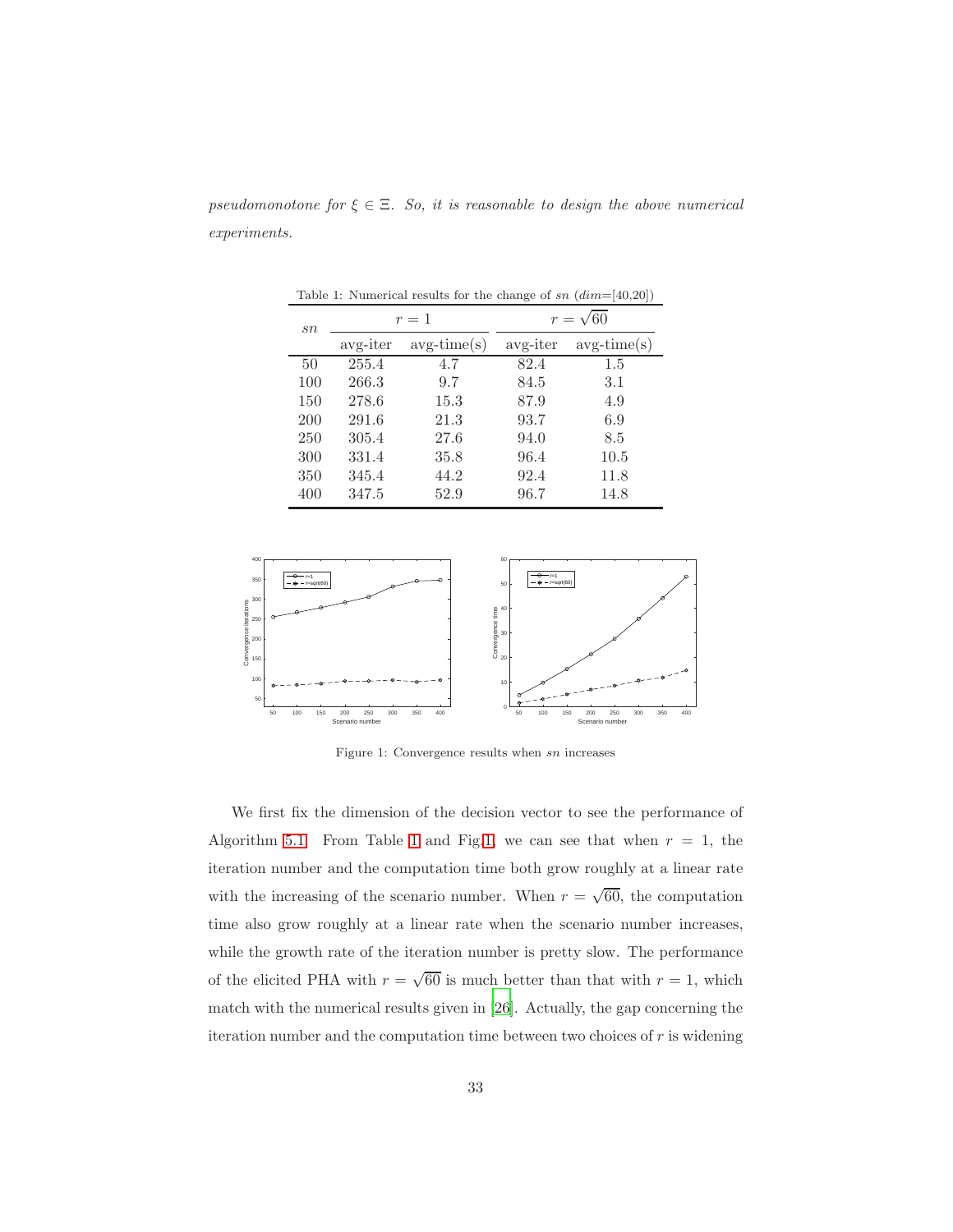*pseudomonotone for $\xi \in \Xi$. So, it is reasonable to design the above numerical experiments.*

Table 1: Numerical results for the change of $sn$ ($dim$=[40,20])

| $sn$ | $r=1$ | | $r=\sqrt{60}$ | |
|---|---|---|---|---|
| | avg-iter | avg-time(s) | avg-iter | avg-time(s) |
| 50 | 255.4 | 4.7 | 82.4 | 1.5 |
| 100 | 266.3 | 9.7 | 84.5 | 3.1 |
| 150 | 278.6 | 15.3 | 87.9 | 4.9 |
| 200 | 291.6 | 21.3 | 93.7 | 6.9 |
| 250 | 305.4 | 27.6 | 94.0 | 8.5 |
| 300 | 331.4 | 35.8 | 96.4 | 10.5 |
| 350 | 345.4 | 44.2 | 92.4 | 11.8 |
| 400 | 347.5 | 52.9 | 96.7 | 14.8 |

Figure 1: Convergence results when $sn$ increases

We first fix the dimension of the decision vector to see the performance of Algorithm 5.1. From Table 1 and Fig.1, we can see that when $r = 1$, the iteration number and the computation time both grow roughly at a linear rate with the increasing of the scenario number. When $r = \sqrt{60}$, the computation time also grow roughly at a linear rate when the scenario number increases, while the growth rate of the iteration number is pretty slow. The performance of the elicited PHA with $r = \sqrt{60}$ is much better than that with $r = 1$, which match with the numerical results given in [26]. Actually, the gap concerning the iteration number and the computation time between two choices of $r$ is widening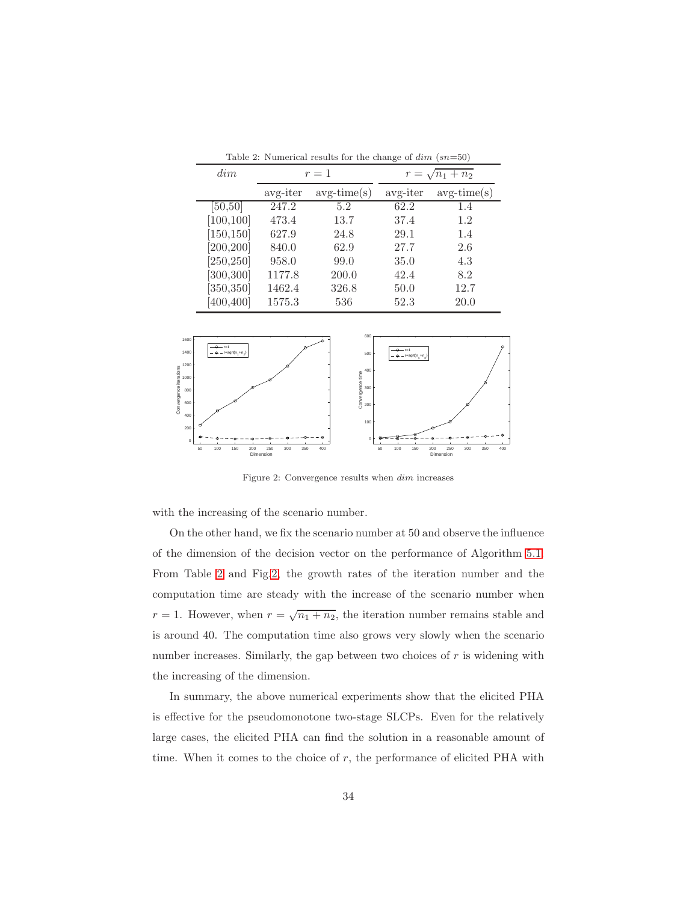Table 2: Numerical results for the change of $dim$ ($sn$=50)

| $dim$ | $r = 1$ | | $r = \sqrt{n_1 + n_2}$ | |
|---|---|---|---|---|
| | avg-iter | avg-time(s) | avg-iter | avg-time(s) |
| [50,50] | 247.2 | 5.2 | 62.2 | 1.4 |
| [100,100] | 473.4 | 13.7 | 37.4 | 1.2 |
| [150,150] | 627.9 | 24.8 | 29.1 | 1.4 |
| [200,200] | 840.0 | 62.9 | 27.7 | 2.6 |
| [250,250] | 958.0 | 99.0 | 35.0 | 4.3 |
| [300,300] | 1177.8 | 200.0 | 42.4 | 8.2 |
| [350,350] | 1462.4 | 326.8 | 50.0 | 12.7 |
| [400,400] | 1575.3 | 536 | 52.3 | 20.0 |

Figure 2: Convergence results when $dim$ increases

with the increasing of the scenario number.

On the other hand, we fix the scenario number at 50 and observe the influence of the dimension of the decision vector on the performance of Algorithm 5.1. From Table 2 and Fig.2, the growth rates of the iteration number and the computation time are steady with the increase of the scenario number when $r = 1$. However, when $r = \sqrt{n_1 + n_2}$, the iteration number remains stable and is around 40. The computation time also grows very slowly when the scenario number increases. Similarly, the gap between two choices of $r$ is widening with the increasing of the dimension.

In summary, the above numerical experiments show that the elicited PHA is effective for the pseudomonotone two-stage SLCPs. Even for the relatively large cases, the elicited PHA can find the solution in a reasonable amount of time. When it comes to the choice of $r$, the performance of elicited PHA with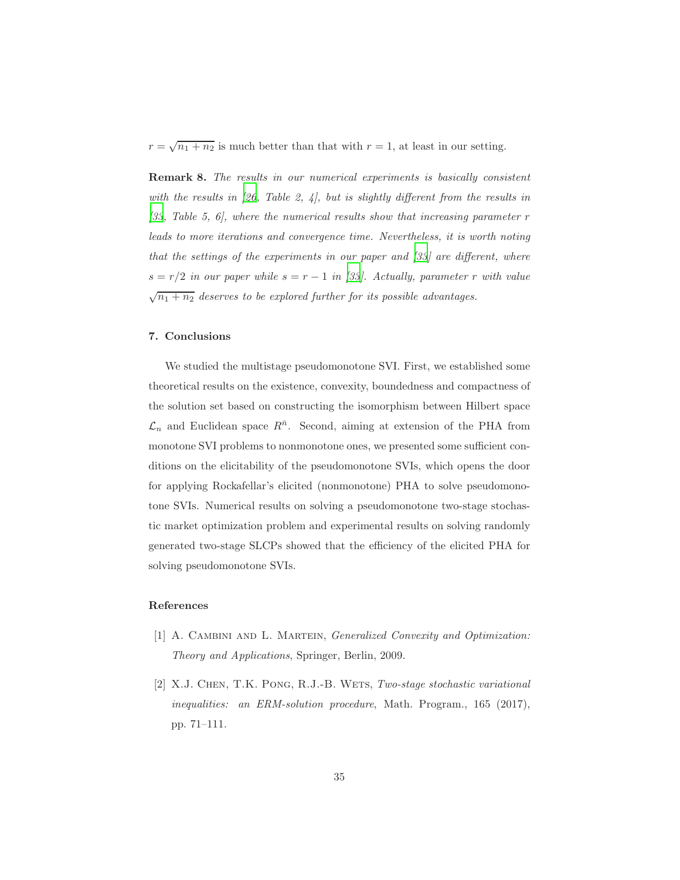$r = \sqrt{n_1 + n_2}$ is much better than that with $r = 1$, at least in our setting.

**Remark 8.** *The results in our numerical experiments is basically consistent with the results in [26, Table 2, 4], but is slightly different from the results in [33, Table 5, 6], where the numerical results show that increasing parameter $r$ leads to more iterations and convergence time. Nevertheless, it is worth noting that the settings of the experiments in our paper and [33] are different, where $s = r/2$ in our paper while $s = r - 1$ in [33]. Actually, parameter $r$ with value $\sqrt{n_1 + n_2}$ deserves to be explored further for its possible advantages.*

## 7. Conclusions

We studied the multistage pseudomonotone SVI. First, we established some theoretical results on the existence, convexity, boundedness and compactness of the solution set based on constructing the isomorphism between Hilbert space $\mathcal{L}_n$ and Euclidean space $R^{\bar{n}}$. Second, aiming at extension of the PHA from monotone SVI problems to nonmonotone ones, we presented some sufficient conditions on the elicitability of the pseudomonotone SVIs, which opens the door for applying Rockafellar's elicited (nonmonotone) PHA to solve pseudomonotone SVIs. Numerical results on solving a pseudomonotone two-stage stochastic market optimization problem and experimental results on solving randomly generated two-stage SLCPs showed that the efficiency of the elicited PHA for solving pseudomonotone SVIs.

## References

[1] A. Cambini and L. Martein, *Generalized Convexity and Optimization: Theory and Applications*, Springer, Berlin, 2009.

[2] X.J. Chen, T.K. Pong, R.J.-B. Wets, *Two-stage stochastic variational inequalities: an ERM-solution procedure*, Math. Program., 165 (2017), pp. 71–111.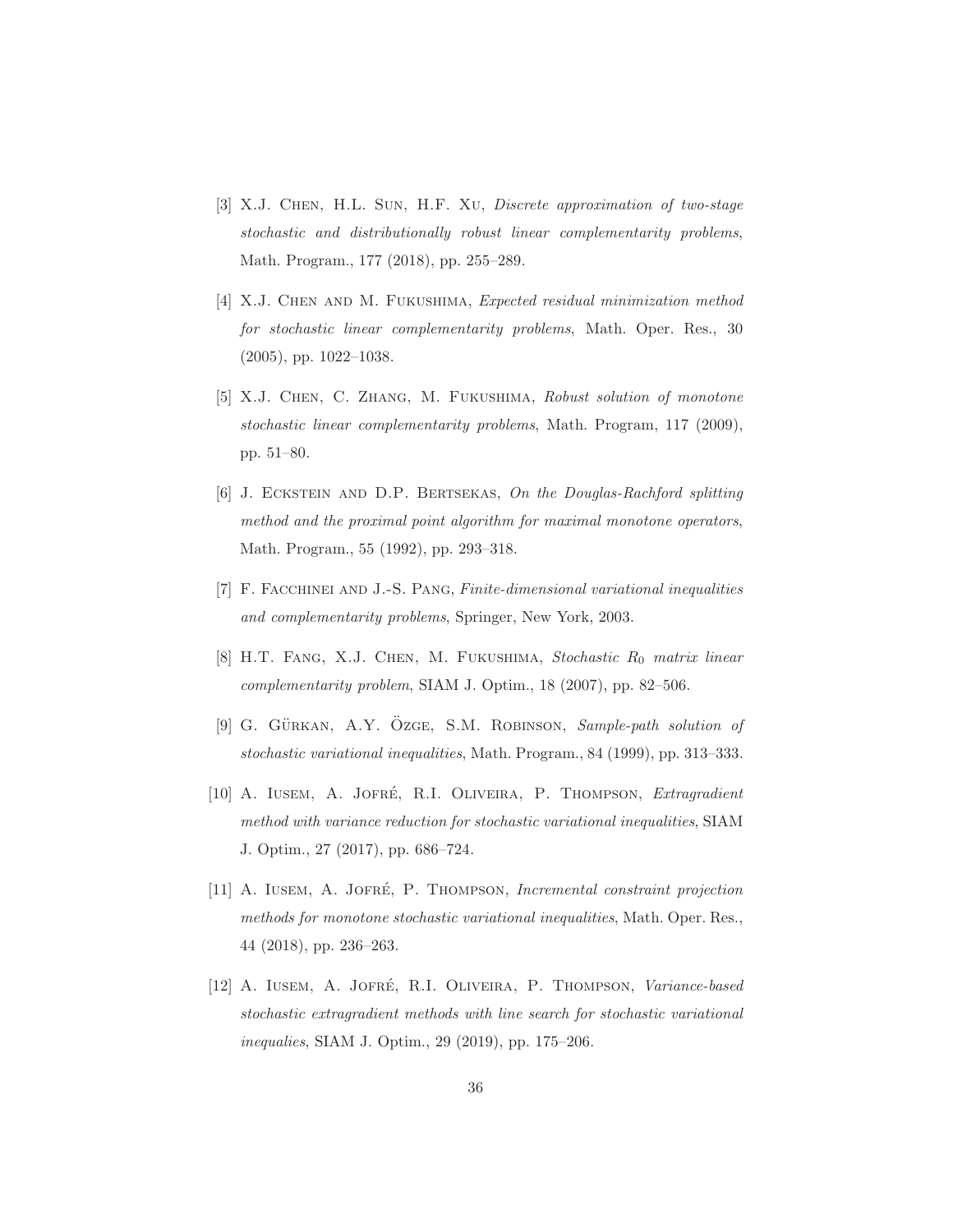[3] X.J. Chen, H.L. Sun, H.F. Xu, *Discrete approximation of two-stage stochastic and distributionally robust linear complementarity problems*, Math. Program., 177 (2018), pp. 255–289.

[4] X.J. Chen and M. Fukushima, *Expected residual minimization method for stochastic linear complementarity problems*, Math. Oper. Res., 30 (2005), pp. 1022–1038.

[5] X.J. Chen, C. Zhang, M. Fukushima, *Robust solution of monotone stochastic linear complementarity problems*, Math. Program, 117 (2009), pp. 51–80.

[6] J. Eckstein and D.P. Bertsekas, *On the Douglas-Rachford splitting method and the proximal point algorithm for maximal monotone operators*, Math. Program., 55 (1992), pp. 293–318.

[7] F. Facchinei and J.-S. Pang, *Finite-dimensional variational inequalities and complementarity problems*, Springer, New York, 2003.

[8] H.T. Fang, X.J. Chen, M. Fukushima, *Stochastic $R_0$ matrix linear complementarity problem*, SIAM J. Optim., 18 (2007), pp. 82–506.

[9] G. Gürkan, A.Y. Özge, S.M. Robinson, *Sample-path solution of stochastic variational inequalities*, Math. Program., 84 (1999), pp. 313–333.

[10] A. Iusem, A. Jofré, R.I. Oliveira, P. Thompson, *Extragradient method with variance reduction for stochastic variational inequalities*, SIAM J. Optim., 27 (2017), pp. 686–724.

[11] A. Iusem, A. Jofré, P. Thompson, *Incremental constraint projection methods for monotone stochastic variational inequalities*, Math. Oper. Res., 44 (2018), pp. 236–263.

[12] A. Iusem, A. Jofré, R.I. Oliveira, P. Thompson, *Variance-based stochastic extragradient methods with line search for stochastic variational inequalies*, SIAM J. Optim., 29 (2019), pp. 175–206.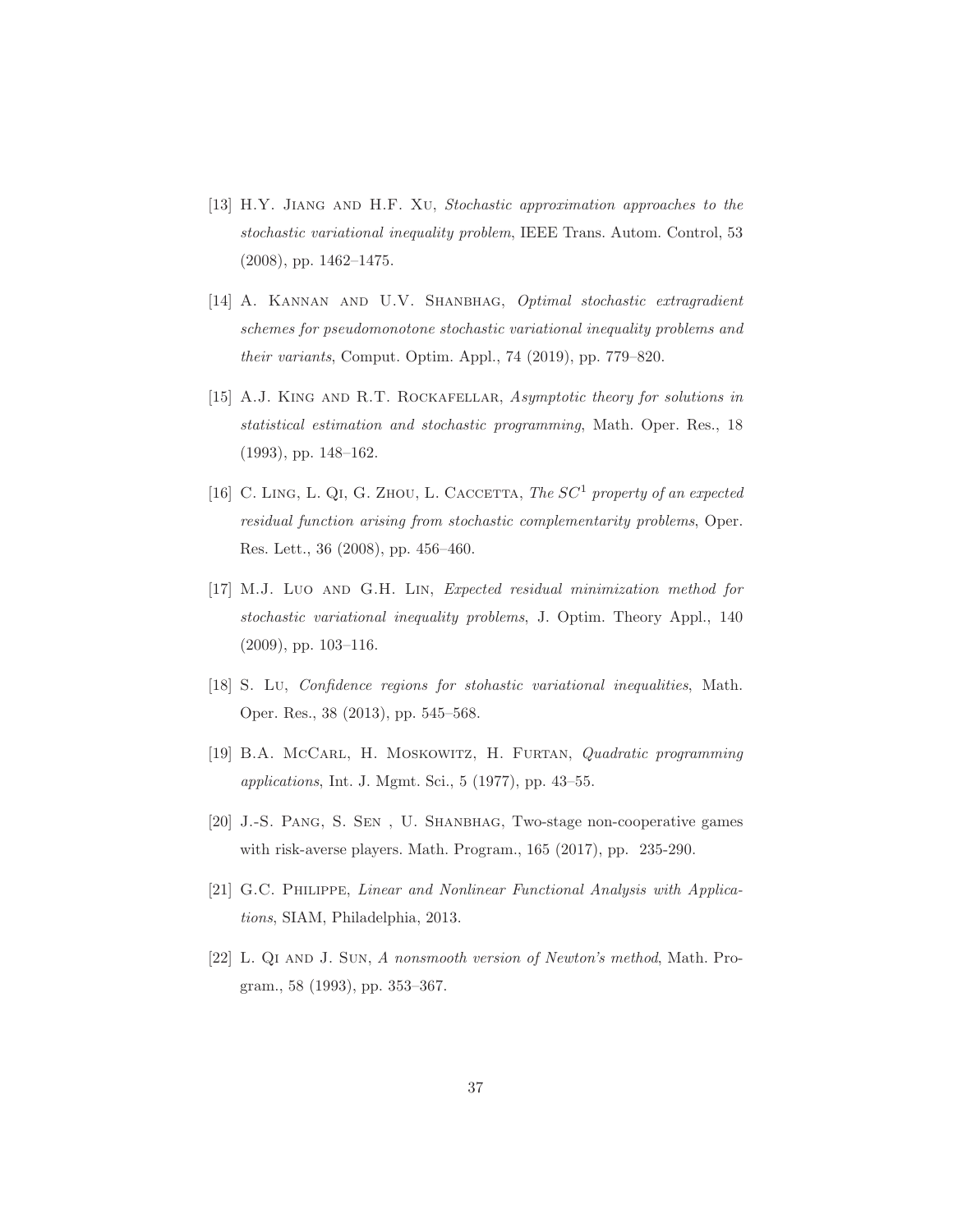[13] H.Y. Jiang and H.F. Xu, *Stochastic approximation approaches to the stochastic variational inequality problem*, IEEE Trans. Autom. Control, 53 (2008), pp. 1462–1475.

[14] A. Kannan and U.V. Shanbhag, *Optimal stochastic extragradient schemes for pseudomonotone stochastic variational inequality problems and their variants*, Comput. Optim. Appl., 74 (2019), pp. 779–820.

[15] A.J. King and R.T. Rockafellar, *Asymptotic theory for solutions in statistical estimation and stochastic programming*, Math. Oper. Res., 18 (1993), pp. 148–162.

[16] C. Ling, L. Qi, G. Zhou, L. Caccetta, *The $SC^1$ property of an expected residual function arising from stochastic complementarity problems*, Oper. Res. Lett., 36 (2008), pp. 456–460.

[17] M.J. Luo and G.H. Lin, *Expected residual minimization method for stochastic variational inequality problems*, J. Optim. Theory Appl., 140 (2009), pp. 103–116.

[18] S. Lu, *Confidence regions for stohastic variational inequalities*, Math. Oper. Res., 38 (2013), pp. 545–568.

[19] B.A. McCarl, H. Moskowitz, H. Furtan, *Quadratic programming applications*, Int. J. Mgmt. Sci., 5 (1977), pp. 43–55.

[20] J.-S. Pang, S. Sen , U. Shanbhag, Two-stage non-cooperative games with risk-averse players. Math. Program., 165 (2017), pp. 235-290.

[21] G.C. Philippe, *Linear and Nonlinear Functional Analysis with Applications*, SIAM, Philadelphia, 2013.

[22] L. Qi and J. Sun, *A nonsmooth version of Newton's method*, Math. Program., 58 (1993), pp. 353–367.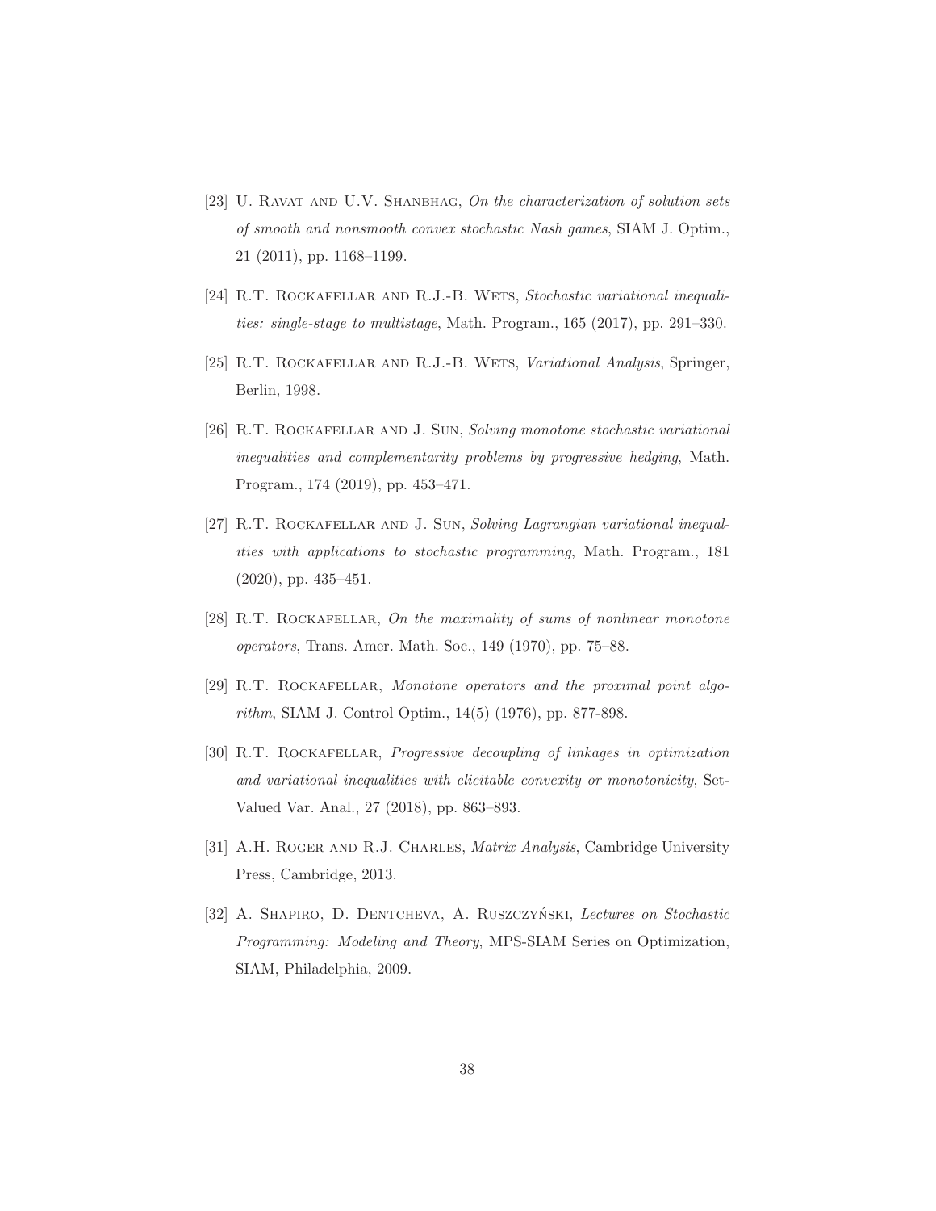[23] U. Ravat and U.V. Shanbhag, *On the characterization of solution sets of smooth and nonsmooth convex stochastic Nash games*, SIAM J. Optim., 21 (2011), pp. 1168–1199.

[24] R.T. Rockafellar and R.J.-B. Wets, *Stochastic variational inequalities: single-stage to multistage*, Math. Program., 165 (2017), pp. 291–330.

[25] R.T. Rockafellar and R.J.-B. Wets, *Variational Analysis*, Springer, Berlin, 1998.

[26] R.T. Rockafellar and J. Sun, *Solving monotone stochastic variational inequalities and complementarity problems by progressive hedging*, Math. Program., 174 (2019), pp. 453–471.

[27] R.T. Rockafellar and J. Sun, *Solving Lagrangian variational inequalities with applications to stochastic programming*, Math. Program., 181 (2020), pp. 435–451.

[28] R.T. Rockafellar, *On the maximality of sums of nonlinear monotone operators*, Trans. Amer. Math. Soc., 149 (1970), pp. 75–88.

[29] R.T. Rockafellar, *Monotone operators and the proximal point algorithm*, SIAM J. Control Optim., 14(5) (1976), pp. 877-898.

[30] R.T. Rockafellar, *Progressive decoupling of linkages in optimization and variational inequalities with elicitable convexity or monotonicity*, Set-Valued Var. Anal., 27 (2018), pp. 863–893.

[31] A.H. Roger and R.J. Charles, *Matrix Analysis*, Cambridge University Press, Cambridge, 2013.

[32] A. Shapiro, D. Dentcheva, A. Ruszczyński, *Lectures on Stochastic Programming: Modeling and Theory*, MPS-SIAM Series on Optimization, SIAM, Philadelphia, 2009.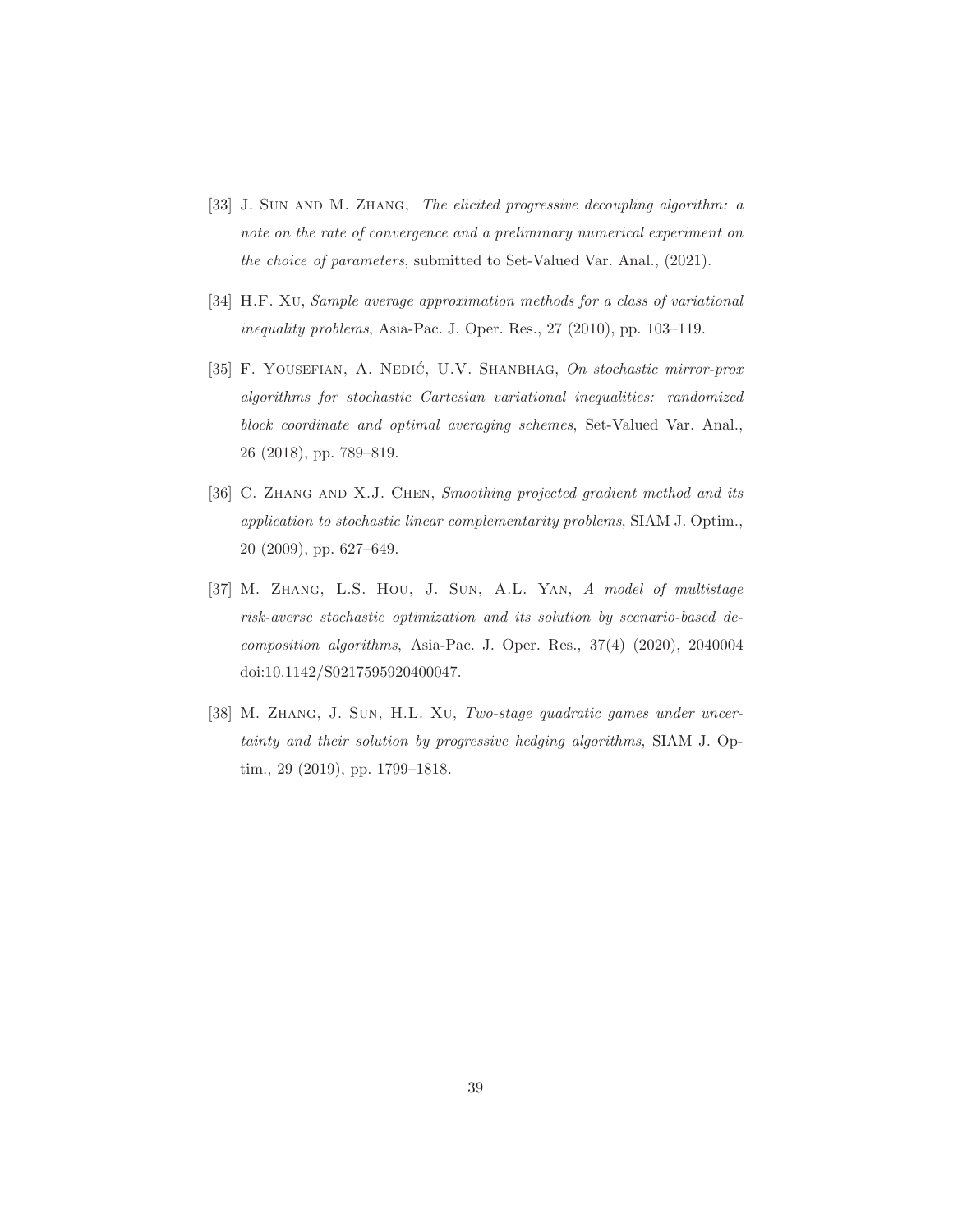[33] J. Sun and M. Zhang, *The elicited progressive decoupling algorithm: a note on the rate of convergence and a preliminary numerical experiment on the choice of parameters*, submitted to Set-Valued Var. Anal., (2021).

[34] H.F. Xu, *Sample average approximation methods for a class of variational inequality problems*, Asia-Pac. J. Oper. Res., 27 (2010), pp. 103–119.

[35] F. Yousefian, A. Nedić, U.V. Shanbhag, *On stochastic mirror-prox algorithms for stochastic Cartesian variational inequalities: randomized block coordinate and optimal averaging schemes*, Set-Valued Var. Anal., 26 (2018), pp. 789–819.

[36] C. Zhang and X.J. Chen, *Smoothing projected gradient method and its application to stochastic linear complementarity problems*, SIAM J. Optim., 20 (2009), pp. 627–649.

[37] M. Zhang, L.S. Hou, J. Sun, A.L. Yan, *A model of multistage risk-averse stochastic optimization and its solution by scenario-based decomposition algorithms*, Asia-Pac. J. Oper. Res., 37(4) (2020), 2040004 doi:10.1142/S0217595920400047.

[38] M. Zhang, J. Sun, H.L. Xu, *Two-stage quadratic games under uncertainty and their solution by progressive hedging algorithms*, SIAM J. Optim., 29 (2019), pp. 1799–1818.